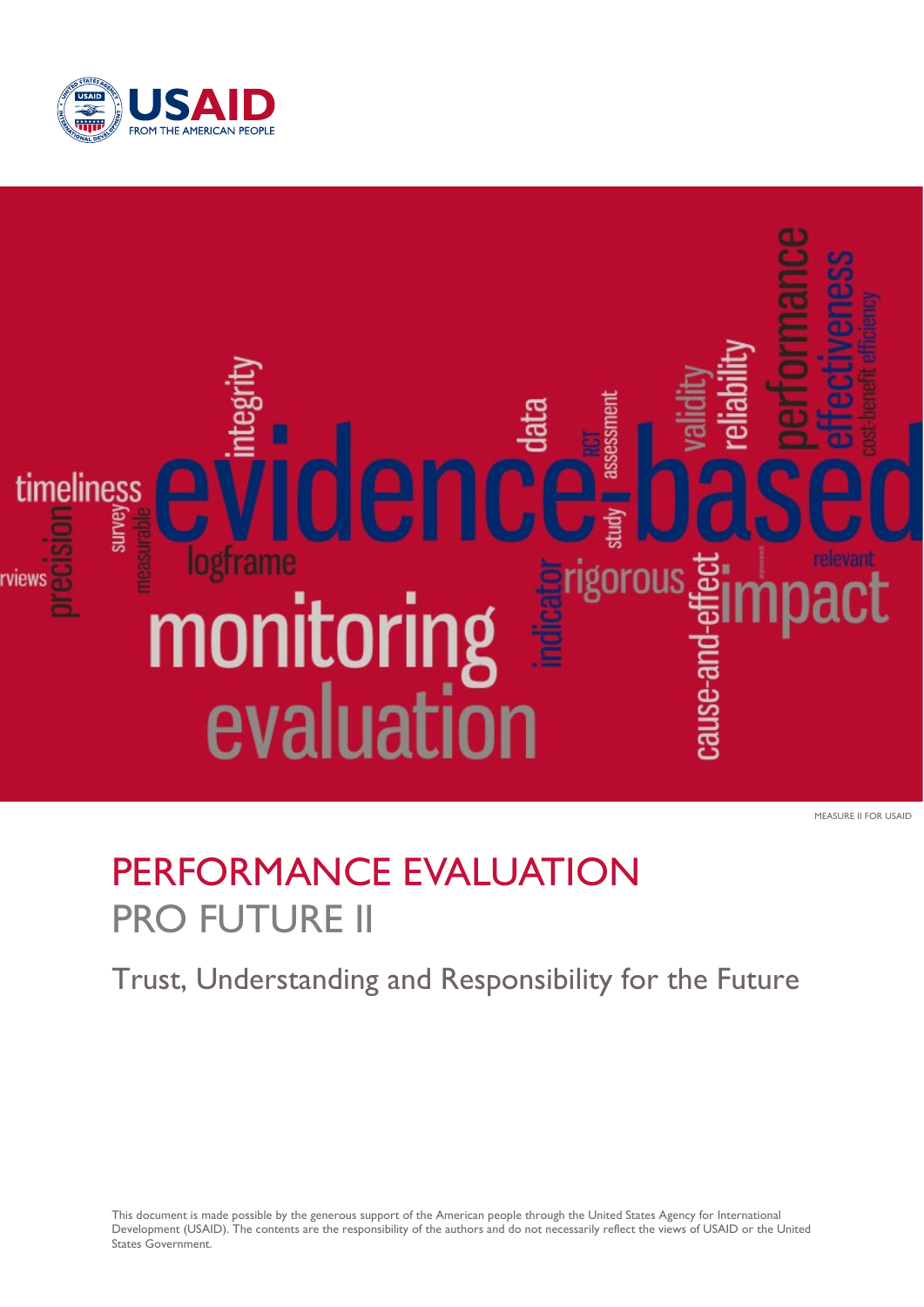MEASURE II FOR USAID

# PERFORMANCE EVALUATION

## PRO FUTURE II

Trust, Understanding and Responsibility for the Future

This document is made possible by the generous support of the American people through the United States Agency for International Development (USAID). The contents are the responsibility of the authors and do not necessarily reflect the views of USAID or the United States Government.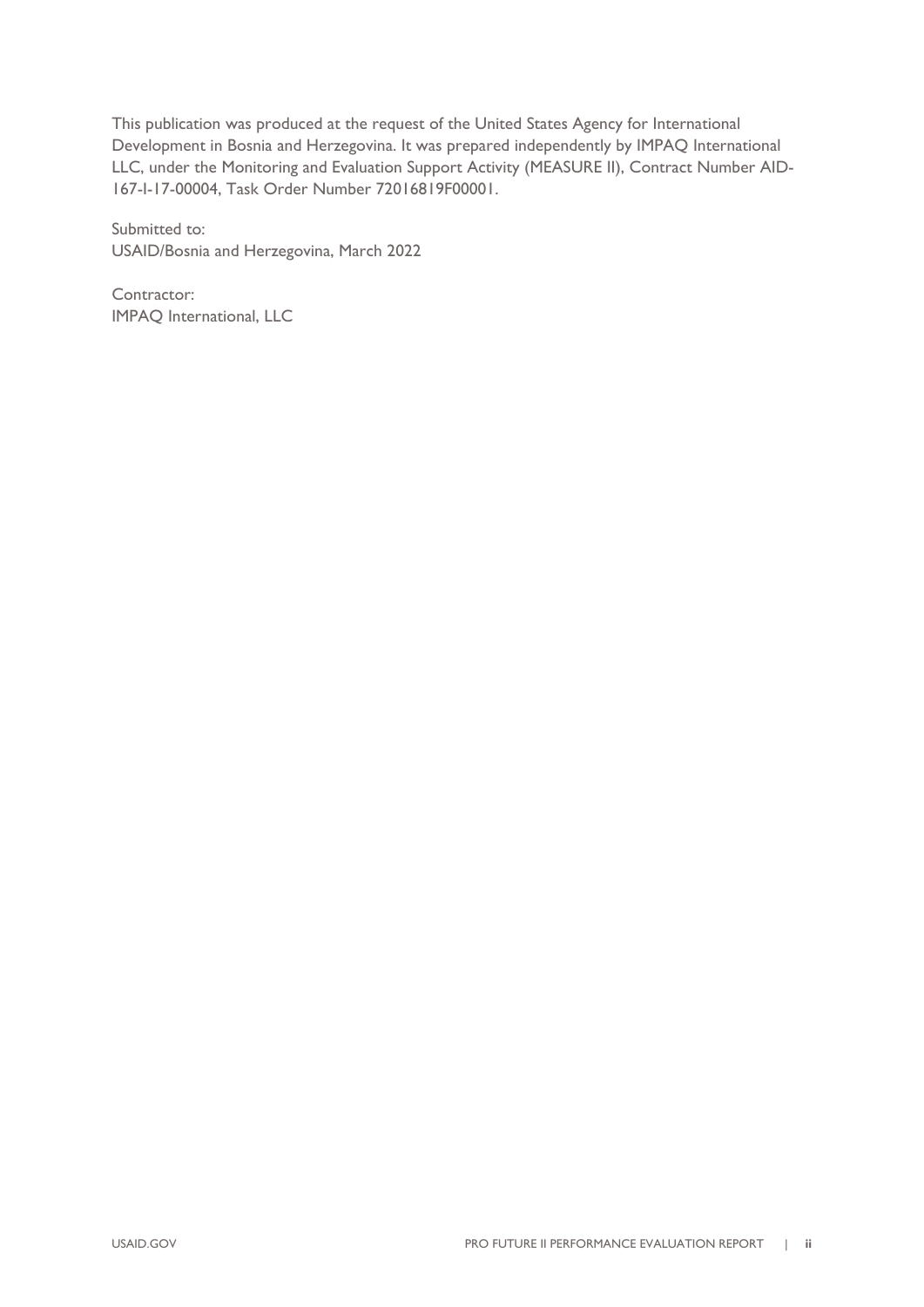This publication was produced at the request of the United States Agency for International Development in Bosnia and Herzegovina. It was prepared independently by IMPAQ International LLC, under the Monitoring and Evaluation Support Activity (MEASURE II), Contract Number AID-167-I-17-00004, Task Order Number 72016819F00001.

Submitted to:
USAID/Bosnia and Herzegovina, March 2022

Contractor:
IMPAQ International, LLC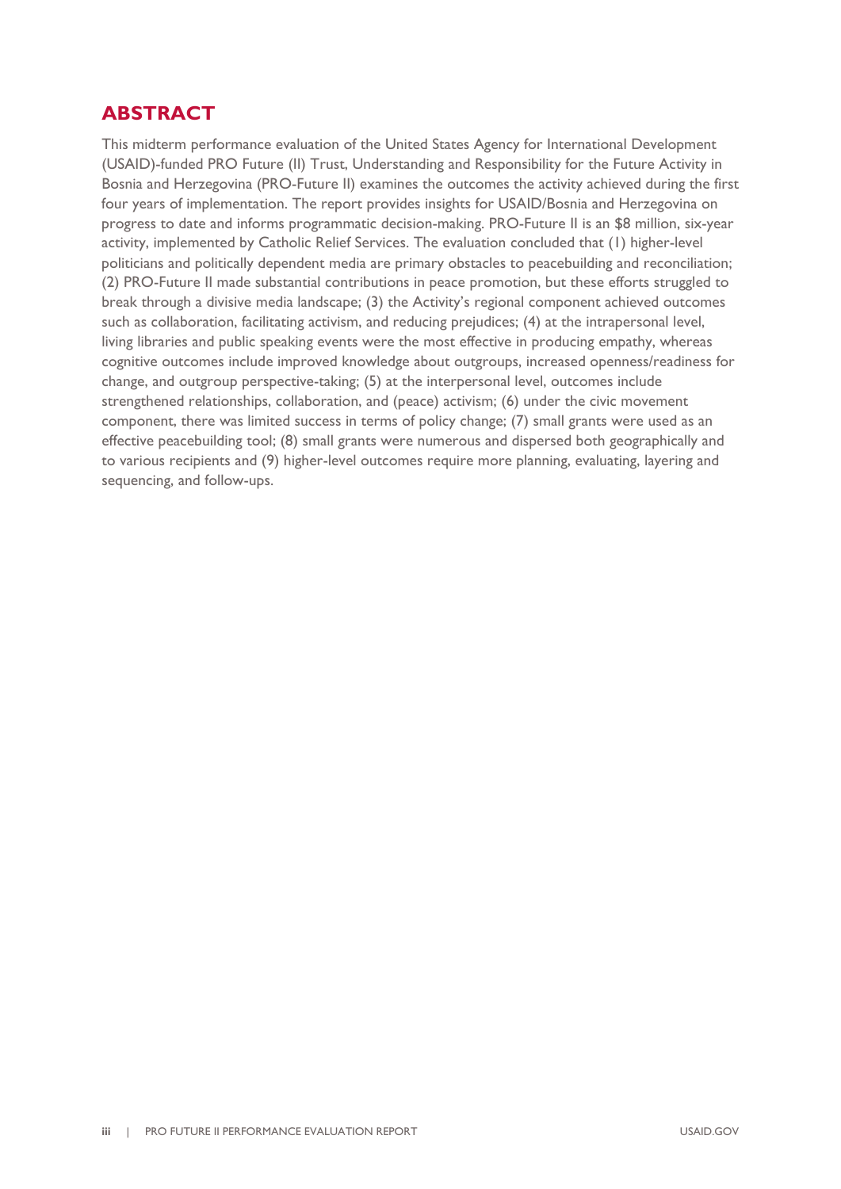## ABSTRACT

This midterm performance evaluation of the United States Agency for International Development (USAID)-funded PRO Future (II) Trust, Understanding and Responsibility for the Future Activity in Bosnia and Herzegovina (PRO-Future II) examines the outcomes the activity achieved during the first four years of implementation. The report provides insights for USAID/Bosnia and Herzegovina on progress to date and informs programmatic decision-making. PRO-Future II is an $8 million, six-year activity, implemented by Catholic Relief Services. The evaluation concluded that (1) higher-level politicians and politically dependent media are primary obstacles to peacebuilding and reconciliation; (2) PRO-Future II made substantial contributions in peace promotion, but these efforts struggled to break through a divisive media landscape; (3) the Activity's regional component achieved outcomes such as collaboration, facilitating activism, and reducing prejudices; (4) at the intrapersonal level, living libraries and public speaking events were the most effective in producing empathy, whereas cognitive outcomes include improved knowledge about outgroups, increased openness/readiness for change, and outgroup perspective-taking; (5) at the interpersonal level, outcomes include strengthened relationships, collaboration, and (peace) activism; (6) under the civic movement component, there was limited success in terms of policy change; (7) small grants were used as an effective peacebuilding tool; (8) small grants were numerous and dispersed both geographically and to various recipients and (9) higher-level outcomes require more planning, evaluating, layering and sequencing, and follow-ups.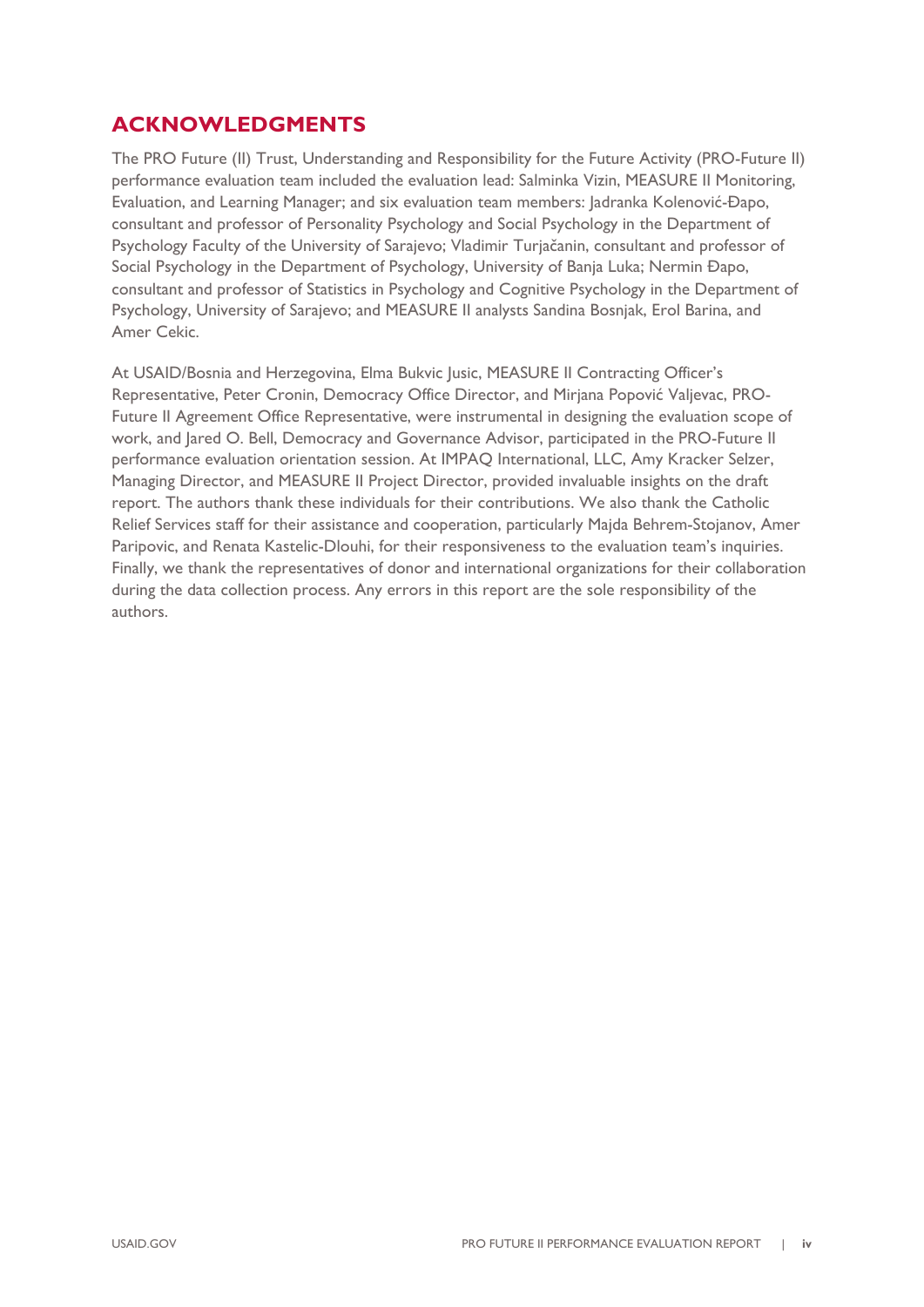## ACKNOWLEDGMENTS

The PRO Future (II) Trust, Understanding and Responsibility for the Future Activity (PRO-Future II) performance evaluation team included the evaluation lead: Salminka Vizin, MEASURE II Monitoring, Evaluation, and Learning Manager; and six evaluation team members: Jadranka Kolenović-Đapo, consultant and professor of Personality Psychology and Social Psychology in the Department of Psychology Faculty of the University of Sarajevo; Vladimir Turjačanin, consultant and professor of Social Psychology in the Department of Psychology, University of Banja Luka; Nermin Đapo, consultant and professor of Statistics in Psychology and Cognitive Psychology in the Department of Psychology, University of Sarajevo; and MEASURE II analysts Sandina Bosnjak, Erol Barina, and Amer Cekic.

At USAID/Bosnia and Herzegovina, Elma Bukvic Jusic, MEASURE II Contracting Officer's Representative, Peter Cronin, Democracy Office Director, and Mirjana Popović Valjevac, PRO-Future II Agreement Office Representative, were instrumental in designing the evaluation scope of work, and Jared O. Bell, Democracy and Governance Advisor, participated in the PRO-Future II performance evaluation orientation session. At IMPAQ International, LLC, Amy Kracker Selzer, Managing Director, and MEASURE II Project Director, provided invaluable insights on the draft report. The authors thank these individuals for their contributions. We also thank the Catholic Relief Services staff for their assistance and cooperation, particularly Majda Behrem-Stojanov, Amer Paripovic, and Renata Kastelic-Dlouhi, for their responsiveness to the evaluation team's inquiries. Finally, we thank the representatives of donor and international organizations for their collaboration during the data collection process. Any errors in this report are the sole responsibility of the authors.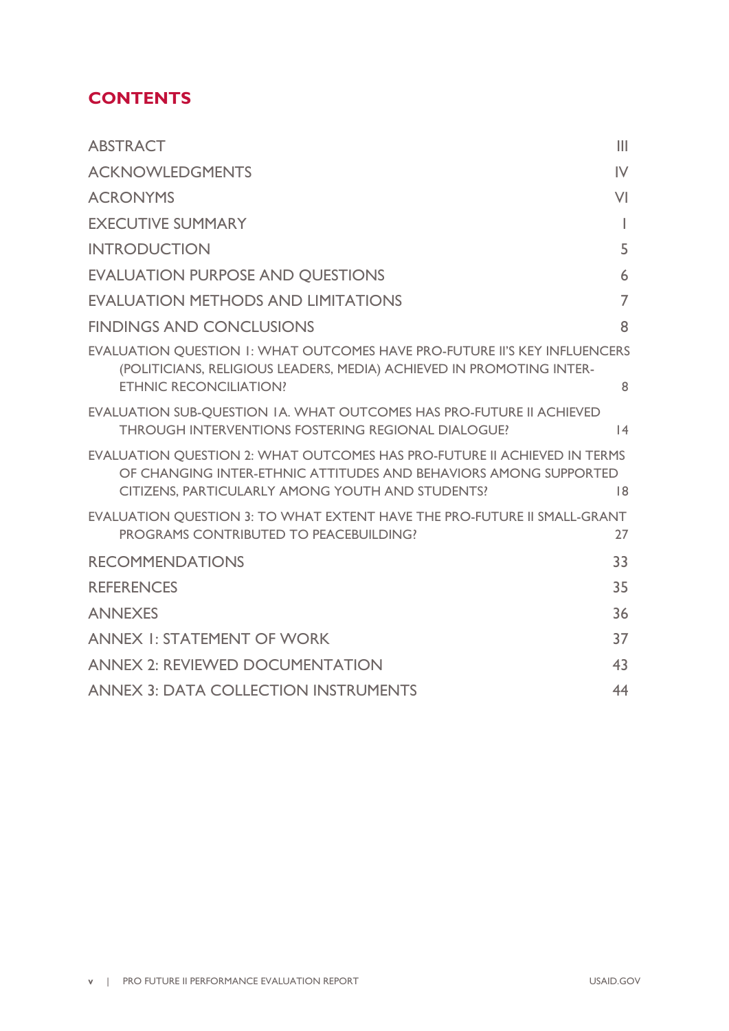## CONTENTS

| | |
|---|---|
| ABSTRACT | III |
| ACKNOWLEDGMENTS | IV |
| ACRONYMS | VI |
| EXECUTIVE SUMMARY | I |
| INTRODUCTION | 5 |
| EVALUATION PURPOSE AND QUESTIONS | 6 |
| EVALUATION METHODS AND LIMITATIONS | 7 |
| FINDINGS AND CONCLUSIONS | 8 |
| EVALUATION QUESTION 1: WHAT OUTCOMES HAVE PRO-FUTURE II'S KEY INFLUENCERS (POLITICIANS, RELIGIOUS LEADERS, MEDIA) ACHIEVED IN PROMOTING INTER-ETHNIC RECONCILIATION? | 8 |
| EVALUATION SUB-QUESTION 1A. WHAT OUTCOMES HAS PRO-FUTURE II ACHIEVED THROUGH INTERVENTIONS FOSTERING REGIONAL DIALOGUE? | 14 |
| EVALUATION QUESTION 2: WHAT OUTCOMES HAS PRO-FUTURE II ACHIEVED IN TERMS OF CHANGING INTER-ETHNIC ATTITUDES AND BEHAVIORS AMONG SUPPORTED CITIZENS, PARTICULARLY AMONG YOUTH AND STUDENTS? | 18 |
| EVALUATION QUESTION 3: TO WHAT EXTENT HAVE THE PRO-FUTURE II SMALL-GRANT PROGRAMS CONTRIBUTED TO PEACEBUILDING? | 27 |
| RECOMMENDATIONS | 33 |
| REFERENCES | 35 |
| ANNEXES | 36 |
| ANNEX 1: STATEMENT OF WORK | 37 |
| ANNEX 2: REVIEWED DOCUMENTATION | 43 |
| ANNEX 3: DATA COLLECTION INSTRUMENTS | 44 |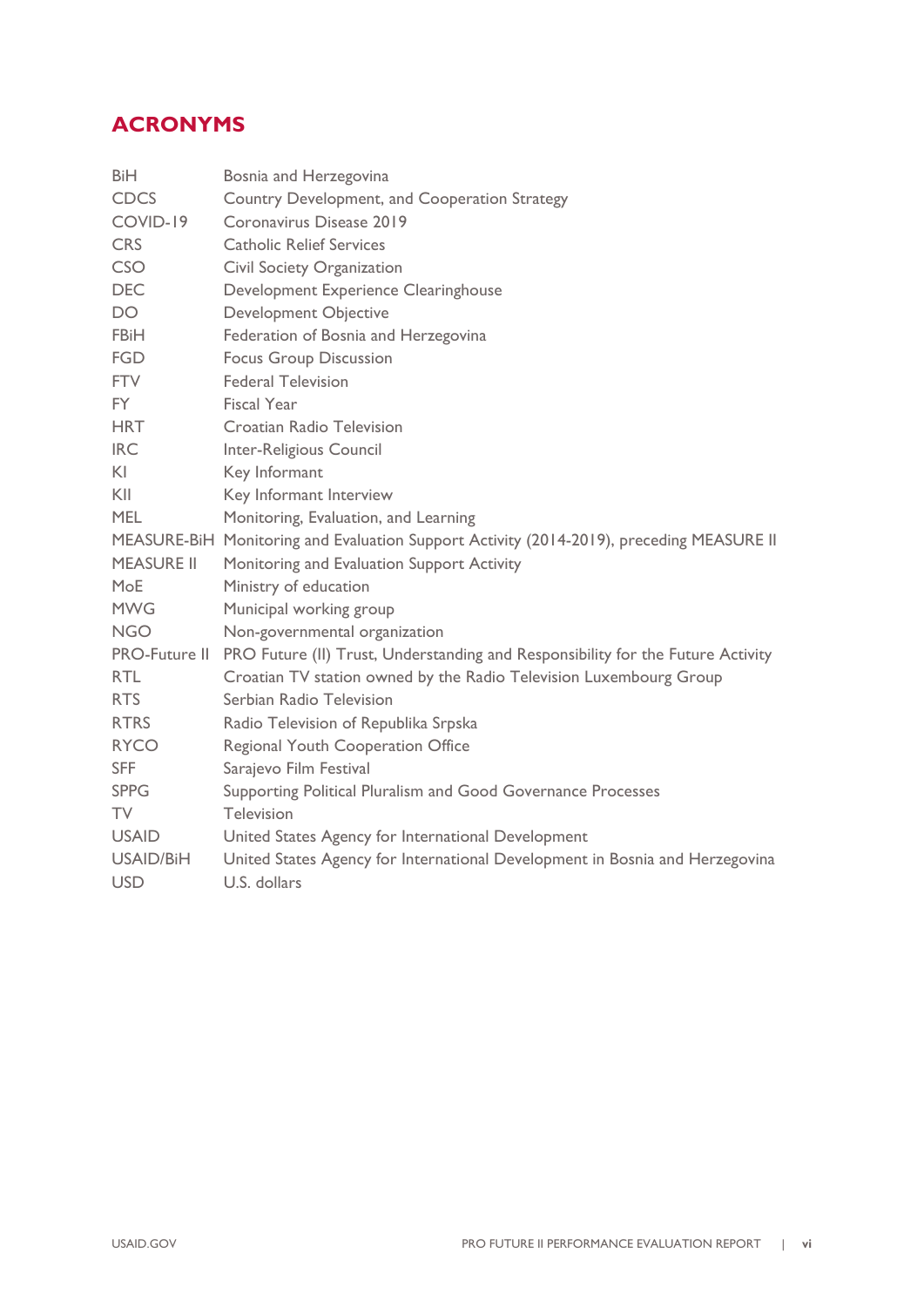## ACRONYMS

| | |
|---|---|
| BiH | Bosnia and Herzegovina |
| CDCS | Country Development, and Cooperation Strategy |
| COVID-19 | Coronavirus Disease 2019 |
| CRS | Catholic Relief Services |
| CSO | Civil Society Organization |
| DEC | Development Experience Clearinghouse |
| DO | Development Objective |
| FBiH | Federation of Bosnia and Herzegovina |
| FGD | Focus Group Discussion |
| FTV | Federal Television |
| FY | Fiscal Year |
| HRT | Croatian Radio Television |
| IRC | Inter-Religious Council |
| KI | Key Informant |
| KII | Key Informant Interview |
| MEL | Monitoring, Evaluation, and Learning |
| MEASURE-BiH | Monitoring and Evaluation Support Activity (2014-2019), preceding MEASURE II |
| MEASURE II | Monitoring and Evaluation Support Activity |
| MoE | Ministry of education |
| MWG | Municipal working group |
| NGO | Non-governmental organization |
| PRO-Future II | PRO Future (II) Trust, Understanding and Responsibility for the Future Activity |
| RTL | Croatian TV station owned by the Radio Television Luxembourg Group |
| RTS | Serbian Radio Television |
| RTRS | Radio Television of Republika Srpska |
| RYCO | Regional Youth Cooperation Office |
| SFF | Sarajevo Film Festival |
| SPPG | Supporting Political Pluralism and Good Governance Processes |
| TV | Television |
| USAID | United States Agency for International Development |
| USAID/BiH | United States Agency for International Development in Bosnia and Herzegovina |
| USD | U.S. dollars |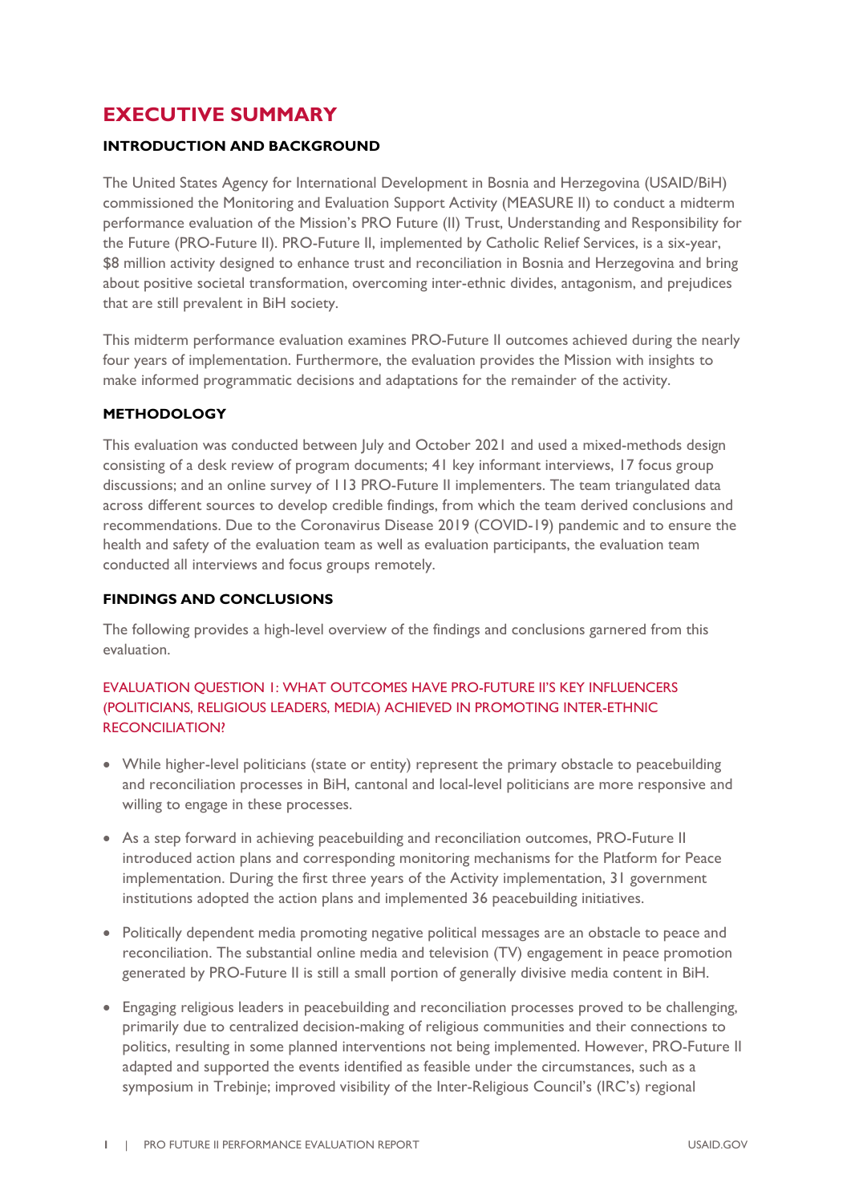# EXECUTIVE SUMMARY

### INTRODUCTION AND BACKGROUND

The United States Agency for International Development in Bosnia and Herzegovina (USAID/BiH) commissioned the Monitoring and Evaluation Support Activity (MEASURE II) to conduct a midterm performance evaluation of the Mission's PRO Future (II) Trust, Understanding and Responsibility for the Future (PRO-Future II). PRO-Future II, implemented by Catholic Relief Services, is a six-year, $8 million activity designed to enhance trust and reconciliation in Bosnia and Herzegovina and bring about positive societal transformation, overcoming inter-ethnic divides, antagonism, and prejudices that are still prevalent in BiH society.

This midterm performance evaluation examines PRO-Future II outcomes achieved during the nearly four years of implementation. Furthermore, the evaluation provides the Mission with insights to make informed programmatic decisions and adaptations for the remainder of the activity.

### METHODOLOGY

This evaluation was conducted between July and October 2021 and used a mixed-methods design consisting of a desk review of program documents; 41 key informant interviews, 17 focus group discussions; and an online survey of 113 PRO-Future II implementers. The team triangulated data across different sources to develop credible findings, from which the team derived conclusions and recommendations. Due to the Coronavirus Disease 2019 (COVID-19) pandemic and to ensure the health and safety of the evaluation team as well as evaluation participants, the evaluation team conducted all interviews and focus groups remotely.

### FINDINGS AND CONCLUSIONS

The following provides a high-level overview of the findings and conclusions garnered from this evaluation.

#### EVALUATION QUESTION 1: WHAT OUTCOMES HAVE PRO-FUTURE II'S KEY INFLUENCERS (POLITICIANS, RELIGIOUS LEADERS, MEDIA) ACHIEVED IN PROMOTING INTER-ETHNIC RECONCILIATION?

- While higher-level politicians (state or entity) represent the primary obstacle to peacebuilding and reconciliation processes in BiH, cantonal and local-level politicians are more responsive and willing to engage in these processes.
- As a step forward in achieving peacebuilding and reconciliation outcomes, PRO-Future II introduced action plans and corresponding monitoring mechanisms for the Platform for Peace implementation. During the first three years of the Activity implementation, 31 government institutions adopted the action plans and implemented 36 peacebuilding initiatives.
- Politically dependent media promoting negative political messages are an obstacle to peace and reconciliation. The substantial online media and television (TV) engagement in peace promotion generated by PRO-Future II is still a small portion of generally divisive media content in BiH.
- Engaging religious leaders in peacebuilding and reconciliation processes proved to be challenging, primarily due to centralized decision-making of religious communities and their connections to politics, resulting in some planned interventions not being implemented. However, PRO-Future II adapted and supported the events identified as feasible under the circumstances, such as a symposium in Trebinje; improved visibility of the Inter-Religious Council's (IRC's) regional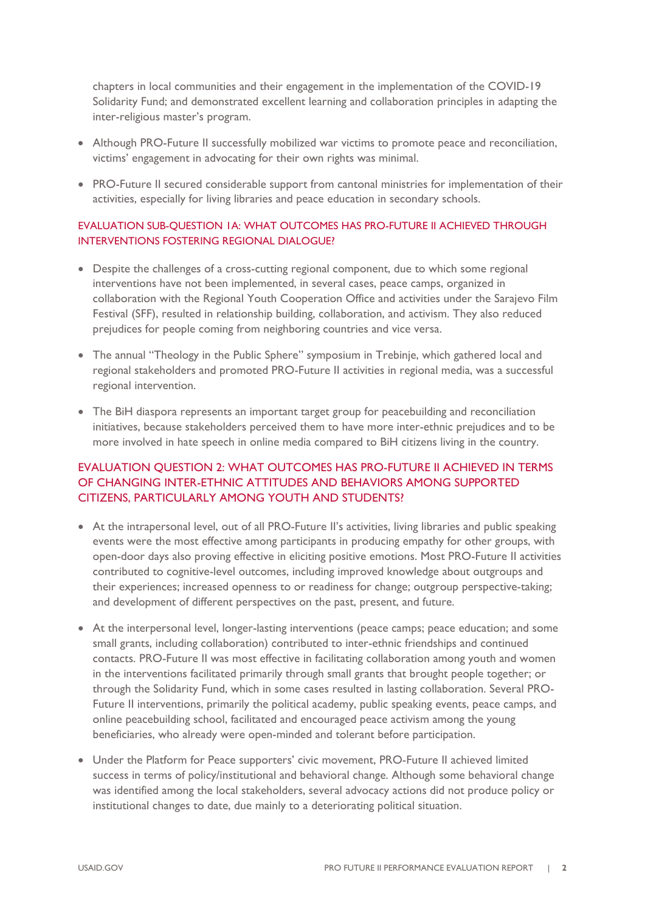chapters in local communities and their engagement in the implementation of the COVID-19 Solidarity Fund; and demonstrated excellent learning and collaboration principles in adapting the inter-religious master's program.

- Although PRO-Future II successfully mobilized war victims to promote peace and reconciliation, victims' engagement in advocating for their own rights was minimal.
- PRO-Future II secured considerable support from cantonal ministries for implementation of their activities, especially for living libraries and peace education in secondary schools.

### EVALUATION SUB-QUESTION 1A: WHAT OUTCOMES HAS PRO-FUTURE II ACHIEVED THROUGH INTERVENTIONS FOSTERING REGIONAL DIALOGUE?

- Despite the challenges of a cross-cutting regional component, due to which some regional interventions have not been implemented, in several cases, peace camps, organized in collaboration with the Regional Youth Cooperation Office and activities under the Sarajevo Film Festival (SFF), resulted in relationship building, collaboration, and activism. They also reduced prejudices for people coming from neighboring countries and vice versa.
- The annual "Theology in the Public Sphere" symposium in Trebinje, which gathered local and regional stakeholders and promoted PRO-Future II activities in regional media, was a successful regional intervention.
- The BiH diaspora represents an important target group for peacebuilding and reconciliation initiatives, because stakeholders perceived them to have more inter-ethnic prejudices and to be more involved in hate speech in online media compared to BiH citizens living in the country.

### EVALUATION QUESTION 2: WHAT OUTCOMES HAS PRO-FUTURE II ACHIEVED IN TERMS OF CHANGING INTER-ETHNIC ATTITUDES AND BEHAVIORS AMONG SUPPORTED CITIZENS, PARTICULARLY AMONG YOUTH AND STUDENTS?

- At the intrapersonal level, out of all PRO-Future II's activities, living libraries and public speaking events were the most effective among participants in producing empathy for other groups, with open-door days also proving effective in eliciting positive emotions. Most PRO-Future II activities contributed to cognitive-level outcomes, including improved knowledge about outgroups and their experiences; increased openness to or readiness for change; outgroup perspective-taking; and development of different perspectives on the past, present, and future.
- At the interpersonal level, longer-lasting interventions (peace camps; peace education; and some small grants, including collaboration) contributed to inter-ethnic friendships and continued contacts. PRO-Future II was most effective in facilitating collaboration among youth and women in the interventions facilitated primarily through small grants that brought people together; or through the Solidarity Fund, which in some cases resulted in lasting collaboration. Several PRO-Future II interventions, primarily the political academy, public speaking events, peace camps, and online peacebuilding school, facilitated and encouraged peace activism among the young beneficiaries, who already were open-minded and tolerant before participation.
- Under the Platform for Peace supporters' civic movement, PRO-Future II achieved limited success in terms of policy/institutional and behavioral change. Although some behavioral change was identified among the local stakeholders, several advocacy actions did not produce policy or institutional changes to date, due mainly to a deteriorating political situation.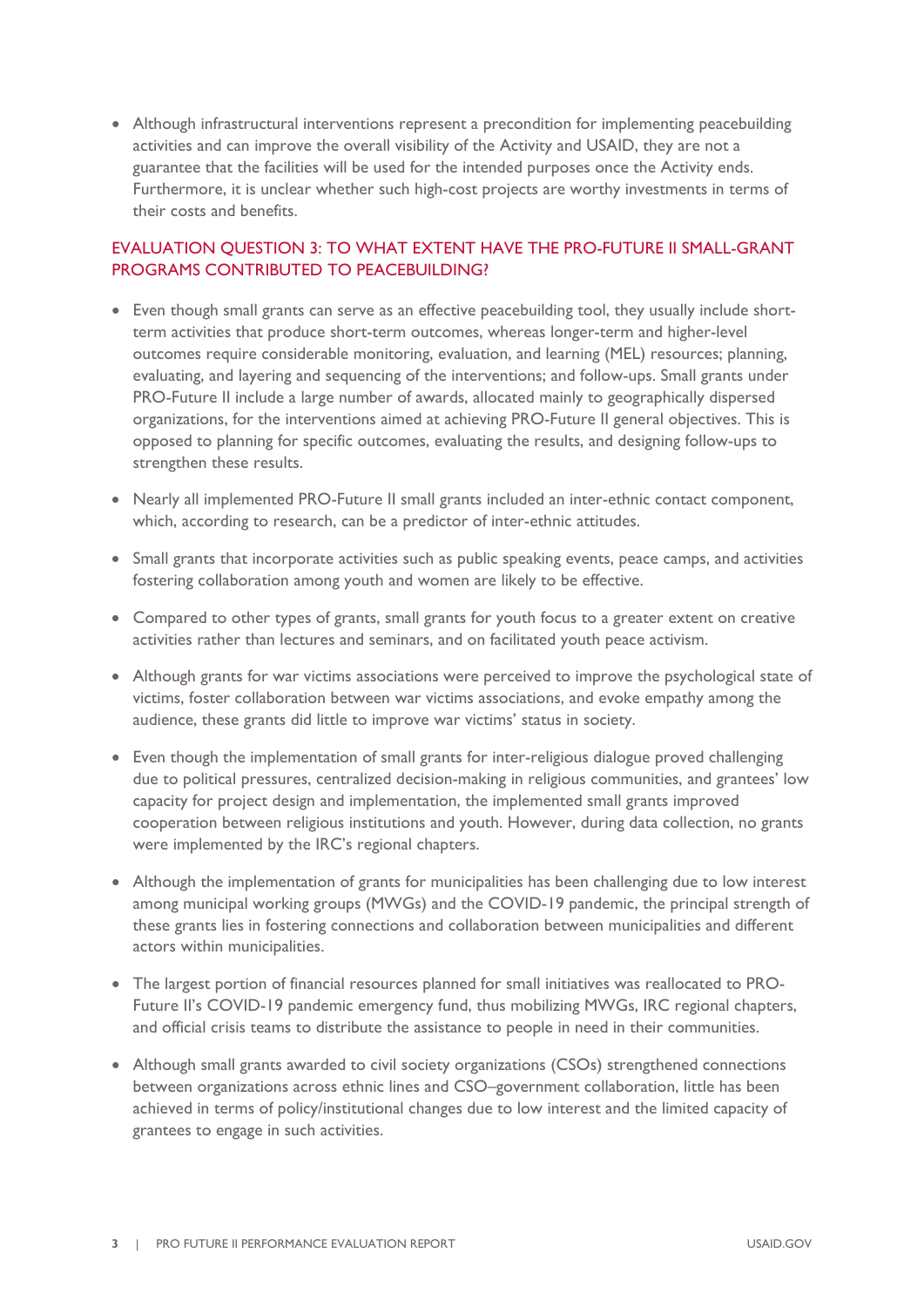- Although infrastructural interventions represent a precondition for implementing peacebuilding activities and can improve the overall visibility of the Activity and USAID, they are not a guarantee that the facilities will be used for the intended purposes once the Activity ends. Furthermore, it is unclear whether such high-cost projects are worthy investments in terms of their costs and benefits.

### EVALUATION QUESTION 3: TO WHAT EXTENT HAVE THE PRO-FUTURE II SMALL-GRANT PROGRAMS CONTRIBUTED TO PEACEBUILDING?

- Even though small grants can serve as an effective peacebuilding tool, they usually include short-term activities that produce short-term outcomes, whereas longer-term and higher-level outcomes require considerable monitoring, evaluation, and learning (MEL) resources; planning, evaluating, and layering and sequencing of the interventions; and follow-ups. Small grants under PRO-Future II include a large number of awards, allocated mainly to geographically dispersed organizations, for the interventions aimed at achieving PRO-Future II general objectives. This is opposed to planning for specific outcomes, evaluating the results, and designing follow-ups to strengthen these results.
- Nearly all implemented PRO-Future II small grants included an inter-ethnic contact component, which, according to research, can be a predictor of inter-ethnic attitudes.
- Small grants that incorporate activities such as public speaking events, peace camps, and activities fostering collaboration among youth and women are likely to be effective.
- Compared to other types of grants, small grants for youth focus to a greater extent on creative activities rather than lectures and seminars, and on facilitated youth peace activism.
- Although grants for war victims associations were perceived to improve the psychological state of victims, foster collaboration between war victims associations, and evoke empathy among the audience, these grants did little to improve war victims' status in society.
- Even though the implementation of small grants for inter-religious dialogue proved challenging due to political pressures, centralized decision-making in religious communities, and grantees' low capacity for project design and implementation, the implemented small grants improved cooperation between religious institutions and youth. However, during data collection, no grants were implemented by the IRC's regional chapters.
- Although the implementation of grants for municipalities has been challenging due to low interest among municipal working groups (MWGs) and the COVID-19 pandemic, the principal strength of these grants lies in fostering connections and collaboration between municipalities and different actors within municipalities.
- The largest portion of financial resources planned for small initiatives was reallocated to PRO-Future II's COVID-19 pandemic emergency fund, thus mobilizing MWGs, IRC regional chapters, and official crisis teams to distribute the assistance to people in need in their communities.
- Although small grants awarded to civil society organizations (CSOs) strengthened connections between organizations across ethnic lines and CSO–government collaboration, little has been achieved in terms of policy/institutional changes due to low interest and the limited capacity of grantees to engage in such activities.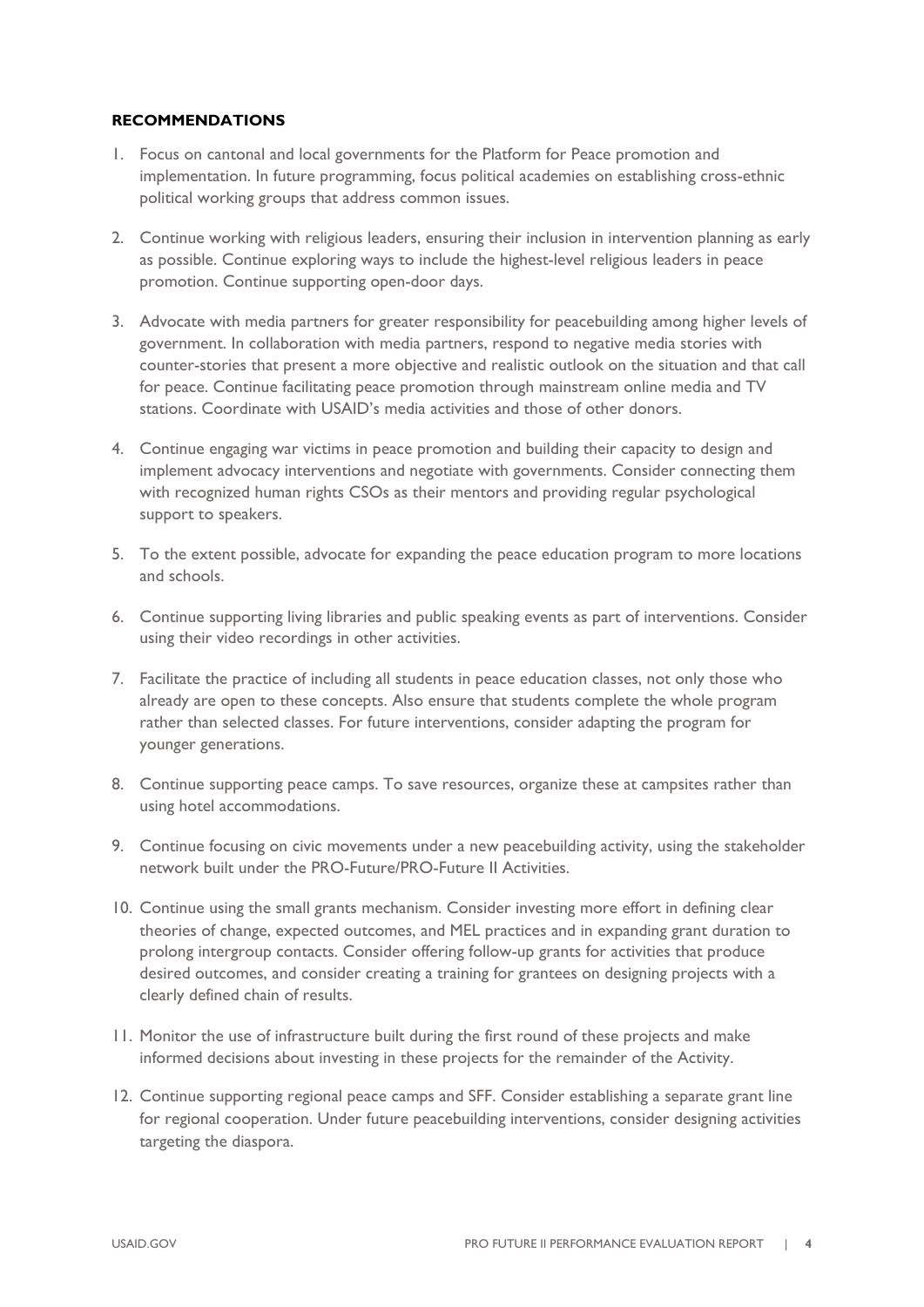**RECOMMENDATIONS**

1. Focus on cantonal and local governments for the Platform for Peace promotion and implementation. In future programming, focus political academies on establishing cross-ethnic political working groups that address common issues.

2. Continue working with religious leaders, ensuring their inclusion in intervention planning as early as possible. Continue exploring ways to include the highest-level religious leaders in peace promotion. Continue supporting open-door days.

3. Advocate with media partners for greater responsibility for peacebuilding among higher levels of government. In collaboration with media partners, respond to negative media stories with counter-stories that present a more objective and realistic outlook on the situation and that call for peace. Continue facilitating peace promotion through mainstream online media and TV stations. Coordinate with USAID's media activities and those of other donors.

4. Continue engaging war victims in peace promotion and building their capacity to design and implement advocacy interventions and negotiate with governments. Consider connecting them with recognized human rights CSOs as their mentors and providing regular psychological support to speakers.

5. To the extent possible, advocate for expanding the peace education program to more locations and schools.

6. Continue supporting living libraries and public speaking events as part of interventions. Consider using their video recordings in other activities.

7. Facilitate the practice of including all students in peace education classes, not only those who already are open to these concepts. Also ensure that students complete the whole program rather than selected classes. For future interventions, consider adapting the program for younger generations.

8. Continue supporting peace camps. To save resources, organize these at campsites rather than using hotel accommodations.

9. Continue focusing on civic movements under a new peacebuilding activity, using the stakeholder network built under the PRO-Future/PRO-Future II Activities.

10. Continue using the small grants mechanism. Consider investing more effort in defining clear theories of change, expected outcomes, and MEL practices and in expanding grant duration to prolong intergroup contacts. Consider offering follow-up grants for activities that produce desired outcomes, and consider creating a training for grantees on designing projects with a clearly defined chain of results.

11. Monitor the use of infrastructure built during the first round of these projects and make informed decisions about investing in these projects for the remainder of the Activity.

12. Continue supporting regional peace camps and SFF. Consider establishing a separate grant line for regional cooperation. Under future peacebuilding interventions, consider designing activities targeting the diaspora.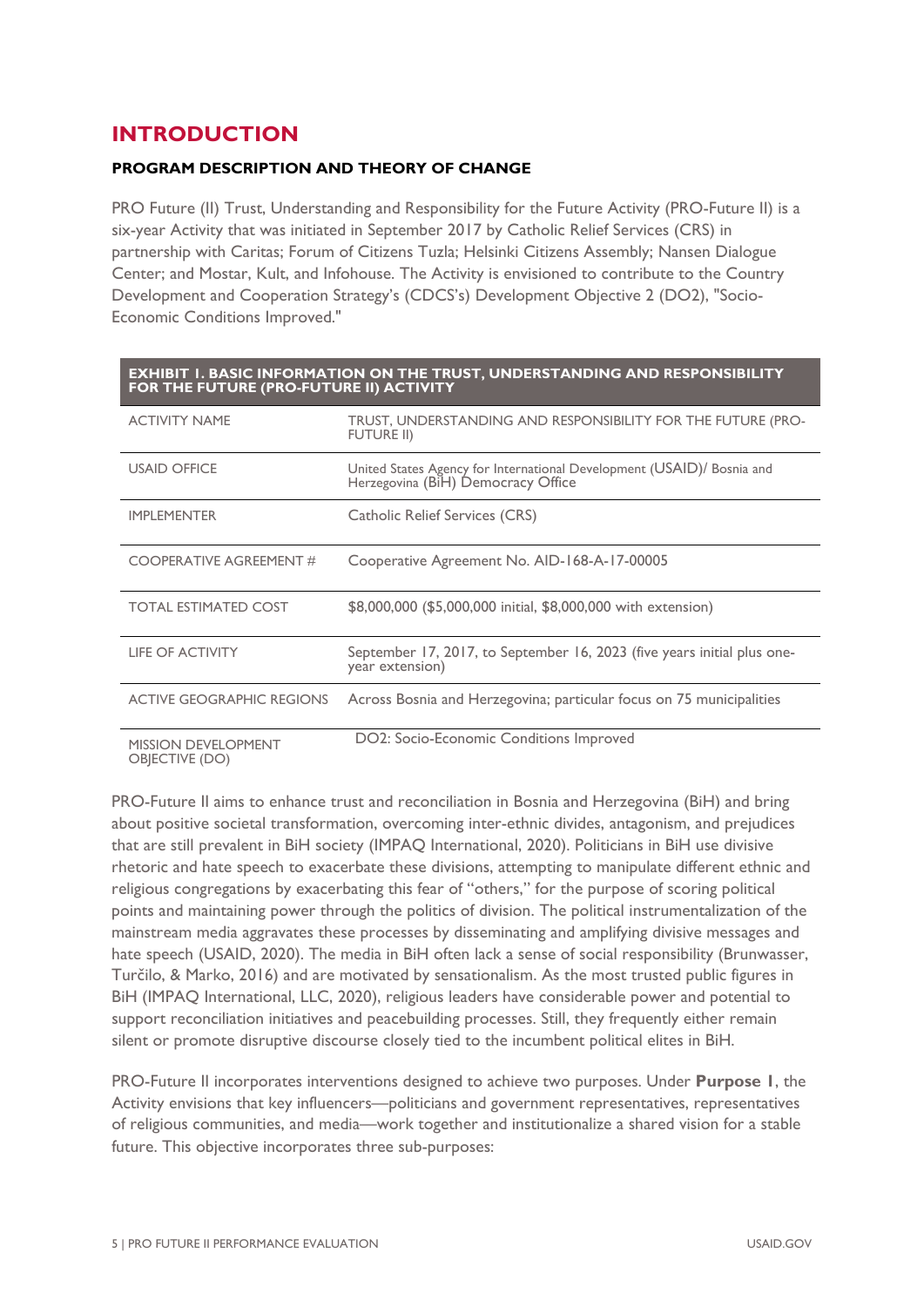# INTRODUCTION

### PROGRAM DESCRIPTION AND THEORY OF CHANGE

PRO Future (II) Trust, Understanding and Responsibility for the Future Activity (PRO-Future II) is a six-year Activity that was initiated in September 2017 by Catholic Relief Services (CRS) in partnership with Caritas; Forum of Citizens Tuzla; Helsinki Citizens Assembly; Nansen Dialogue Center; and Mostar, Kult, and Infohouse. The Activity is envisioned to contribute to the Country Development and Cooperation Strategy's (CDCS's) Development Objective 2 (DO2), "Socio-Economic Conditions Improved."

| EXHIBIT 1. BASIC INFORMATION ON THE TRUST, UNDERSTANDING AND RESPONSIBILITY FOR THE FUTURE (PRO-FUTURE II) ACTIVITY | |
|---|---|
| ACTIVITY NAME | TRUST, UNDERSTANDING AND RESPONSIBILITY FOR THE FUTURE (PRO-FUTURE II) |
| USAID OFFICE | United States Agency for International Development (USAID)/ Bosnia and Herzegovina (BiH) Democracy Office |
| IMPLEMENTER | Catholic Relief Services (CRS) |
| COOPERATIVE AGREEMENT # | Cooperative Agreement No. AID-168-A-17-00005 |
| TOTAL ESTIMATED COST | $8,000,000 ($5,000,000 initial, $8,000,000 with extension) |
| LIFE OF ACTIVITY | September 17, 2017, to September 16, 2023 (five years initial plus one-year extension) |
| ACTIVE GEOGRAPHIC REGIONS | Across Bosnia and Herzegovina; particular focus on 75 municipalities |
| MISSION DEVELOPMENT OBJECTIVE (DO) | DO2: Socio-Economic Conditions Improved |

PRO-Future II aims to enhance trust and reconciliation in Bosnia and Herzegovina (BiH) and bring about positive societal transformation, overcoming inter-ethnic divides, antagonism, and prejudices that are still prevalent in BiH society (IMPAQ International, 2020). Politicians in BiH use divisive rhetoric and hate speech to exacerbate these divisions, attempting to manipulate different ethnic and religious congregations by exacerbating this fear of "others," for the purpose of scoring political points and maintaining power through the politics of division. The political instrumentalization of the mainstream media aggravates these processes by disseminating and amplifying divisive messages and hate speech (USAID, 2020). The media in BiH often lack a sense of social responsibility (Brunwasser, Turčilo, & Marko, 2016) and are motivated by sensationalism. As the most trusted public figures in BiH (IMPAQ International, LLC, 2020), religious leaders have considerable power and potential to support reconciliation initiatives and peacebuilding processes. Still, they frequently either remain silent or promote disruptive discourse closely tied to the incumbent political elites in BiH.

PRO-Future II incorporates interventions designed to achieve two purposes. Under **Purpose 1**, the Activity envisions that key influencers—politicians and government representatives, representatives of religious communities, and media—work together and institutionalize a shared vision for a stable future. This objective incorporates three sub-purposes: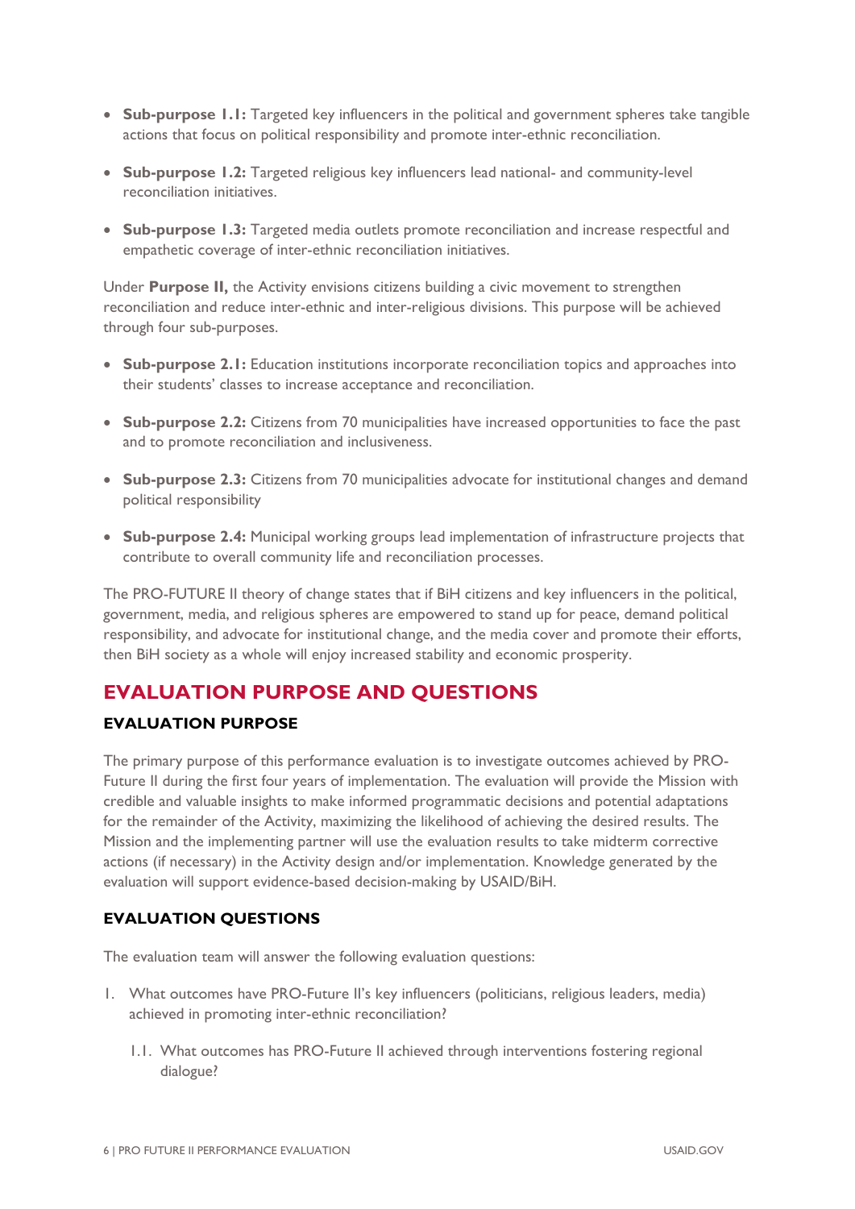- **Sub-purpose 1.1:** Targeted key influencers in the political and government spheres take tangible actions that focus on political responsibility and promote inter-ethnic reconciliation.
- **Sub-purpose 1.2:** Targeted religious key influencers lead national- and community-level reconciliation initiatives.
- **Sub-purpose 1.3:** Targeted media outlets promote reconciliation and increase respectful and empathetic coverage of inter-ethnic reconciliation initiatives.

Under **Purpose II,** the Activity envisions citizens building a civic movement to strengthen reconciliation and reduce inter-ethnic and inter-religious divisions. This purpose will be achieved through four sub-purposes.

- **Sub-purpose 2.1:** Education institutions incorporate reconciliation topics and approaches into their students' classes to increase acceptance and reconciliation.
- **Sub-purpose 2.2:** Citizens from 70 municipalities have increased opportunities to face the past and to promote reconciliation and inclusiveness.
- **Sub-purpose 2.3:** Citizens from 70 municipalities advocate for institutional changes and demand political responsibility
- **Sub-purpose 2.4:** Municipal working groups lead implementation of infrastructure projects that contribute to overall community life and reconciliation processes.

The PRO-FUTURE II theory of change states that if BiH citizens and key influencers in the political, government, media, and religious spheres are empowered to stand up for peace, demand political responsibility, and advocate for institutional change, and the media cover and promote their efforts, then BiH society as a whole will enjoy increased stability and economic prosperity.

# EVALUATION PURPOSE AND QUESTIONS

## EVALUATION PURPOSE

The primary purpose of this performance evaluation is to investigate outcomes achieved by PRO-Future II during the first four years of implementation. The evaluation will provide the Mission with credible and valuable insights to make informed programmatic decisions and potential adaptations for the remainder of the Activity, maximizing the likelihood of achieving the desired results. The Mission and the implementing partner will use the evaluation results to take midterm corrective actions (if necessary) in the Activity design and/or implementation. Knowledge generated by the evaluation will support evidence-based decision-making by USAID/BiH.

## EVALUATION QUESTIONS

The evaluation team will answer the following evaluation questions:

1. What outcomes have PRO-Future II's key influencers (politicians, religious leaders, media) achieved in promoting inter-ethnic reconciliation?

   1.1. What outcomes has PRO-Future II achieved through interventions fostering regional dialogue?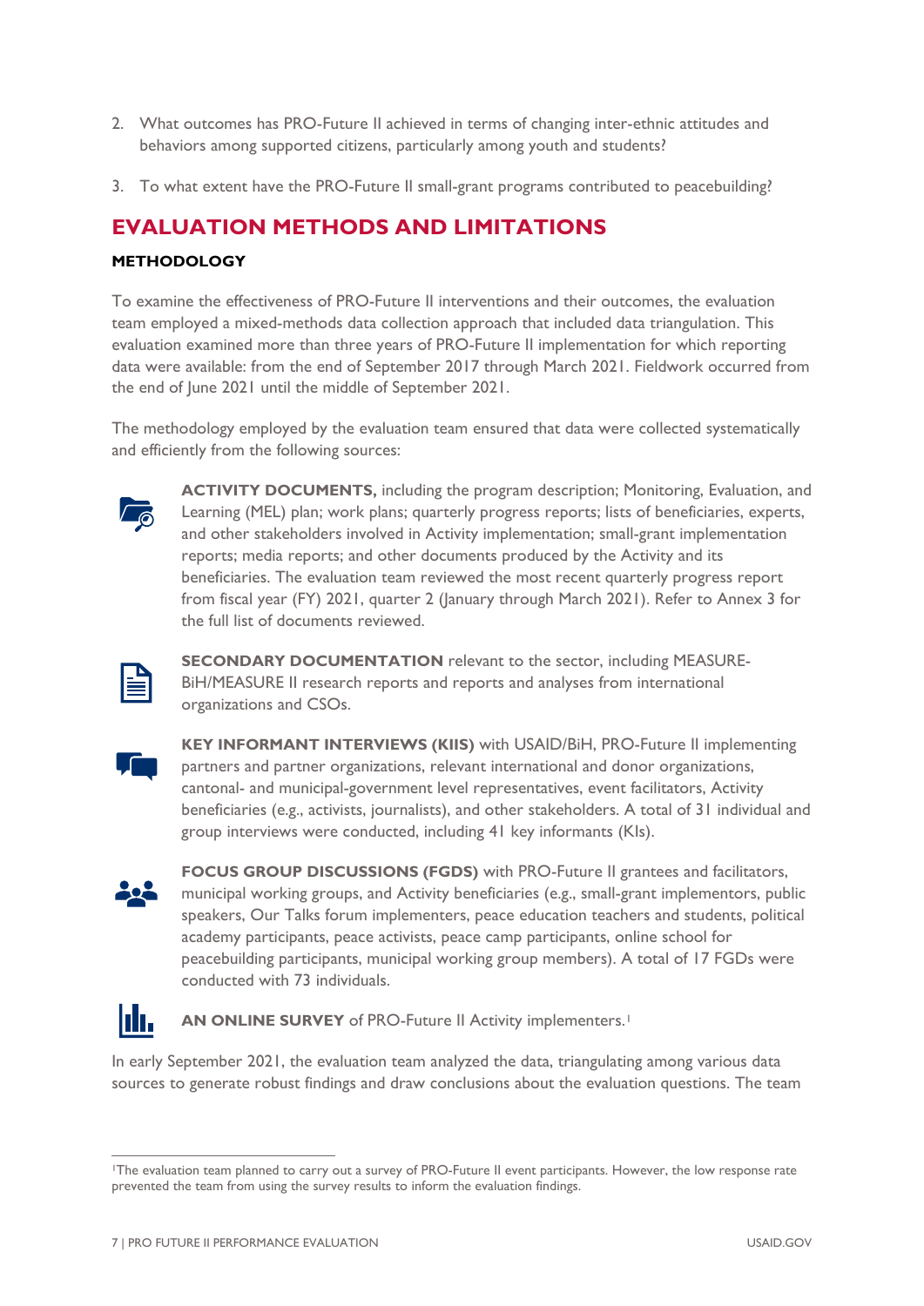2. What outcomes has PRO-Future II achieved in terms of changing inter-ethnic attitudes and behaviors among supported citizens, particularly among youth and students?

3. To what extent have the PRO-Future II small-grant programs contributed to peacebuilding?

## EVALUATION METHODS AND LIMITATIONS

### METHODOLOGY

To examine the effectiveness of PRO-Future II interventions and their outcomes, the evaluation team employed a mixed-methods data collection approach that included data triangulation. This evaluation examined more than three years of PRO-Future II implementation for which reporting data were available: from the end of September 2017 through March 2021. Fieldwork occurred from the end of June 2021 until the middle of September 2021.

The methodology employed by the evaluation team ensured that data were collected systematically and efficiently from the following sources:

**ACTIVITY DOCUMENTS,** including the program description; Monitoring, Evaluation, and Learning (MEL) plan; work plans; quarterly progress reports; lists of beneficiaries, experts, and other stakeholders involved in Activity implementation; small-grant implementation reports; media reports; and other documents produced by the Activity and its beneficiaries. The evaluation team reviewed the most recent quarterly progress report from fiscal year (FY) 2021, quarter 2 (January through March 2021). Refer to Annex 3 for the full list of documents reviewed.

**SECONDARY DOCUMENTATION** relevant to the sector, including MEASURE-BiH/MEASURE II research reports and reports and analyses from international organizations and CSOs.

**KEY INFORMANT INTERVIEWS (KIIS)** with USAID/BiH, PRO-Future II implementing partners and partner organizations, relevant international and donor organizations, cantonal- and municipal-government level representatives, event facilitators, Activity beneficiaries (e.g., activists, journalists), and other stakeholders. A total of 31 individual and group interviews were conducted, including 41 key informants (KIs).

**FOCUS GROUP DISCUSSIONS (FGDS)** with PRO-Future II grantees and facilitators, municipal working groups, and Activity beneficiaries (e.g., small-grant implementors, public speakers, Our Talks forum implementers, peace education teachers and students, political academy participants, peace activists, peace camp participants, online school for peacebuilding participants, municipal working group members). A total of 17 FGDs were conducted with 73 individuals.

**AN ONLINE SURVEY** of PRO-Future II Activity implementers.[1]

In early September 2021, the evaluation team analyzed the data, triangulating among various data sources to generate robust findings and draw conclusions about the evaluation questions. The team

[1] The evaluation team planned to carry out a survey of PRO-Future II event participants. However, the low response rate prevented the team from using the survey results to inform the evaluation findings.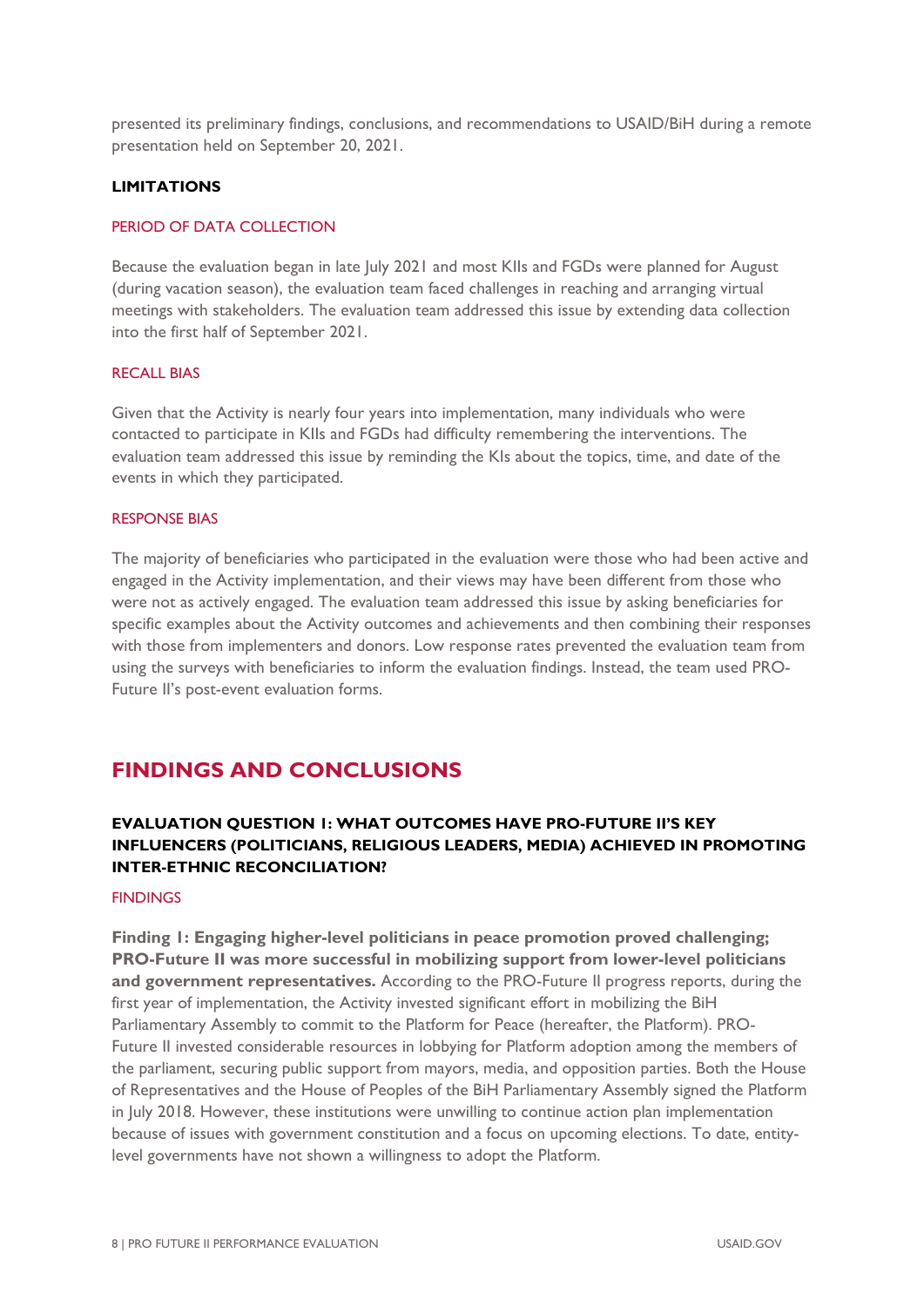presented its preliminary findings, conclusions, and recommendations to USAID/BiH during a remote presentation held on September 20, 2021.

### LIMITATIONS

#### PERIOD OF DATA COLLECTION

Because the evaluation began in late July 2021 and most KIIs and FGDs were planned for August (during vacation season), the evaluation team faced challenges in reaching and arranging virtual meetings with stakeholders. The evaluation team addressed this issue by extending data collection into the first half of September 2021.

#### RECALL BIAS

Given that the Activity is nearly four years into implementation, many individuals who were contacted to participate in KIIs and FGDs had difficulty remembering the interventions. The evaluation team addressed this issue by reminding the KIs about the topics, time, and date of the events in which they participated.

#### RESPONSE BIAS

The majority of beneficiaries who participated in the evaluation were those who had been active and engaged in the Activity implementation, and their views may have been different from those who were not as actively engaged. The evaluation team addressed this issue by asking beneficiaries for specific examples about the Activity outcomes and achievements and then combining their responses with those from implementers and donors. Low response rates prevented the evaluation team from using the surveys with beneficiaries to inform the evaluation findings. Instead, the team used PRO-Future II's post-event evaluation forms.

## FINDINGS AND CONCLUSIONS

### EVALUATION QUESTION 1: WHAT OUTCOMES HAVE PRO-FUTURE II'S KEY INFLUENCERS (POLITICIANS, RELIGIOUS LEADERS, MEDIA) ACHIEVED IN PROMOTING INTER-ETHNIC RECONCILIATION?

#### FINDINGS

**Finding 1: Engaging higher-level politicians in peace promotion proved challenging; PRO-Future II was more successful in mobilizing support from lower-level politicians and government representatives.** According to the PRO-Future II progress reports, during the first year of implementation, the Activity invested significant effort in mobilizing the BiH Parliamentary Assembly to commit to the Platform for Peace (hereafter, the Platform). PRO-Future II invested considerable resources in lobbying for Platform adoption among the members of the parliament, securing public support from mayors, media, and opposition parties. Both the House of Representatives and the House of Peoples of the BiH Parliamentary Assembly signed the Platform in July 2018. However, these institutions were unwilling to continue action plan implementation because of issues with government constitution and a focus on upcoming elections. To date, entity-level governments have not shown a willingness to adopt the Platform.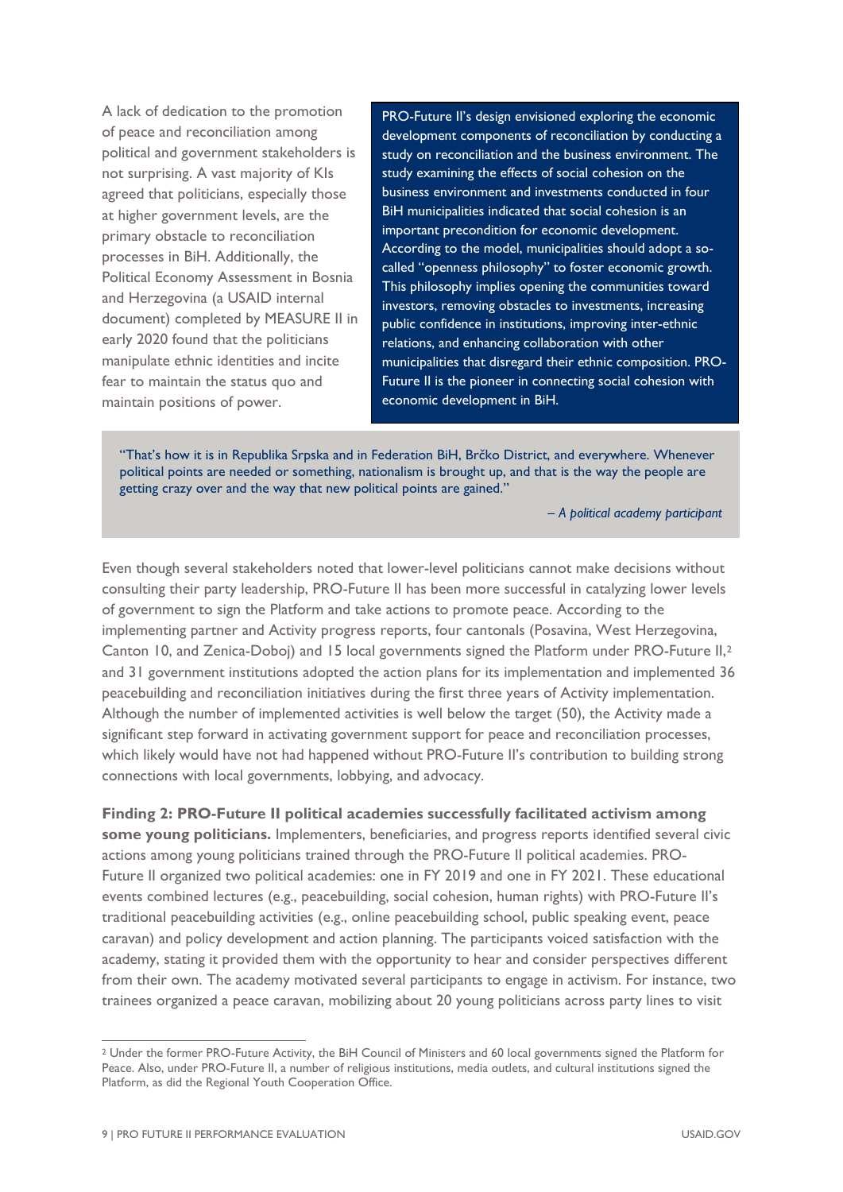A lack of dedication to the promotion of peace and reconciliation among political and government stakeholders is not surprising. A vast majority of KIs agreed that politicians, especially those at higher government levels, are the primary obstacle to reconciliation processes in BiH. Additionally, the Political Economy Assessment in Bosnia and Herzegovina (a USAID internal document) completed by MEASURE II in early 2020 found that the politicians manipulate ethnic identities and incite fear to maintain the status quo and maintain positions of power.

PRO-Future II's design envisioned exploring the economic development components of reconciliation by conducting a study on reconciliation and the business environment. The study examining the effects of social cohesion on the business environment and investments conducted in four BiH municipalities indicated that social cohesion is an important precondition for economic development. According to the model, municipalities should adopt a so-called "openness philosophy" to foster economic growth. This philosophy implies opening the communities toward investors, removing obstacles to investments, increasing public confidence in institutions, improving inter-ethnic relations, and enhancing collaboration with other municipalities that disregard their ethnic composition. PRO-Future II is the pioneer in connecting social cohesion with economic development in BiH.

> "That's how it is in Republika Srpska and in Federation BiH, Brčko District, and everywhere. Whenever political points are needed or something, nationalism is brought up, and that is the way the people are getting crazy over and the way that new political points are gained."
>
> *– A political academy participant*

Even though several stakeholders noted that lower-level politicians cannot make decisions without consulting their party leadership, PRO-Future II has been more successful in catalyzing lower levels of government to sign the Platform and take actions to promote peace. According to the implementing partner and Activity progress reports, four cantonals (Posavina, West Herzegovina, Canton 10, and Zenica-Doboj) and 15 local governments signed the Platform under PRO-Future II,[2] and 31 government institutions adopted the action plans for its implementation and implemented 36 peacebuilding and reconciliation initiatives during the first three years of Activity implementation. Although the number of implemented activities is well below the target (50), the Activity made a significant step forward in activating government support for peace and reconciliation processes, which likely would have not had happened without PRO-Future II's contribution to building strong connections with local governments, lobbying, and advocacy.

**Finding 2: PRO-Future II political academies successfully facilitated activism among some young politicians.** Implementers, beneficiaries, and progress reports identified several civic actions among young politicians trained through the PRO-Future II political academies. PRO-Future II organized two political academies: one in FY 2019 and one in FY 2021. These educational events combined lectures (e.g., peacebuilding, social cohesion, human rights) with PRO-Future II's traditional peacebuilding activities (e.g., online peacebuilding school, public speaking event, peace caravan) and policy development and action planning. The participants voiced satisfaction with the academy, stating it provided them with the opportunity to hear and consider perspectives different from their own. The academy motivated several participants to engage in activism. For instance, two trainees organized a peace caravan, mobilizing about 20 young politicians across party lines to visit

[2] Under the former PRO-Future Activity, the BiH Council of Ministers and 60 local governments signed the Platform for Peace. Also, under PRO-Future II, a number of religious institutions, media outlets, and cultural institutions signed the Platform, as did the Regional Youth Cooperation Office.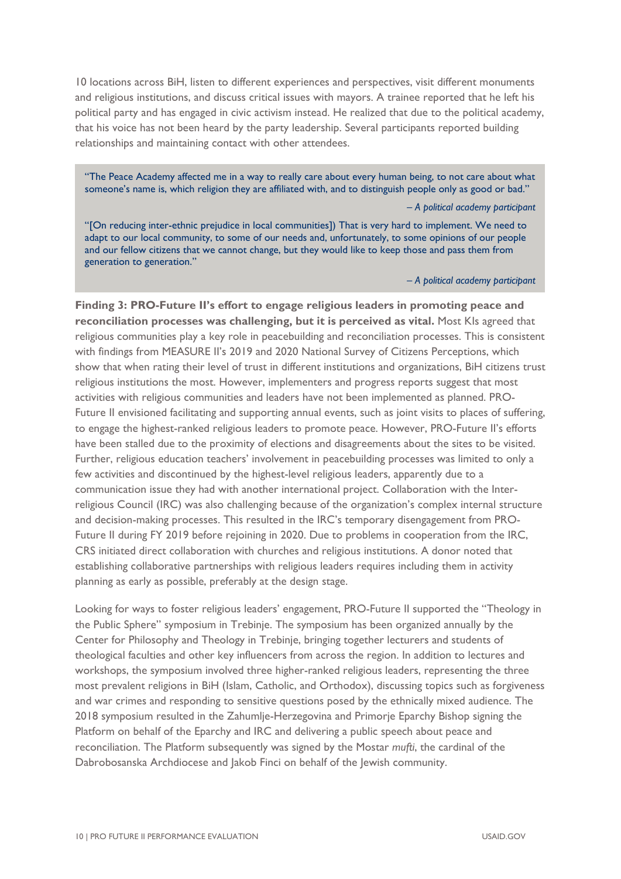10 locations across BiH, listen to different experiences and perspectives, visit different monuments and religious institutions, and discuss critical issues with mayors. A trainee reported that he left his political party and has engaged in civic activism instead. He realized that due to the political academy, that his voice has not been heard by the party leadership. Several participants reported building relationships and maintaining contact with other attendees.

> "The Peace Academy affected me in a way to really care about every human being, to not care about what someone's name is, which religion they are affiliated with, and to distinguish people only as good or bad."
>
> *– A political academy participant*
>
> "[On reducing inter-ethnic prejudice in local communities]) That is very hard to implement. We need to adapt to our local community, to some of our needs and, unfortunately, to some opinions of our people and our fellow citizens that we cannot change, but they would like to keep those and pass them from generation to generation."
>
> *– A political academy participant*

**Finding 3: PRO-Future II's effort to engage religious leaders in promoting peace and reconciliation processes was challenging, but it is perceived as vital.** Most KIs agreed that religious communities play a key role in peacebuilding and reconciliation processes. This is consistent with findings from MEASURE II's 2019 and 2020 National Survey of Citizens Perceptions, which show that when rating their level of trust in different institutions and organizations, BiH citizens trust religious institutions the most. However, implementers and progress reports suggest that most activities with religious communities and leaders have not been implemented as planned. PRO-Future II envisioned facilitating and supporting annual events, such as joint visits to places of suffering, to engage the highest-ranked religious leaders to promote peace. However, PRO-Future II's efforts have been stalled due to the proximity of elections and disagreements about the sites to be visited. Further, religious education teachers' involvement in peacebuilding processes was limited to only a few activities and discontinued by the highest-level religious leaders, apparently due to a communication issue they had with another international project. Collaboration with the Inter-religious Council (IRC) was also challenging because of the organization's complex internal structure and decision-making processes. This resulted in the IRC's temporary disengagement from PRO-Future II during FY 2019 before rejoining in 2020. Due to problems in cooperation from the IRC, CRS initiated direct collaboration with churches and religious institutions. A donor noted that establishing collaborative partnerships with religious leaders requires including them in activity planning as early as possible, preferably at the design stage.

Looking for ways to foster religious leaders' engagement, PRO-Future II supported the "Theology in the Public Sphere" symposium in Trebinje. The symposium has been organized annually by the Center for Philosophy and Theology in Trebinje, bringing together lecturers and students of theological faculties and other key influencers from across the region. In addition to lectures and workshops, the symposium involved three higher-ranked religious leaders, representing the three most prevalent religions in BiH (Islam, Catholic, and Orthodox), discussing topics such as forgiveness and war crimes and responding to sensitive questions posed by the ethnically mixed audience. The 2018 symposium resulted in the Zahumlje-Herzegovina and Primorje Eparchy Bishop signing the Platform on behalf of the Eparchy and IRC and delivering a public speech about peace and reconciliation. The Platform subsequently was signed by the Mostar *mufti*, the cardinal of the Dabrobosanska Archdiocese and Jakob Finci on behalf of the Jewish community.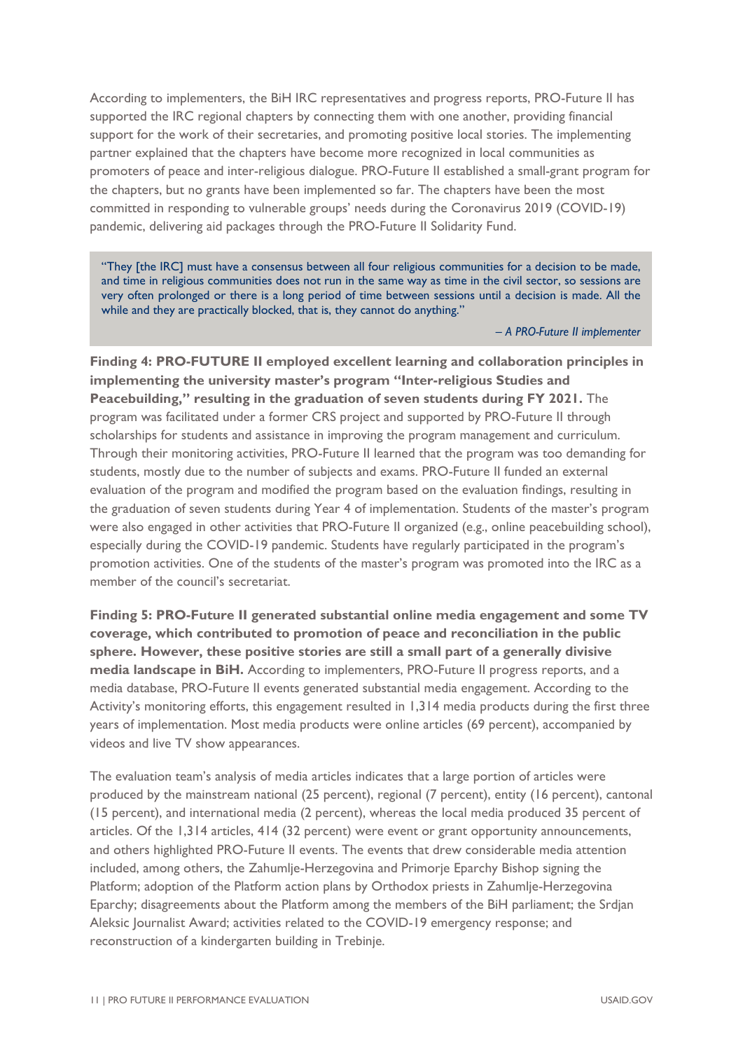According to implementers, the BiH IRC representatives and progress reports, PRO-Future II has supported the IRC regional chapters by connecting them with one another, providing financial support for the work of their secretaries, and promoting positive local stories. The implementing partner explained that the chapters have become more recognized in local communities as promoters of peace and inter-religious dialogue. PRO-Future II established a small-grant program for the chapters, but no grants have been implemented so far. The chapters have been the most committed in responding to vulnerable groups' needs during the Coronavirus 2019 (COVID-19) pandemic, delivering aid packages through the PRO-Future II Solidarity Fund.

> "They [the IRC] must have a consensus between all four religious communities for a decision to be made, and time in religious communities does not run in the same way as time in the civil sector, so sessions are very often prolonged or there is a long period of time between sessions until a decision is made. All the while and they are practically blocked, that is, they cannot do anything."
>
> *– A PRO-Future II implementer*

**Finding 4: PRO-FUTURE II employed excellent learning and collaboration principles in implementing the university master's program "Inter-religious Studies and Peacebuilding," resulting in the graduation of seven students during FY 2021.** The program was facilitated under a former CRS project and supported by PRO-Future II through scholarships for students and assistance in improving the program management and curriculum. Through their monitoring activities, PRO-Future II learned that the program was too demanding for students, mostly due to the number of subjects and exams. PRO-Future II funded an external evaluation of the program and modified the program based on the evaluation findings, resulting in the graduation of seven students during Year 4 of implementation. Students of the master's program were also engaged in other activities that PRO-Future II organized (e.g., online peacebuilding school), especially during the COVID-19 pandemic. Students have regularly participated in the program's promotion activities. One of the students of the master's program was promoted into the IRC as a member of the council's secretariat.

**Finding 5: PRO-Future II generated substantial online media engagement and some TV coverage, which contributed to promotion of peace and reconciliation in the public sphere. However, these positive stories are still a small part of a generally divisive media landscape in BiH.** According to implementers, PRO-Future II progress reports, and a media database, PRO-Future II events generated substantial media engagement. According to the Activity's monitoring efforts, this engagement resulted in 1,314 media products during the first three years of implementation. Most media products were online articles (69 percent), accompanied by videos and live TV show appearances.

The evaluation team's analysis of media articles indicates that a large portion of articles were produced by the mainstream national (25 percent), regional (7 percent), entity (16 percent), cantonal (15 percent), and international media (2 percent), whereas the local media produced 35 percent of articles. Of the 1,314 articles, 414 (32 percent) were event or grant opportunity announcements, and others highlighted PRO-Future II events. The events that drew considerable media attention included, among others, the Zahumlje-Herzegovina and Primorje Eparchy Bishop signing the Platform; adoption of the Platform action plans by Orthodox priests in Zahumlje-Herzegovina Eparchy; disagreements about the Platform among the members of the BiH parliament; the Srdjan Aleksic Journalist Award; activities related to the COVID-19 emergency response; and reconstruction of a kindergarten building in Trebinje.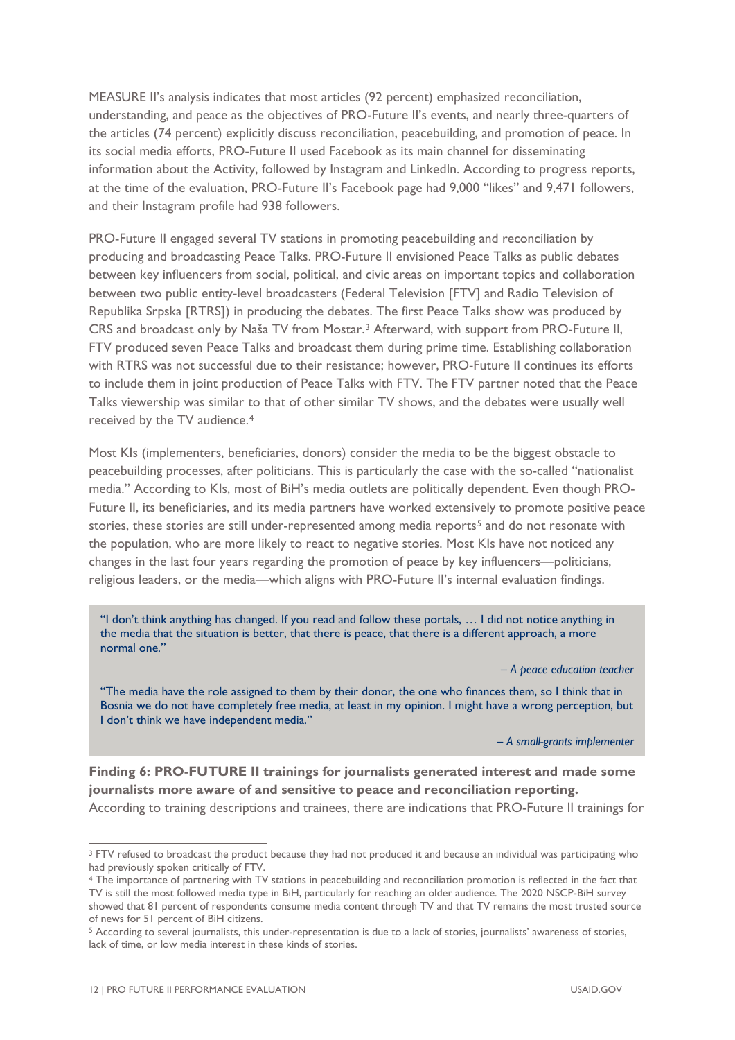MEASURE II's analysis indicates that most articles (92 percent) emphasized reconciliation, understanding, and peace as the objectives of PRO-Future II's events, and nearly three-quarters of the articles (74 percent) explicitly discuss reconciliation, peacebuilding, and promotion of peace. In its social media efforts, PRO-Future II used Facebook as its main channel for disseminating information about the Activity, followed by Instagram and LinkedIn. According to progress reports, at the time of the evaluation, PRO-Future II's Facebook page had 9,000 "likes" and 9,471 followers, and their Instagram profile had 938 followers.

PRO-Future II engaged several TV stations in promoting peacebuilding and reconciliation by producing and broadcasting Peace Talks. PRO-Future II envisioned Peace Talks as public debates between key influencers from social, political, and civic areas on important topics and collaboration between two public entity-level broadcasters (Federal Television [FTV] and Radio Television of Republika Srpska [RTRS]) in producing the debates. The first Peace Talks show was produced by CRS and broadcast only by Naša TV from Mostar.[3] Afterward, with support from PRO-Future II, FTV produced seven Peace Talks and broadcast them during prime time. Establishing collaboration with RTRS was not successful due to their resistance; however, PRO-Future II continues its efforts to include them in joint production of Peace Talks with FTV. The FTV partner noted that the Peace Talks viewership was similar to that of other similar TV shows, and the debates were usually well received by the TV audience.[4]

Most KIs (implementers, beneficiaries, donors) consider the media to be the biggest obstacle to peacebuilding processes, after politicians. This is particularly the case with the so-called "nationalist media." According to KIs, most of BiH's media outlets are politically dependent. Even though PRO-Future II, its beneficiaries, and its media partners have worked extensively to promote positive peace stories, these stories are still under-represented among media reports[5] and do not resonate with the population, who are more likely to react to negative stories. Most KIs have not noticed any changes in the last four years regarding the promotion of peace by key influencers—politicians, religious leaders, or the media—which aligns with PRO-Future II's internal evaluation findings.

> "I don't think anything has changed. If you read and follow these portals, … I did not notice anything in the media that the situation is better, that there is peace, that there is a different approach, a more normal one."
>
> *– A peace education teacher*
>
> "The media have the role assigned to them by their donor, the one who finances them, so I think that in Bosnia we do not have completely free media, at least in my opinion. I might have a wrong perception, but I don't think we have independent media."
>
> *– A small-grants implementer*

**Finding 6: PRO-FUTURE II trainings for journalists generated interest and made some journalists more aware of and sensitive to peace and reconciliation reporting.**

According to training descriptions and trainees, there are indications that PRO-Future II trainings for

---

[3] FTV refused to broadcast the product because they had not produced it and because an individual was participating who had previously spoken critically of FTV.

[4] The importance of partnering with TV stations in peacebuilding and reconciliation promotion is reflected in the fact that TV is still the most followed media type in BiH, particularly for reaching an older audience. The 2020 NSCP-BiH survey showed that 81 percent of respondents consume media content through TV and that TV remains the most trusted source of news for 51 percent of BiH citizens.

[5] According to several journalists, this under-representation is due to a lack of stories, journalists' awareness of stories, lack of time, or low media interest in these kinds of stories.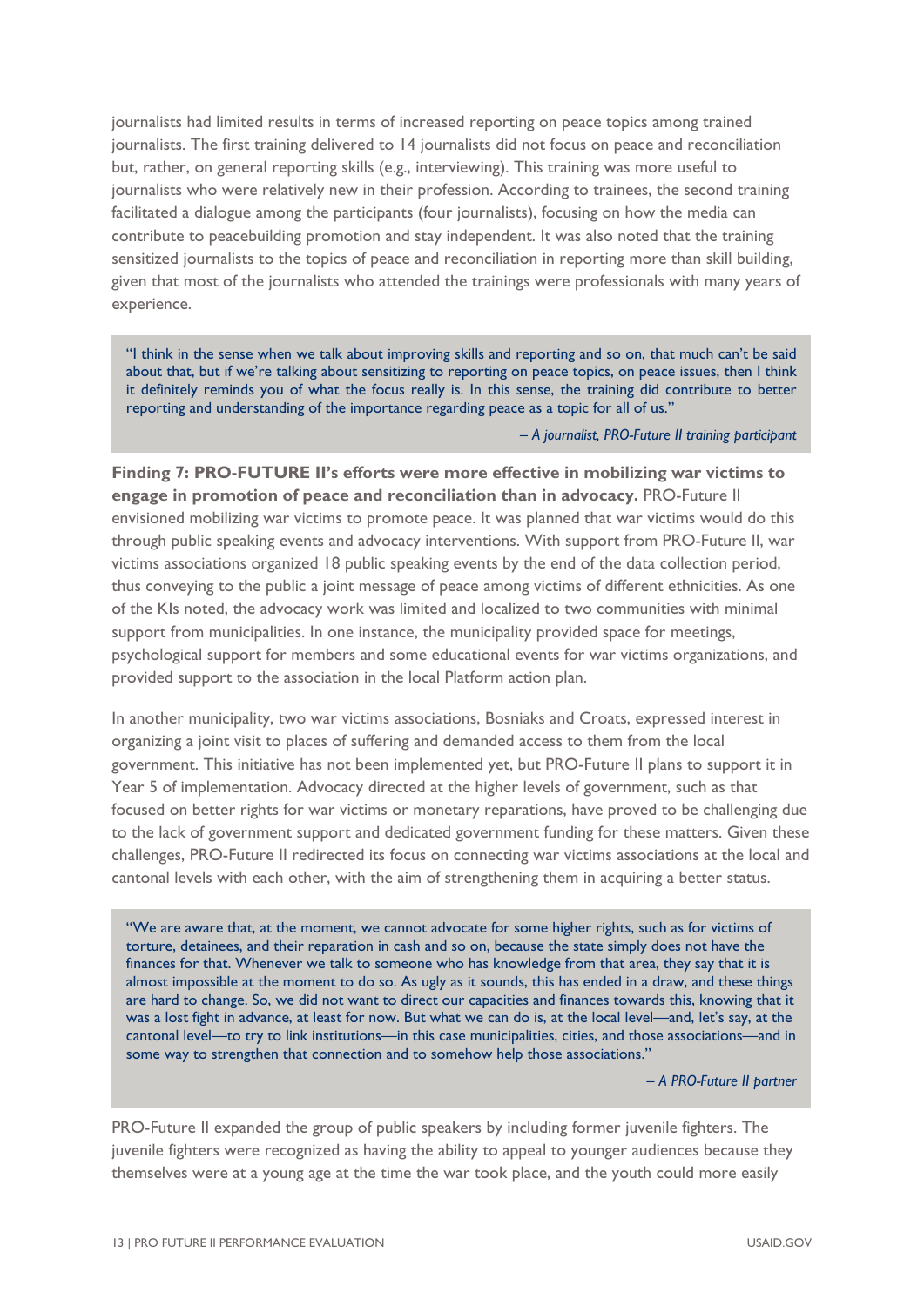journalists had limited results in terms of increased reporting on peace topics among trained journalists. The first training delivered to 14 journalists did not focus on peace and reconciliation but, rather, on general reporting skills (e.g., interviewing). This training was more useful to journalists who were relatively new in their profession. According to trainees, the second training facilitated a dialogue among the participants (four journalists), focusing on how the media can contribute to peacebuilding promotion and stay independent. It was also noted that the training sensitized journalists to the topics of peace and reconciliation in reporting more than skill building, given that most of the journalists who attended the trainings were professionals with many years of experience.

> "I think in the sense when we talk about improving skills and reporting and so on, that much can't be said about that, but if we're talking about sensitizing to reporting on peace topics, on peace issues, then I think it definitely reminds you of what the focus really is. In this sense, the training did contribute to better reporting and understanding of the importance regarding peace as a topic for all of us."
>
> *– A journalist, PRO-Future II training participant*

**Finding 7: PRO-FUTURE II's efforts were more effective in mobilizing war victims to engage in promotion of peace and reconciliation than in advocacy.** PRO-Future II envisioned mobilizing war victims to promote peace. It was planned that war victims would do this through public speaking events and advocacy interventions. With support from PRO-Future II, war victims associations organized 18 public speaking events by the end of the data collection period, thus conveying to the public a joint message of peace among victims of different ethnicities. As one of the KIs noted, the advocacy work was limited and localized to two communities with minimal support from municipalities. In one instance, the municipality provided space for meetings, psychological support for members and some educational events for war victims organizations, and provided support to the association in the local Platform action plan.

In another municipality, two war victims associations, Bosniaks and Croats, expressed interest in organizing a joint visit to places of suffering and demanded access to them from the local government. This initiative has not been implemented yet, but PRO-Future II plans to support it in Year 5 of implementation. Advocacy directed at the higher levels of government, such as that focused on better rights for war victims or monetary reparations, have proved to be challenging due to the lack of government support and dedicated government funding for these matters. Given these challenges, PRO-Future II redirected its focus on connecting war victims associations at the local and cantonal levels with each other, with the aim of strengthening them in acquiring a better status.

> "We are aware that, at the moment, we cannot advocate for some higher rights, such as for victims of torture, detainees, and their reparation in cash and so on, because the state simply does not have the finances for that. Whenever we talk to someone who has knowledge from that area, they say that it is almost impossible at the moment to do so. As ugly as it sounds, this has ended in a draw, and these things are hard to change. So, we did not want to direct our capacities and finances towards this, knowing that it was a lost fight in advance, at least for now. But what we can do is, at the local level—and, let's say, at the cantonal level—to try to link institutions—in this case municipalities, cities, and those associations—and in some way to strengthen that connection and to somehow help those associations."
>
> *– A PRO-Future II partner*

PRO-Future II expanded the group of public speakers by including former juvenile fighters. The juvenile fighters were recognized as having the ability to appeal to younger audiences because they themselves were at a young age at the time the war took place, and the youth could more easily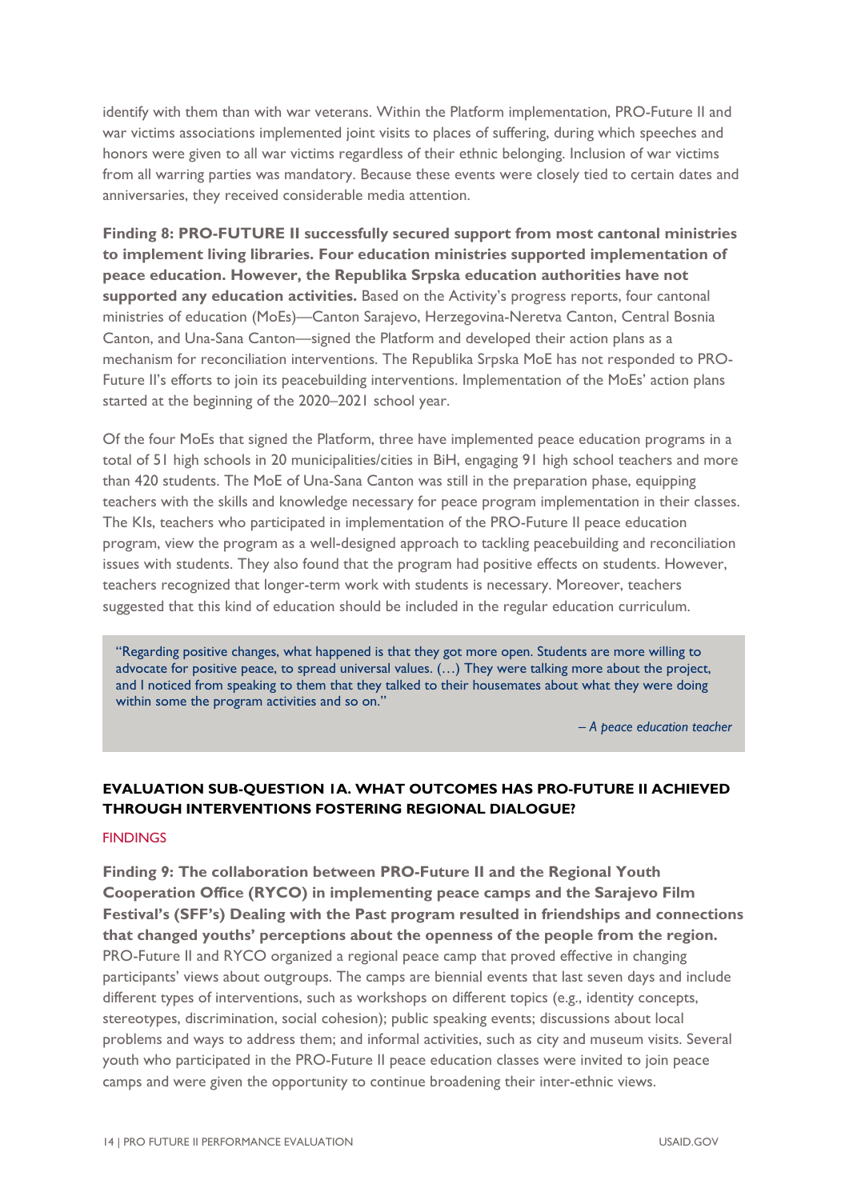identify with them than with war veterans. Within the Platform implementation, PRO-Future II and war victims associations implemented joint visits to places of suffering, during which speeches and honors were given to all war victims regardless of their ethnic belonging. Inclusion of war victims from all warring parties was mandatory. Because these events were closely tied to certain dates and anniversaries, they received considerable media attention.

**Finding 8: PRO-FUTURE II successfully secured support from most cantonal ministries to implement living libraries. Four education ministries supported implementation of peace education. However, the Republika Srpska education authorities have not supported any education activities.** Based on the Activity's progress reports, four cantonal ministries of education (MoEs)—Canton Sarajevo, Herzegovina-Neretva Canton, Central Bosnia Canton, and Una-Sana Canton—signed the Platform and developed their action plans as a mechanism for reconciliation interventions. The Republika Srpska MoE has not responded to PRO-Future II's efforts to join its peacebuilding interventions. Implementation of the MoEs' action plans started at the beginning of the 2020–2021 school year.

Of the four MoEs that signed the Platform, three have implemented peace education programs in a total of 51 high schools in 20 municipalities/cities in BiH, engaging 91 high school teachers and more than 420 students. The MoE of Una-Sana Canton was still in the preparation phase, equipping teachers with the skills and knowledge necessary for peace program implementation in their classes. The KIs, teachers who participated in implementation of the PRO-Future II peace education program, view the program as a well-designed approach to tackling peacebuilding and reconciliation issues with students. They also found that the program had positive effects on students. However, teachers recognized that longer-term work with students is necessary. Moreover, teachers suggested that this kind of education should be included in the regular education curriculum.

> "Regarding positive changes, what happened is that they got more open. Students are more willing to advocate for positive peace, to spread universal values. (…) They were talking more about the project, and I noticed from speaking to them that they talked to their housemates about what they were doing within some the program activities and so on."
>
> *– A peace education teacher*

### EVALUATION SUB-QUESTION 1A. WHAT OUTCOMES HAS PRO-FUTURE II ACHIEVED THROUGH INTERVENTIONS FOSTERING REGIONAL DIALOGUE?

#### FINDINGS

**Finding 9: The collaboration between PRO-Future II and the Regional Youth Cooperation Office (RYCO) in implementing peace camps and the Sarajevo Film Festival's (SFF's) Dealing with the Past program resulted in friendships and connections that changed youths' perceptions about the openness of the people from the region.** PRO-Future II and RYCO organized a regional peace camp that proved effective in changing participants' views about outgroups. The camps are biennial events that last seven days and include different types of interventions, such as workshops on different topics (e.g., identity concepts, stereotypes, discrimination, social cohesion); public speaking events; discussions about local problems and ways to address them; and informal activities, such as city and museum visits. Several youth who participated in the PRO-Future II peace education classes were invited to join peace camps and were given the opportunity to continue broadening their inter-ethnic views.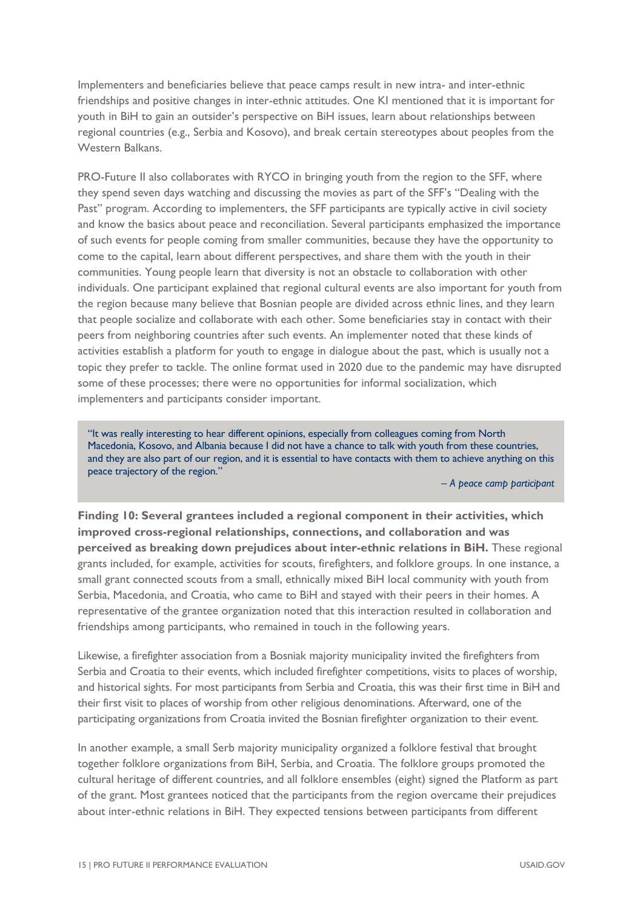Implementers and beneficiaries believe that peace camps result in new intra- and inter-ethnic friendships and positive changes in inter-ethnic attitudes. One KI mentioned that it is important for youth in BiH to gain an outsider's perspective on BiH issues, learn about relationships between regional countries (e.g., Serbia and Kosovo), and break certain stereotypes about peoples from the Western Balkans.

PRO-Future II also collaborates with RYCO in bringing youth from the region to the SFF, where they spend seven days watching and discussing the movies as part of the SFF's "Dealing with the Past" program. According to implementers, the SFF participants are typically active in civil society and know the basics about peace and reconciliation. Several participants emphasized the importance of such events for people coming from smaller communities, because they have the opportunity to come to the capital, learn about different perspectives, and share them with the youth in their communities. Young people learn that diversity is not an obstacle to collaboration with other individuals. One participant explained that regional cultural events are also important for youth from the region because many believe that Bosnian people are divided across ethnic lines, and they learn that people socialize and collaborate with each other. Some beneficiaries stay in contact with their peers from neighboring countries after such events. An implementer noted that these kinds of activities establish a platform for youth to engage in dialogue about the past, which is usually not a topic they prefer to tackle. The online format used in 2020 due to the pandemic may have disrupted some of these processes; there were no opportunities for informal socialization, which implementers and participants consider important.

> "It was really interesting to hear different opinions, especially from colleagues coming from North Macedonia, Kosovo, and Albania because I did not have a chance to talk with youth from these countries, and they are also part of our region, and it is essential to have contacts with them to achieve anything on this peace trajectory of the region."
>
> *– A peace camp participant*

**Finding 10: Several grantees included a regional component in their activities, which improved cross-regional relationships, connections, and collaboration and was perceived as breaking down prejudices about inter-ethnic relations in BiH.** These regional grants included, for example, activities for scouts, firefighters, and folklore groups. In one instance, a small grant connected scouts from a small, ethnically mixed BiH local community with youth from Serbia, Macedonia, and Croatia, who came to BiH and stayed with their peers in their homes. A representative of the grantee organization noted that this interaction resulted in collaboration and friendships among participants, who remained in touch in the following years.

Likewise, a firefighter association from a Bosniak majority municipality invited the firefighters from Serbia and Croatia to their events, which included firefighter competitions, visits to places of worship, and historical sights. For most participants from Serbia and Croatia, this was their first time in BiH and their first visit to places of worship from other religious denominations. Afterward, one of the participating organizations from Croatia invited the Bosnian firefighter organization to their event.

In another example, a small Serb majority municipality organized a folklore festival that brought together folklore organizations from BiH, Serbia, and Croatia. The folklore groups promoted the cultural heritage of different countries, and all folklore ensembles (eight) signed the Platform as part of the grant. Most grantees noticed that the participants from the region overcame their prejudices about inter-ethnic relations in BiH. They expected tensions between participants from different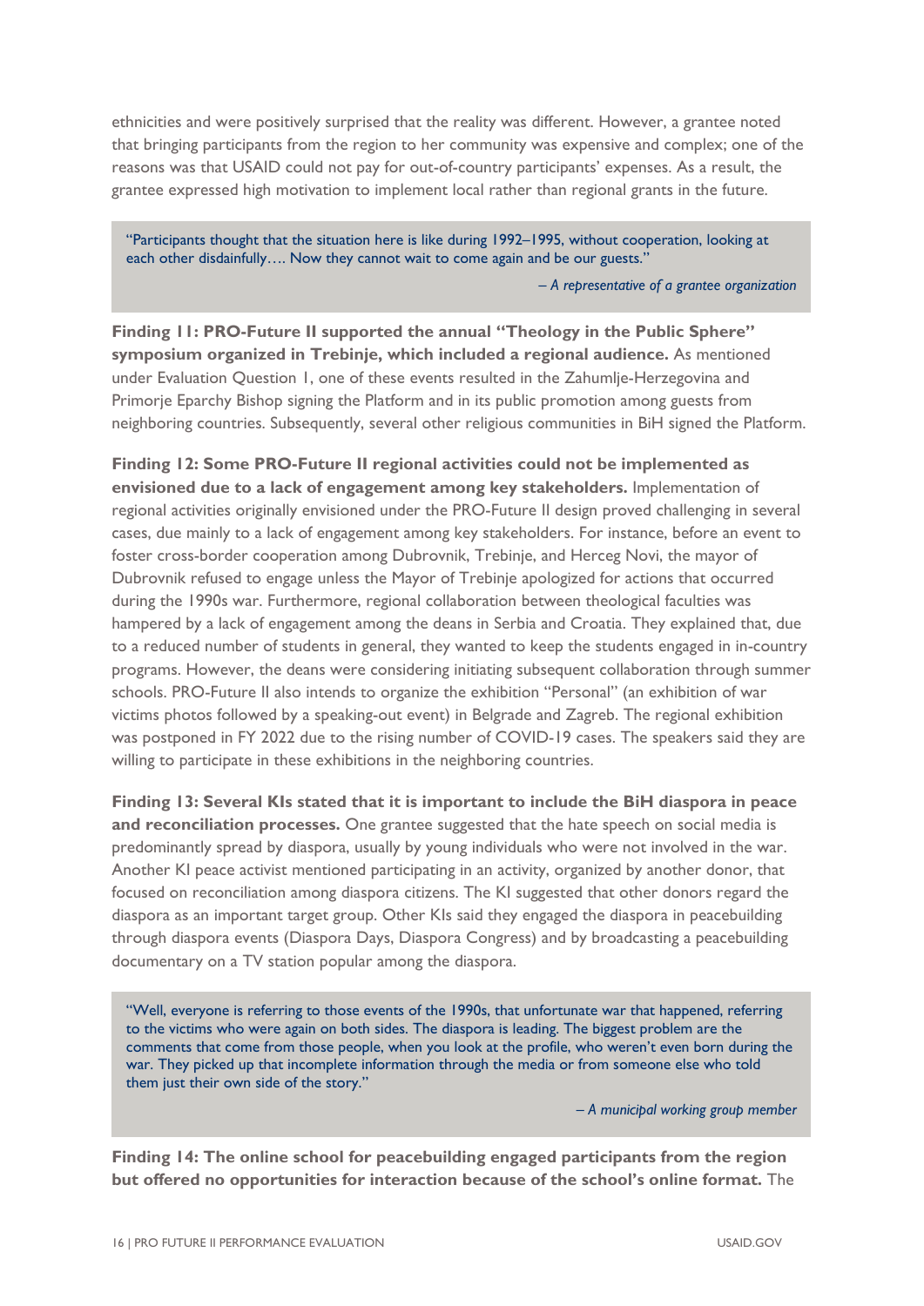ethnicities and were positively surprised that the reality was different. However, a grantee noted that bringing participants from the region to her community was expensive and complex; one of the reasons was that USAID could not pay for out-of-country participants' expenses. As a result, the grantee expressed high motivation to implement local rather than regional grants in the future.

> "Participants thought that the situation here is like during 1992–1995, without cooperation, looking at each other disdainfully…. Now they cannot wait to come again and be our guests."
>
> *– A representative of a grantee organization*

**Finding 11: PRO-Future II supported the annual "Theology in the Public Sphere" symposium organized in Trebinje, which included a regional audience.** As mentioned under Evaluation Question 1, one of these events resulted in the Zahumlje-Herzegovina and Primorje Eparchy Bishop signing the Platform and in its public promotion among guests from neighboring countries. Subsequently, several other religious communities in BiH signed the Platform.

**Finding 12: Some PRO-Future II regional activities could not be implemented as envisioned due to a lack of engagement among key stakeholders.** Implementation of regional activities originally envisioned under the PRO-Future II design proved challenging in several cases, due mainly to a lack of engagement among key stakeholders. For instance, before an event to foster cross-border cooperation among Dubrovnik, Trebinje, and Herceg Novi, the mayor of Dubrovnik refused to engage unless the Mayor of Trebinje apologized for actions that occurred during the 1990s war. Furthermore, regional collaboration between theological faculties was hampered by a lack of engagement among the deans in Serbia and Croatia. They explained that, due to a reduced number of students in general, they wanted to keep the students engaged in in-country programs. However, the deans were considering initiating subsequent collaboration through summer schools. PRO-Future II also intends to organize the exhibition "Personal" (an exhibition of war victims photos followed by a speaking-out event) in Belgrade and Zagreb. The regional exhibition was postponed in FY 2022 due to the rising number of COVID-19 cases. The speakers said they are willing to participate in these exhibitions in the neighboring countries.

**Finding 13: Several KIs stated that it is important to include the BiH diaspora in peace and reconciliation processes.** One grantee suggested that the hate speech on social media is predominantly spread by diaspora, usually by young individuals who were not involved in the war. Another KI peace activist mentioned participating in an activity, organized by another donor, that focused on reconciliation among diaspora citizens. The KI suggested that other donors regard the diaspora as an important target group. Other KIs said they engaged the diaspora in peacebuilding through diaspora events (Diaspora Days, Diaspora Congress) and by broadcasting a peacebuilding documentary on a TV station popular among the diaspora.

> "Well, everyone is referring to those events of the 1990s, that unfortunate war that happened, referring to the victims who were again on both sides. The diaspora is leading. The biggest problem are the comments that come from those people, when you look at the profile, who weren't even born during the war. They picked up that incomplete information through the media or from someone else who told them just their own side of the story."
>
> *– A municipal working group member*

**Finding 14: The online school for peacebuilding engaged participants from the region but offered no opportunities for interaction because of the school's online format.** The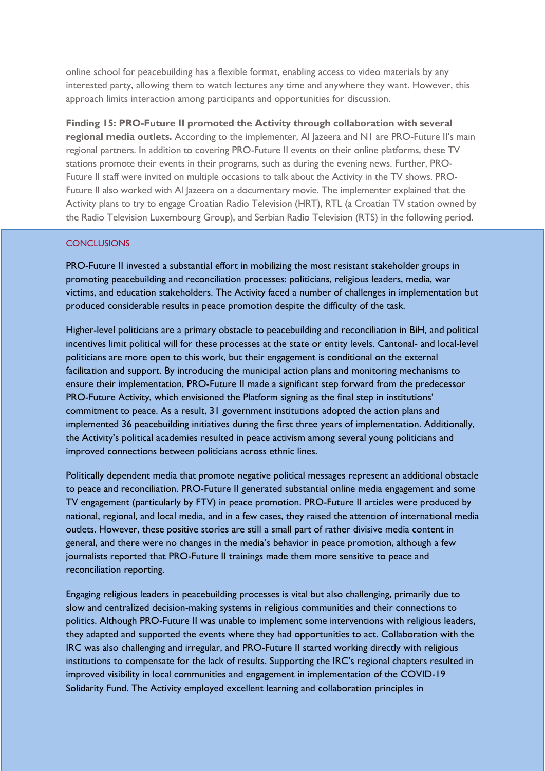online school for peacebuilding has a flexible format, enabling access to video materials by any interested party, allowing them to watch lectures any time and anywhere they want. However, this approach limits interaction among participants and opportunities for discussion.

**Finding 15: PRO-Future II promoted the Activity through collaboration with several regional media outlets.** According to the implementer, Al Jazeera and N1 are PRO-Future II's main regional partners. In addition to covering PRO-Future II events on their online platforms, these TV stations promote their events in their programs, such as during the evening news. Further, PRO-Future II staff were invited on multiple occasions to talk about the Activity in the TV shows. PRO-Future II also worked with Al Jazeera on a documentary movie. The implementer explained that the Activity plans to try to engage Croatian Radio Television (HRT), RTL (a Croatian TV station owned by the Radio Television Luxembourg Group), and Serbian Radio Television (RTS) in the following period.

## CONCLUSIONS

PRO-Future II invested a substantial effort in mobilizing the most resistant stakeholder groups in promoting peacebuilding and reconciliation processes: politicians, religious leaders, media, war victims, and education stakeholders. The Activity faced a number of challenges in implementation but produced considerable results in peace promotion despite the difficulty of the task.

Higher-level politicians are a primary obstacle to peacebuilding and reconciliation in BiH, and political incentives limit political will for these processes at the state or entity levels. Cantonal- and local-level politicians are more open to this work, but their engagement is conditional on the external facilitation and support. By introducing the municipal action plans and monitoring mechanisms to ensure their implementation, PRO-Future II made a significant step forward from the predecessor PRO-Future Activity, which envisioned the Platform signing as the final step in institutions' commitment to peace. As a result, 31 government institutions adopted the action plans and implemented 36 peacebuilding initiatives during the first three years of implementation. Additionally, the Activity's political academies resulted in peace activism among several young politicians and improved connections between politicians across ethnic lines.

Politically dependent media that promote negative political messages represent an additional obstacle to peace and reconciliation. PRO-Future II generated substantial online media engagement and some TV engagement (particularly by FTV) in peace promotion. PRO-Future II articles were produced by national, regional, and local media, and in a few cases, they raised the attention of international media outlets. However, these positive stories are still a small part of rather divisive media content in general, and there were no changes in the media's behavior in peace promotion, although a few journalists reported that PRO-Future II trainings made them more sensitive to peace and reconciliation reporting.

Engaging religious leaders in peacebuilding processes is vital but also challenging, primarily due to slow and centralized decision-making systems in religious communities and their connections to politics. Although PRO-Future II was unable to implement some interventions with religious leaders, they adapted and supported the events where they had opportunities to act. Collaboration with the IRC was also challenging and irregular, and PRO-Future II started working directly with religious institutions to compensate for the lack of results. Supporting the IRC's regional chapters resulted in improved visibility in local communities and engagement in implementation of the COVID-19 Solidarity Fund. The Activity employed excellent learning and collaboration principles in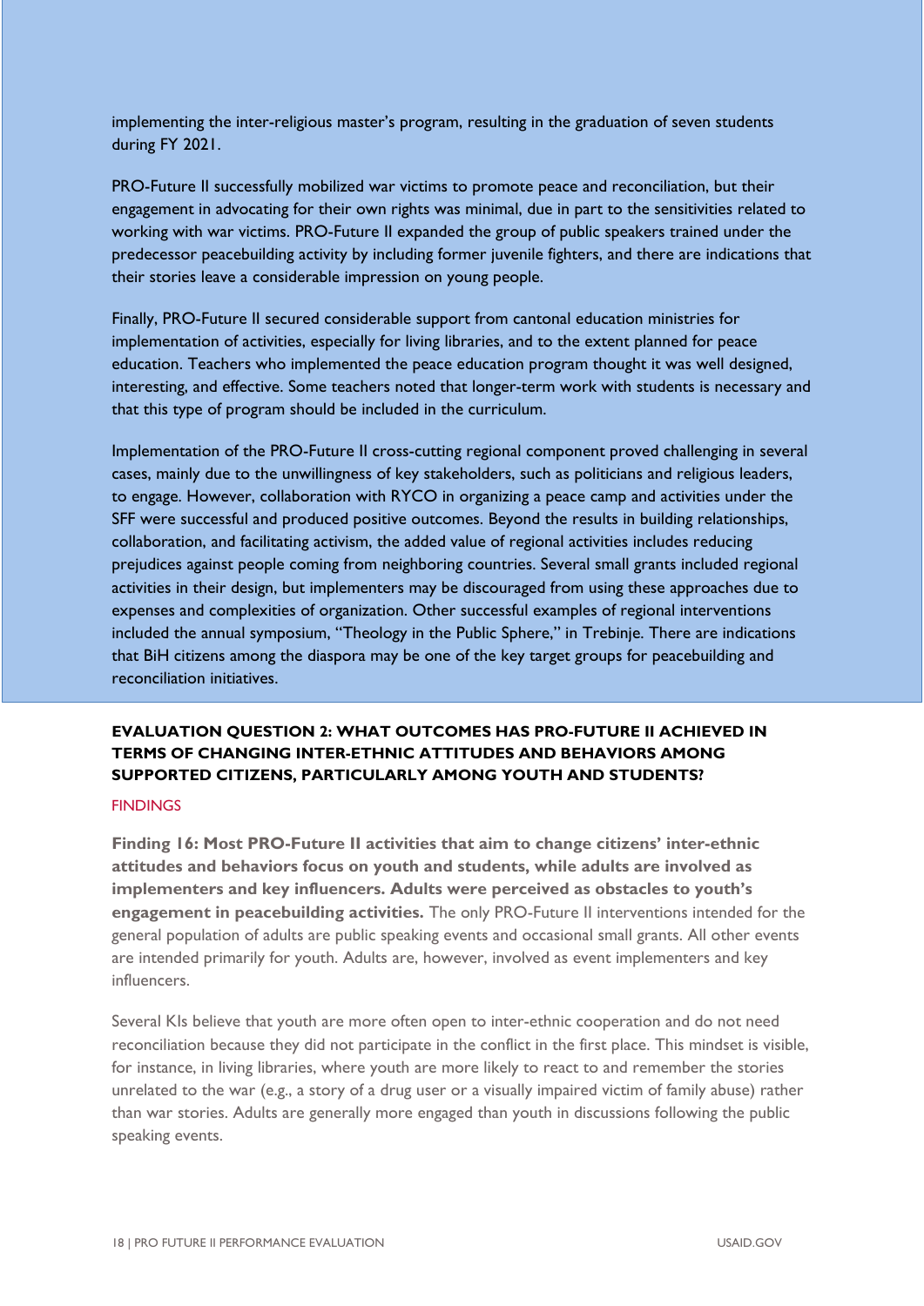implementing the inter-religious master's program, resulting in the graduation of seven students during FY 2021.

PRO-Future II successfully mobilized war victims to promote peace and reconciliation, but their engagement in advocating for their own rights was minimal, due in part to the sensitivities related to working with war victims. PRO-Future II expanded the group of public speakers trained under the predecessor peacebuilding activity by including former juvenile fighters, and there are indications that their stories leave a considerable impression on young people.

Finally, PRO-Future II secured considerable support from cantonal education ministries for implementation of activities, especially for living libraries, and to the extent planned for peace education. Teachers who implemented the peace education program thought it was well designed, interesting, and effective. Some teachers noted that longer-term work with students is necessary and that this type of program should be included in the curriculum.

Implementation of the PRO-Future II cross-cutting regional component proved challenging in several cases, mainly due to the unwillingness of key stakeholders, such as politicians and religious leaders, to engage. However, collaboration with RYCO in organizing a peace camp and activities under the SFF were successful and produced positive outcomes. Beyond the results in building relationships, collaboration, and facilitating activism, the added value of regional activities includes reducing prejudices against people coming from neighboring countries. Several small grants included regional activities in their design, but implementers may be discouraged from using these approaches due to expenses and complexities of organization. Other successful examples of regional interventions included the annual symposium, "Theology in the Public Sphere," in Trebinje. There are indications that BiH citizens among the diaspora may be one of the key target groups for peacebuilding and reconciliation initiatives.

## EVALUATION QUESTION 2: WHAT OUTCOMES HAS PRO-FUTURE II ACHIEVED IN TERMS OF CHANGING INTER-ETHNIC ATTITUDES AND BEHAVIORS AMONG SUPPORTED CITIZENS, PARTICULARLY AMONG YOUTH AND STUDENTS?

### FINDINGS

**Finding 16: Most PRO-Future II activities that aim to change citizens' inter-ethnic attitudes and behaviors focus on youth and students, while adults are involved as implementers and key influencers. Adults were perceived as obstacles to youth's engagement in peacebuilding activities.** The only PRO-Future II interventions intended for the general population of adults are public speaking events and occasional small grants. All other events are intended primarily for youth. Adults are, however, involved as event implementers and key influencers.

Several KIs believe that youth are more often open to inter-ethnic cooperation and do not need reconciliation because they did not participate in the conflict in the first place. This mindset is visible, for instance, in living libraries, where youth are more likely to react to and remember the stories unrelated to the war (e.g., a story of a drug user or a visually impaired victim of family abuse) rather than war stories. Adults are generally more engaged than youth in discussions following the public speaking events.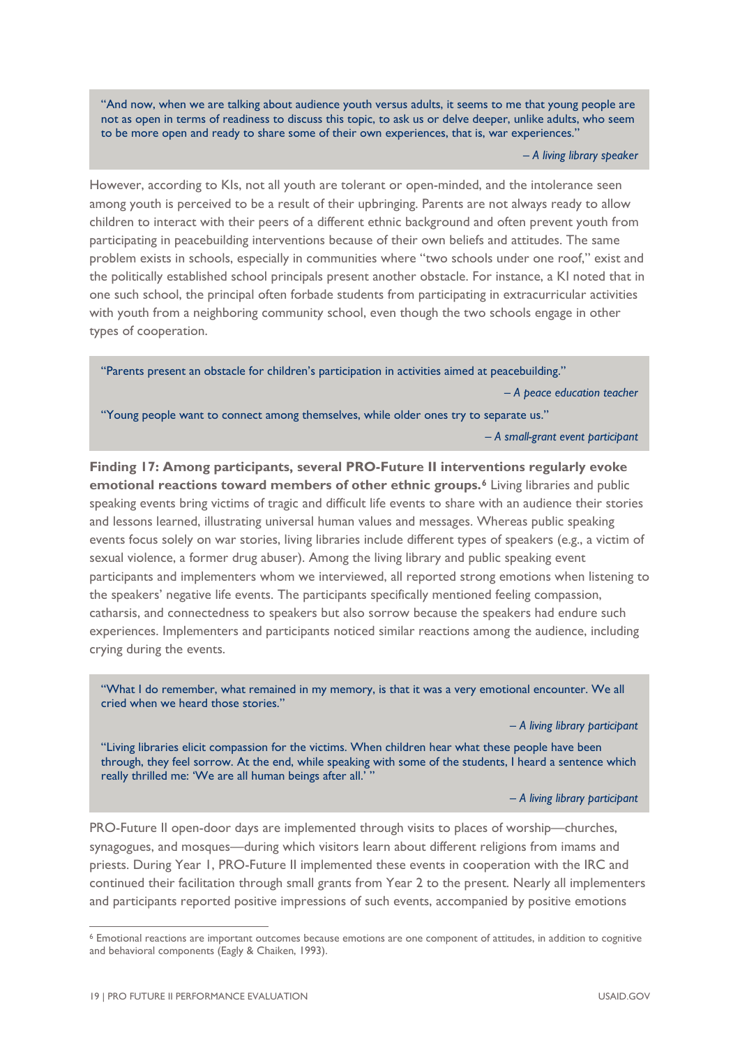> "And now, when we are talking about audience youth versus adults, it seems to me that young people are not as open in terms of readiness to discuss this topic, to ask us or delve deeper, unlike adults, who seem to be more open and ready to share some of their own experiences, that is, war experiences."
>
> *– A living library speaker*

However, according to KIs, not all youth are tolerant or open-minded, and the intolerance seen among youth is perceived to be a result of their upbringing. Parents are not always ready to allow children to interact with their peers of a different ethnic background and often prevent youth from participating in peacebuilding interventions because of their own beliefs and attitudes. The same problem exists in schools, especially in communities where "two schools under one roof," exist and the politically established school principals present another obstacle. For instance, a KI noted that in one such school, the principal often forbade students from participating in extracurricular activities with youth from a neighboring community school, even though the two schools engage in other types of cooperation.

> "Parents present an obstacle for children's participation in activities aimed at peacebuilding."
>
> *– A peace education teacher*
>
> "Young people want to connect among themselves, while older ones try to separate us."
>
> *– A small-grant event participant*

**Finding 17: Among participants, several PRO-Future II interventions regularly evoke emotional reactions toward members of other ethnic groups.**[6] Living libraries and public speaking events bring victims of tragic and difficult life events to share with an audience their stories and lessons learned, illustrating universal human values and messages. Whereas public speaking events focus solely on war stories, living libraries include different types of speakers (e.g., a victim of sexual violence, a former drug abuser). Among the living library and public speaking event participants and implementers whom we interviewed, all reported strong emotions when listening to the speakers' negative life events. The participants specifically mentioned feeling compassion, catharsis, and connectedness to speakers but also sorrow because the speakers had endure such experiences. Implementers and participants noticed similar reactions among the audience, including crying during the events.

> "What I do remember, what remained in my memory, is that it was a very emotional encounter. We all cried when we heard those stories."
>
> *– A living library participant*
>
> "Living libraries elicit compassion for the victims. When children hear what these people have been through, they feel sorrow. At the end, while speaking with some of the students, I heard a sentence which really thrilled me: 'We are all human beings after all.' "
>
> *– A living library participant*

PRO-Future II open-door days are implemented through visits to places of worship—churches, synagogues, and mosques—during which visitors learn about different religions from imams and priests. During Year 1, PRO-Future II implemented these events in cooperation with the IRC and continued their facilitation through small grants from Year 2 to the present. Nearly all implementers and participants reported positive impressions of such events, accompanied by positive emotions

[6] Emotional reactions are important outcomes because emotions are one component of attitudes, in addition to cognitive and behavioral components (Eagly & Chaiken, 1993).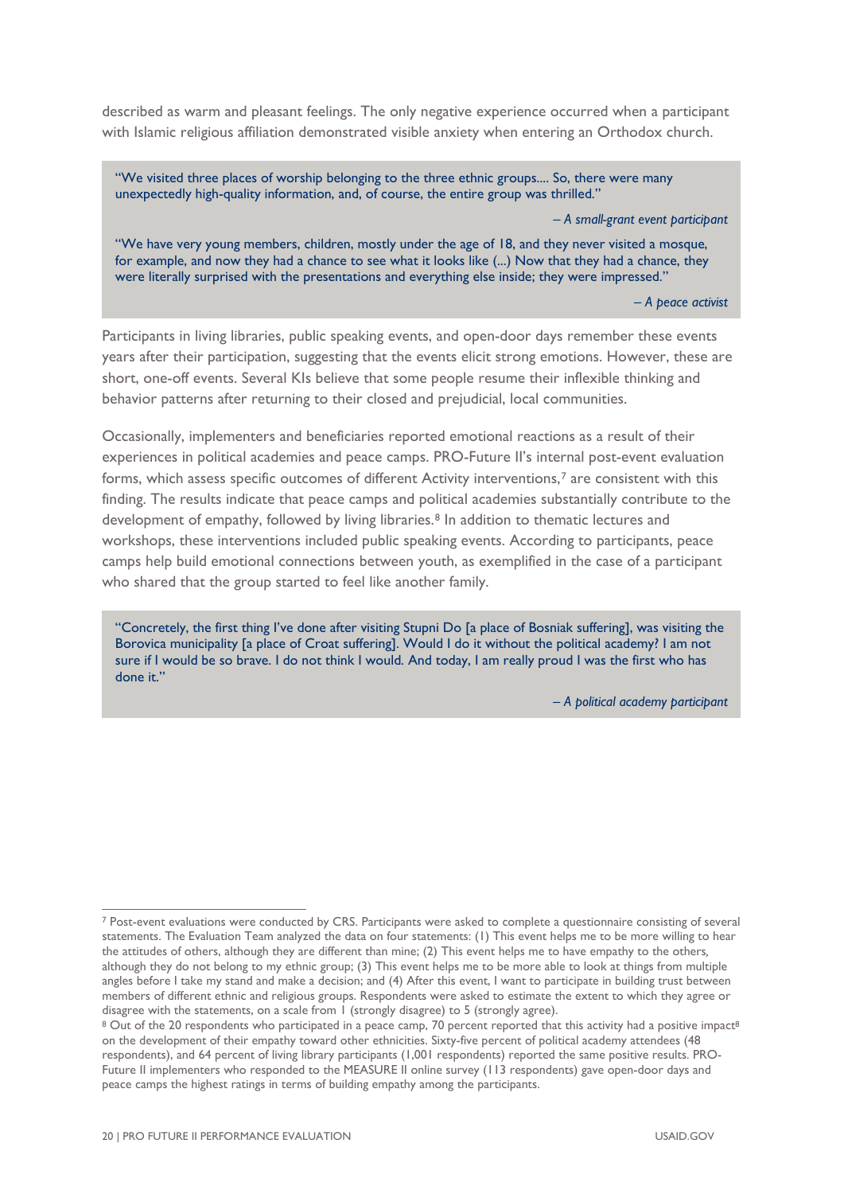described as warm and pleasant feelings. The only negative experience occurred when a participant with Islamic religious affiliation demonstrated visible anxiety when entering an Orthodox church.

> "We visited three places of worship belonging to the three ethnic groups.... So, there were many unexpectedly high-quality information, and, of course, the entire group was thrilled."
>
> *– A small-grant event participant*
>
> "We have very young members, children, mostly under the age of 18, and they never visited a mosque, for example, and now they had a chance to see what it looks like (...) Now that they had a chance, they were literally surprised with the presentations and everything else inside; they were impressed."
>
> *– A peace activist*

Participants in living libraries, public speaking events, and open-door days remember these events years after their participation, suggesting that the events elicit strong emotions. However, these are short, one-off events. Several KIs believe that some people resume their inflexible thinking and behavior patterns after returning to their closed and prejudicial, local communities.

Occasionally, implementers and beneficiaries reported emotional reactions as a result of their experiences in political academies and peace camps. PRO-Future II's internal post-event evaluation forms, which assess specific outcomes of different Activity interventions,[7] are consistent with this finding. The results indicate that peace camps and political academies substantially contribute to the development of empathy, followed by living libraries.[8] In addition to thematic lectures and workshops, these interventions included public speaking events. According to participants, peace camps help build emotional connections between youth, as exemplified in the case of a participant who shared that the group started to feel like another family.

> "Concretely, the first thing I've done after visiting Stupni Do [a place of Bosniak suffering], was visiting the Borovica municipality [a place of Croat suffering]. Would I do it without the political academy? I am not sure if I would be so brave. I do not think I would. And today, I am really proud I was the first who has done it."
>
> *– A political academy participant*

---

[7] Post-event evaluations were conducted by CRS. Participants were asked to complete a questionnaire consisting of several statements. The Evaluation Team analyzed the data on four statements: (1) This event helps me to be more willing to hear the attitudes of others, although they are different than mine; (2) This event helps me to have empathy to the others, although they do not belong to my ethnic group; (3) This event helps me to be more able to look at things from multiple angles before I take my stand and make a decision; and (4) After this event, I want to participate in building trust between members of different ethnic and religious groups. Respondents were asked to estimate the extent to which they agree or disagree with the statements, on a scale from 1 (strongly disagree) to 5 (strongly agree).

[8] Out of the 20 respondents who participated in a peace camp, 70 percent reported that this activity had a positive impact[8] on the development of their empathy toward other ethnicities. Sixty-five percent of political academy attendees (48 respondents), and 64 percent of living library participants (1,001 respondents) reported the same positive results. PRO-Future II implementers who responded to the MEASURE II online survey (113 respondents) gave open-door days and peace camps the highest ratings in terms of building empathy among the participants.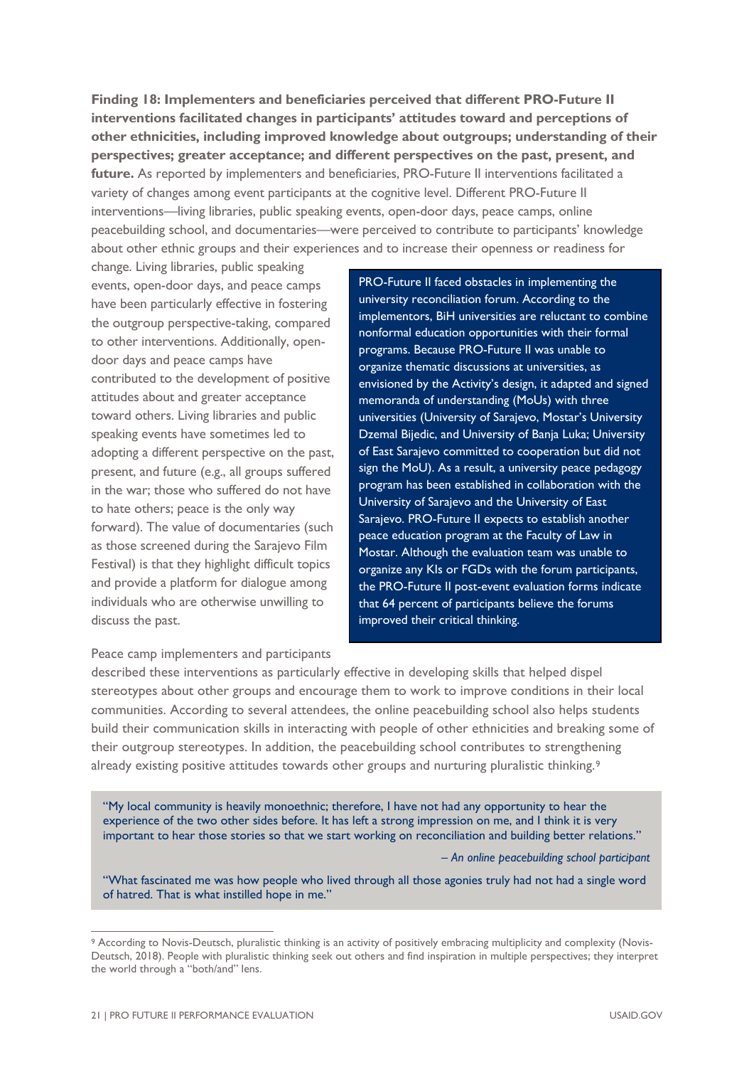**Finding 18: Implementers and beneficiaries perceived that different PRO-Future II interventions facilitated changes in participants' attitudes toward and perceptions of other ethnicities, including improved knowledge about outgroups; understanding of their perspectives; greater acceptance; and different perspectives on the past, present, and future.** As reported by implementers and beneficiaries, PRO-Future II interventions facilitated a variety of changes among event participants at the cognitive level. Different PRO-Future II interventions—living libraries, public speaking events, open-door days, peace camps, online peacebuilding school, and documentaries—were perceived to contribute to participants' knowledge about other ethnic groups and their experiences and to increase their openness or readiness for change. Living libraries, public speaking events, open-door days, and peace camps have been particularly effective in fostering the outgroup perspective-taking, compared to other interventions. Additionally, open-door days and peace camps have contributed to the development of positive attitudes about and greater acceptance toward others. Living libraries and public speaking events have sometimes led to adopting a different perspective on the past, present, and future (e.g., all groups suffered in the war; those who suffered do not have to hate others; peace is the only way forward). The value of documentaries (such as those screened during the Sarajevo Film Festival) is that they highlight difficult topics and provide a platform for dialogue among individuals who are otherwise unwilling to discuss the past.

> PRO-Future II faced obstacles in implementing the university reconciliation forum. According to the implementors, BiH universities are reluctant to combine nonformal education opportunities with their formal programs. Because PRO-Future II was unable to organize thematic discussions at universities, as envisioned by the Activity's design, it adapted and signed memoranda of understanding (MoUs) with three universities (University of Sarajevo, Mostar's University Dzemal Bijedic, and University of Banja Luka; University of East Sarajevo committed to cooperation but did not sign the MoU). As a result, a university peace pedagogy program has been established in collaboration with the University of Sarajevo and the University of East Sarajevo. PRO-Future II expects to establish another peace education program at the Faculty of Law in Mostar. Although the evaluation team was unable to organize any KIs or FGDs with the forum participants, the PRO-Future II post-event evaluation forms indicate that 64 percent of participants believe the forums improved their critical thinking.

Peace camp implementers and participants described these interventions as particularly effective in developing skills that helped dispel stereotypes about other groups and encourage them to work to improve conditions in their local communities. According to several attendees, the online peacebuilding school also helps students build their communication skills in interacting with people of other ethnicities and breaking some of their outgroup stereotypes. In addition, the peacebuilding school contributes to strengthening already existing positive attitudes towards other groups and nurturing pluralistic thinking.[9]

> "My local community is heavily monoethnic; therefore, I have not had any opportunity to hear the experience of the two other sides before. It has left a strong impression on me, and I think it is very important to hear those stories so that we start working on reconciliation and building better relations."
>
> *– An online peacebuilding school participant*
>
> "What fascinated me was how people who lived through all those agonies truly had not had a single word of hatred. That is what instilled hope in me."

[9] According to Novis-Deutsch, pluralistic thinking is an activity of positively embracing multiplicity and complexity (Novis-Deutsch, 2018). People with pluralistic thinking seek out others and find inspiration in multiple perspectives; they interpret the world through a "both/and" lens.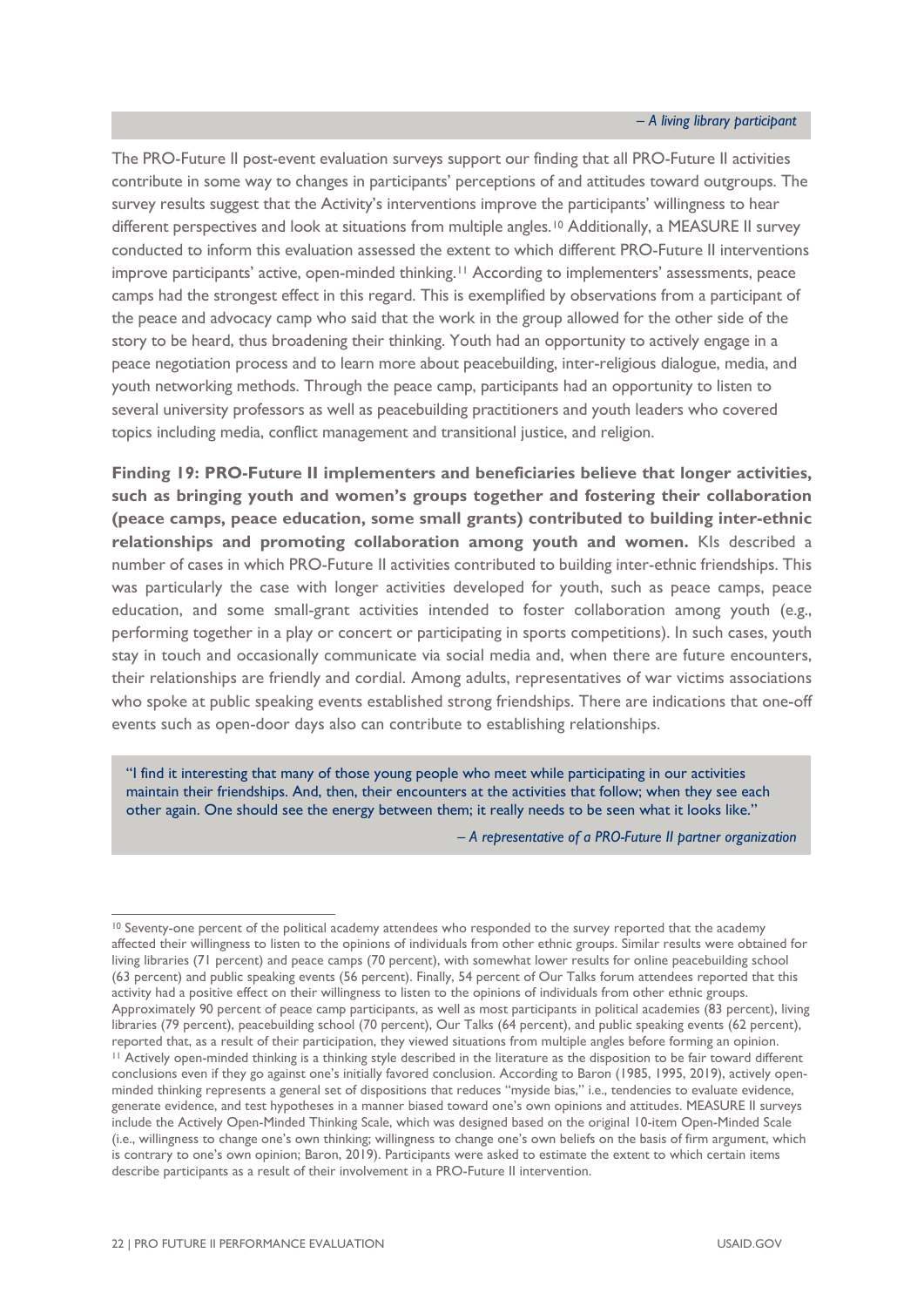*– A living library participant*

The PRO-Future II post-event evaluation surveys support our finding that all PRO-Future II activities contribute in some way to changes in participants' perceptions of and attitudes toward outgroups. The survey results suggest that the Activity's interventions improve the participants' willingness to hear different perspectives and look at situations from multiple angles.[10] Additionally, a MEASURE II survey conducted to inform this evaluation assessed the extent to which different PRO-Future II interventions improve participants' active, open-minded thinking.[11] According to implementers' assessments, peace camps had the strongest effect in this regard. This is exemplified by observations from a participant of the peace and advocacy camp who said that the work in the group allowed for the other side of the story to be heard, thus broadening their thinking. Youth had an opportunity to actively engage in a peace negotiation process and to learn more about peacebuilding, inter-religious dialogue, media, and youth networking methods. Through the peace camp, participants had an opportunity to listen to several university professors as well as peacebuilding practitioners and youth leaders who covered topics including media, conflict management and transitional justice, and religion.

**Finding 19: PRO-Future II implementers and beneficiaries believe that longer activities, such as bringing youth and women's groups together and fostering their collaboration (peace camps, peace education, some small grants) contributed to building inter-ethnic relationships and promoting collaboration among youth and women.** KIs described a number of cases in which PRO-Future II activities contributed to building inter-ethnic friendships. This was particularly the case with longer activities developed for youth, such as peace camps, peace education, and some small-grant activities intended to foster collaboration among youth (e.g., performing together in a play or concert or participating in sports competitions). In such cases, youth stay in touch and occasionally communicate via social media and, when there are future encounters, their relationships are friendly and cordial. Among adults, representatives of war victims associations who spoke at public speaking events established strong friendships. There are indications that one-off events such as open-door days also can contribute to establishing relationships.

> "I find it interesting that many of those young people who meet while participating in our activities maintain their friendships. And, then, their encounters at the activities that follow; when they see each other again. One should see the energy between them; it really needs to be seen what it looks like."
>
> *– A representative of a PRO-Future II partner organization*

---

[10] Seventy-one percent of the political academy attendees who responded to the survey reported that the academy affected their willingness to listen to the opinions of individuals from other ethnic groups. Similar results were obtained for living libraries (71 percent) and peace camps (70 percent), with somewhat lower results for online peacebuilding school (63 percent) and public speaking events (56 percent). Finally, 54 percent of Our Talks forum attendees reported that this activity had a positive effect on their willingness to listen to the opinions of individuals from other ethnic groups. Approximately 90 percent of peace camp participants, as well as most participants in political academies (83 percent), living libraries (79 percent), peacebuilding school (70 percent), Our Talks (64 percent), and public speaking events (62 percent), reported that, as a result of their participation, they viewed situations from multiple angles before forming an opinion.

[11] Actively open-minded thinking is a thinking style described in the literature as the disposition to be fair toward different conclusions even if they go against one's initially favored conclusion. According to Baron (1985, 1995, 2019), actively open-minded thinking represents a general set of dispositions that reduces "myside bias," i.e., tendencies to evaluate evidence, generate evidence, and test hypotheses in a manner biased toward one's own opinions and attitudes. MEASURE II surveys include the Actively Open-Minded Thinking Scale, which was designed based on the original 10-item Open-Minded Scale (i.e., willingness to change one's own thinking; willingness to change one's own beliefs on the basis of firm argument, which is contrary to one's own opinion; Baron, 2019). Participants were asked to estimate the extent to which certain items describe participants as a result of their involvement in a PRO-Future II intervention.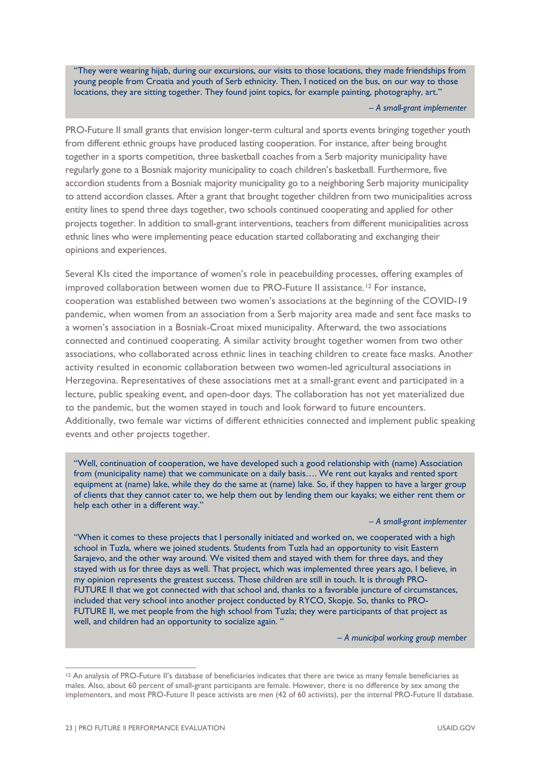> "They were wearing hijab, during our excursions, our visits to those locations, they made friendships from young people from Croatia and youth of Serb ethnicity. Then, I noticed on the bus, on our way to those locations, they are sitting together. They found joint topics, for example painting, photography, art."
>
> *– A small-grant implementer*

PRO-Future II small grants that envision longer-term cultural and sports events bringing together youth from different ethnic groups have produced lasting cooperation. For instance, after being brought together in a sports competition, three basketball coaches from a Serb majority municipality have regularly gone to a Bosniak majority municipality to coach children's basketball. Furthermore, five accordion students from a Bosniak majority municipality go to a neighboring Serb majority municipality to attend accordion classes. After a grant that brought together children from two municipalities across entity lines to spend three days together, two schools continued cooperating and applied for other projects together. In addition to small-grant interventions, teachers from different municipalities across ethnic lines who were implementing peace education started collaborating and exchanging their opinions and experiences.

Several KIs cited the importance of women's role in peacebuilding processes, offering examples of improved collaboration between women due to PRO-Future II assistance.[12] For instance, cooperation was established between two women's associations at the beginning of the COVID-19 pandemic, when women from an association from a Serb majority area made and sent face masks to a women's association in a Bosniak-Croat mixed municipality. Afterward, the two associations connected and continued cooperating. A similar activity brought together women from two other associations, who collaborated across ethnic lines in teaching children to create face masks. Another activity resulted in economic collaboration between two women-led agricultural associations in Herzegovina. Representatives of these associations met at a small-grant event and participated in a lecture, public speaking event, and open-door days. The collaboration has not yet materialized due to the pandemic, but the women stayed in touch and look forward to future encounters. Additionally, two female war victims of different ethnicities connected and implement public speaking events and other projects together.

> "Well, continuation of cooperation, we have developed such a good relationship with (name) Association from (municipality name) that we communicate on a daily basis…. We rent out kayaks and rented sport equipment at (name) lake, while they do the same at (name) lake. So, if they happen to have a larger group of clients that they cannot cater to, we help them out by lending them our kayaks; we either rent them or help each other in a different way."
>
> *– A small-grant implementer*
>
> "When it comes to these projects that I personally initiated and worked on, we cooperated with a high school in Tuzla, where we joined students. Students from Tuzla had an opportunity to visit Eastern Sarajevo, and the other way around. We visited them and stayed with them for three days, and they stayed with us for three days as well. That project, which was implemented three years ago, I believe, in my opinion represents the greatest success. Those children are still in touch. It is through PRO-FUTURE II that we got connected with that school and, thanks to a favorable juncture of circumstances, included that very school into another project conducted by RYCO, Skopje. So, thanks to PRO-FUTURE II, we met people from the high school from Tuzla; they were participants of that project as well, and children had an opportunity to socialize again. "
>
> *– A municipal working group member*

[12] An analysis of PRO-Future II's database of beneficiaries indicates that there are twice as many female beneficiaries as males. Also, about 60 percent of small-grant participants are female. However, there is no difference by sex among the implementers, and most PRO-Future II peace activists are men (42 of 60 activists), per the internal PRO-Future II database.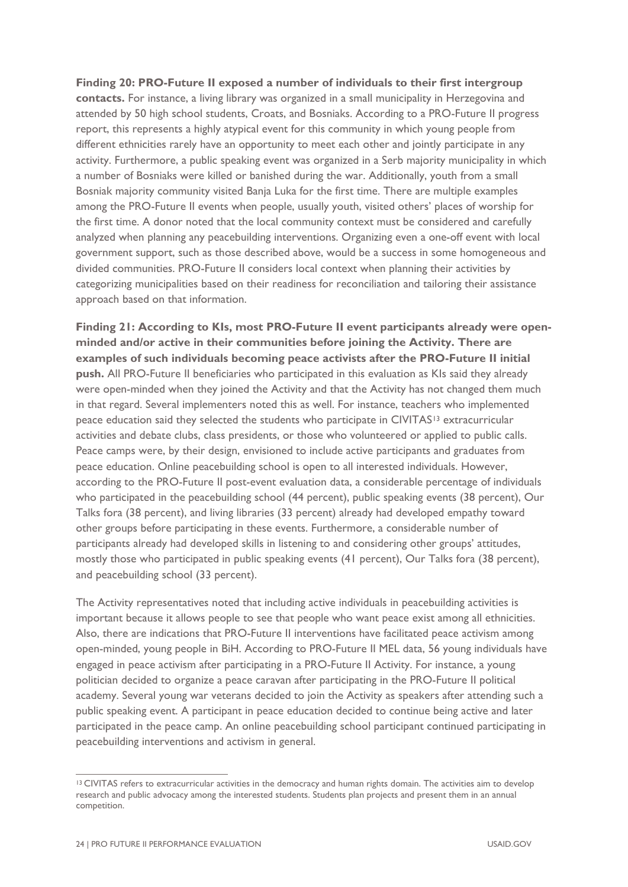**Finding 20: PRO-Future II exposed a number of individuals to their first intergroup contacts.** For instance, a living library was organized in a small municipality in Herzegovina and attended by 50 high school students, Croats, and Bosniaks. According to a PRO-Future II progress report, this represents a highly atypical event for this community in which young people from different ethnicities rarely have an opportunity to meet each other and jointly participate in any activity. Furthermore, a public speaking event was organized in a Serb majority municipality in which a number of Bosniaks were killed or banished during the war. Additionally, youth from a small Bosniak majority community visited Banja Luka for the first time. There are multiple examples among the PRO-Future II events when people, usually youth, visited others' places of worship for the first time. A donor noted that the local community context must be considered and carefully analyzed when planning any peacebuilding interventions. Organizing even a one-off event with local government support, such as those described above, would be a success in some homogeneous and divided communities. PRO-Future II considers local context when planning their activities by categorizing municipalities based on their readiness for reconciliation and tailoring their assistance approach based on that information.

**Finding 21: According to KIs, most PRO-Future II event participants already were open-minded and/or active in their communities before joining the Activity. There are examples of such individuals becoming peace activists after the PRO-Future II initial push.** All PRO-Future II beneficiaries who participated in this evaluation as KIs said they already were open-minded when they joined the Activity and that the Activity has not changed them much in that regard. Several implementers noted this as well. For instance, teachers who implemented peace education said they selected the students who participate in CIVITAS[13] extracurricular activities and debate clubs, class presidents, or those who volunteered or applied to public calls. Peace camps were, by their design, envisioned to include active participants and graduates from peace education. Online peacebuilding school is open to all interested individuals. However, according to the PRO-Future II post-event evaluation data, a considerable percentage of individuals who participated in the peacebuilding school (44 percent), public speaking events (38 percent), Our Talks fora (38 percent), and living libraries (33 percent) already had developed empathy toward other groups before participating in these events. Furthermore, a considerable number of participants already had developed skills in listening to and considering other groups' attitudes, mostly those who participated in public speaking events (41 percent), Our Talks fora (38 percent), and peacebuilding school (33 percent).

The Activity representatives noted that including active individuals in peacebuilding activities is important because it allows people to see that people who want peace exist among all ethnicities. Also, there are indications that PRO-Future II interventions have facilitated peace activism among open-minded, young people in BiH. According to PRO-Future II MEL data, 56 young individuals have engaged in peace activism after participating in a PRO-Future II Activity. For instance, a young politician decided to organize a peace caravan after participating in the PRO-Future II political academy. Several young war veterans decided to join the Activity as speakers after attending such a public speaking event. A participant in peace education decided to continue being active and later participated in the peace camp. An online peacebuilding school participant continued participating in peacebuilding interventions and activism in general.

[13] CIVITAS refers to extracurricular activities in the democracy and human rights domain. The activities aim to develop research and public advocacy among the interested students. Students plan projects and present them in an annual competition.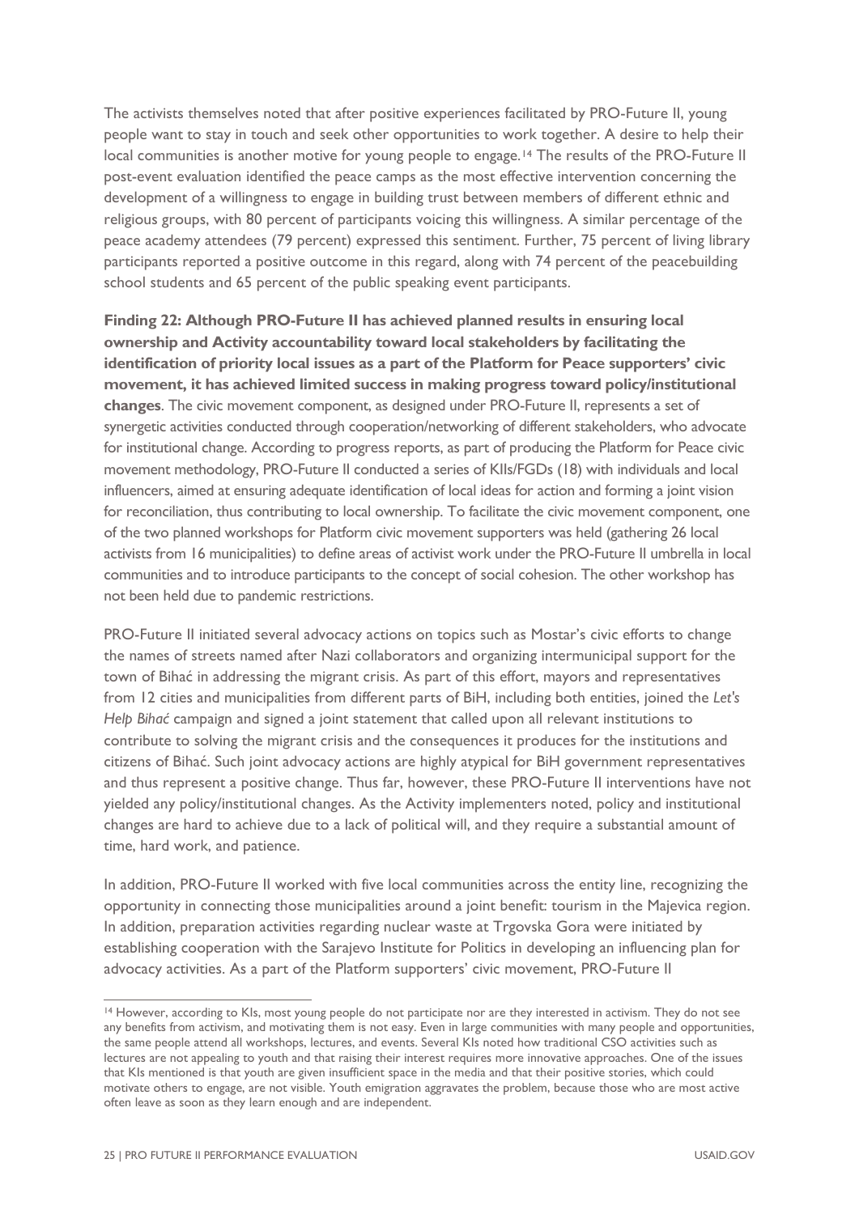The activists themselves noted that after positive experiences facilitated by PRO-Future II, young people want to stay in touch and seek other opportunities to work together. A desire to help their local communities is another motive for young people to engage.[14] The results of the PRO-Future II post-event evaluation identified the peace camps as the most effective intervention concerning the development of a willingness to engage in building trust between members of different ethnic and religious groups, with 80 percent of participants voicing this willingness. A similar percentage of the peace academy attendees (79 percent) expressed this sentiment. Further, 75 percent of living library participants reported a positive outcome in this regard, along with 74 percent of the peacebuilding school students and 65 percent of the public speaking event participants.

**Finding 22: Although PRO-Future II has achieved planned results in ensuring local ownership and Activity accountability toward local stakeholders by facilitating the identification of priority local issues as a part of the Platform for Peace supporters' civic movement, it has achieved limited success in making progress toward policy/institutional changes**. The civic movement component, as designed under PRO-Future II, represents a set of synergetic activities conducted through cooperation/networking of different stakeholders, who advocate for institutional change. According to progress reports, as part of producing the Platform for Peace civic movement methodology, PRO-Future II conducted a series of KIIs/FGDs (18) with individuals and local influencers, aimed at ensuring adequate identification of local ideas for action and forming a joint vision for reconciliation, thus contributing to local ownership. To facilitate the civic movement component, one of the two planned workshops for Platform civic movement supporters was held (gathering 26 local activists from 16 municipalities) to define areas of activist work under the PRO-Future II umbrella in local communities and to introduce participants to the concept of social cohesion. The other workshop has not been held due to pandemic restrictions.

PRO-Future II initiated several advocacy actions on topics such as Mostar's civic efforts to change the names of streets named after Nazi collaborators and organizing intermunicipal support for the town of Bihać in addressing the migrant crisis. As part of this effort, mayors and representatives from 12 cities and municipalities from different parts of BiH, including both entities, joined the *Let's Help Bihać* campaign and signed a joint statement that called upon all relevant institutions to contribute to solving the migrant crisis and the consequences it produces for the institutions and citizens of Bihać. Such joint advocacy actions are highly atypical for BiH government representatives and thus represent a positive change. Thus far, however, these PRO-Future II interventions have not yielded any policy/institutional changes. As the Activity implementers noted, policy and institutional changes are hard to achieve due to a lack of political will, and they require a substantial amount of time, hard work, and patience.

In addition, PRO-Future II worked with five local communities across the entity line, recognizing the opportunity in connecting those municipalities around a joint benefit: tourism in the Majevica region. In addition, preparation activities regarding nuclear waste at Trgovska Gora were initiated by establishing cooperation with the Sarajevo Institute for Politics in developing an influencing plan for advocacy activities. As a part of the Platform supporters' civic movement, PRO-Future II

---

[14] However, according to KIs, most young people do not participate nor are they interested in activism. They do not see any benefits from activism, and motivating them is not easy. Even in large communities with many people and opportunities, the same people attend all workshops, lectures, and events. Several KIs noted how traditional CSO activities such as lectures are not appealing to youth and that raising their interest requires more innovative approaches. One of the issues that KIs mentioned is that youth are given insufficient space in the media and that their positive stories, which could motivate others to engage, are not visible. Youth emigration aggravates the problem, because those who are most active often leave as soon as they learn enough and are independent.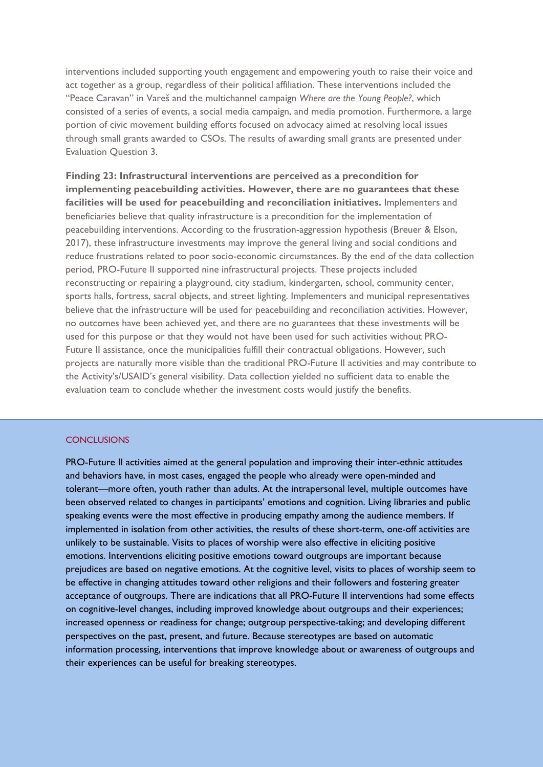interventions included supporting youth engagement and empowering youth to raise their voice and act together as a group, regardless of their political affiliation. These interventions included the "Peace Caravan" in Vareš and the multichannel campaign *Where are the Young People?*, which consisted of a series of events, a social media campaign, and media promotion. Furthermore, a large portion of civic movement building efforts focused on advocacy aimed at resolving local issues through small grants awarded to CSOs. The results of awarding small grants are presented under Evaluation Question 3.

**Finding 23: Infrastructural interventions are perceived as a precondition for implementing peacebuilding activities. However, there are no guarantees that these facilities will be used for peacebuilding and reconciliation initiatives.** Implementers and beneficiaries believe that quality infrastructure is a precondition for the implementation of peacebuilding interventions. According to the frustration-aggression hypothesis (Breuer & Elson, 2017), these infrastructure investments may improve the general living and social conditions and reduce frustrations related to poor socio-economic circumstances. By the end of the data collection period, PRO-Future II supported nine infrastructural projects. These projects included reconstructing or repairing a playground, city stadium, kindergarten, school, community center, sports halls, fortress, sacral objects, and street lighting. Implementers and municipal representatives believe that the infrastructure will be used for peacebuilding and reconciliation activities. However, no outcomes have been achieved yet, and there are no guarantees that these investments will be used for this purpose or that they would not have been used for such activities without PRO-Future II assistance, once the municipalities fulfill their contractual obligations. However, such projects are naturally more visible than the traditional PRO-Future II activities and may contribute to the Activity's/USAID's general visibility. Data collection yielded no sufficient data to enable the evaluation team to conclude whether the investment costs would justify the benefits.

## CONCLUSIONS

PRO-Future II activities aimed at the general population and improving their inter-ethnic attitudes and behaviors have, in most cases, engaged the people who already were open-minded and tolerant—more often, youth rather than adults. At the intrapersonal level, multiple outcomes have been observed related to changes in participants' emotions and cognition. Living libraries and public speaking events were the most effective in producing empathy among the audience members. If implemented in isolation from other activities, the results of these short-term, one-off activities are unlikely to be sustainable. Visits to places of worship were also effective in eliciting positive emotions. Interventions eliciting positive emotions toward outgroups are important because prejudices are based on negative emotions. At the cognitive level, visits to places of worship seem to be effective in changing attitudes toward other religions and their followers and fostering greater acceptance of outgroups. There are indications that all PRO-Future II interventions had some effects on cognitive-level changes, including improved knowledge about outgroups and their experiences; increased openness or readiness for change; outgroup perspective-taking; and developing different perspectives on the past, present, and future. Because stereotypes are based on automatic information processing, interventions that improve knowledge about or awareness of outgroups and their experiences can be useful for breaking stereotypes.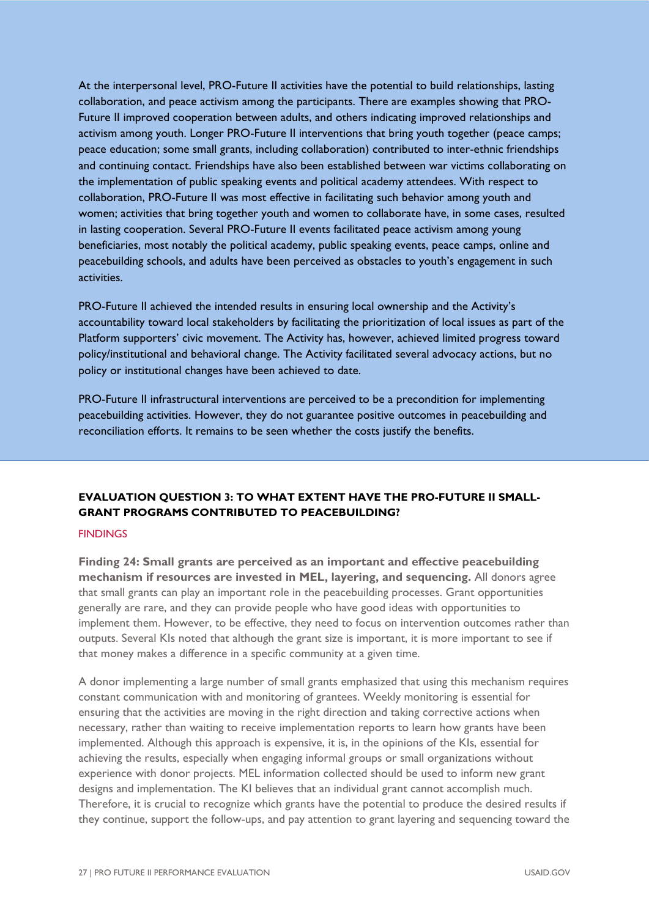At the interpersonal level, PRO-Future II activities have the potential to build relationships, lasting collaboration, and peace activism among the participants. There are examples showing that PRO-Future II improved cooperation between adults, and others indicating improved relationships and activism among youth. Longer PRO-Future II interventions that bring youth together (peace camps; peace education; some small grants, including collaboration) contributed to inter-ethnic friendships and continuing contact. Friendships have also been established between war victims collaborating on the implementation of public speaking events and political academy attendees. With respect to collaboration, PRO-Future II was most effective in facilitating such behavior among youth and women; activities that bring together youth and women to collaborate have, in some cases, resulted in lasting cooperation. Several PRO-Future II events facilitated peace activism among young beneficiaries, most notably the political academy, public speaking events, peace camps, online and peacebuilding schools, and adults have been perceived as obstacles to youth's engagement in such activities.

PRO-Future II achieved the intended results in ensuring local ownership and the Activity's accountability toward local stakeholders by facilitating the prioritization of local issues as part of the Platform supporters' civic movement. The Activity has, however, achieved limited progress toward policy/institutional and behavioral change. The Activity facilitated several advocacy actions, but no policy or institutional changes have been achieved to date.

PRO-Future II infrastructural interventions are perceived to be a precondition for implementing peacebuilding activities. However, they do not guarantee positive outcomes in peacebuilding and reconciliation efforts. It remains to be seen whether the costs justify the benefits.

## EVALUATION QUESTION 3: TO WHAT EXTENT HAVE THE PRO-FUTURE II SMALL-GRANT PROGRAMS CONTRIBUTED TO PEACEBUILDING?

### FINDINGS

**Finding 24: Small grants are perceived as an important and effective peacebuilding mechanism if resources are invested in MEL, layering, and sequencing.** All donors agree that small grants can play an important role in the peacebuilding processes. Grant opportunities generally are rare, and they can provide people who have good ideas with opportunities to implement them. However, to be effective, they need to focus on intervention outcomes rather than outputs. Several KIs noted that although the grant size is important, it is more important to see if that money makes a difference in a specific community at a given time.

A donor implementing a large number of small grants emphasized that using this mechanism requires constant communication with and monitoring of grantees. Weekly monitoring is essential for ensuring that the activities are moving in the right direction and taking corrective actions when necessary, rather than waiting to receive implementation reports to learn how grants have been implemented. Although this approach is expensive, it is, in the opinions of the KIs, essential for achieving the results, especially when engaging informal groups or small organizations without experience with donor projects. MEL information collected should be used to inform new grant designs and implementation. The KI believes that an individual grant cannot accomplish much. Therefore, it is crucial to recognize which grants have the potential to produce the desired results if they continue, support the follow-ups, and pay attention to grant layering and sequencing toward the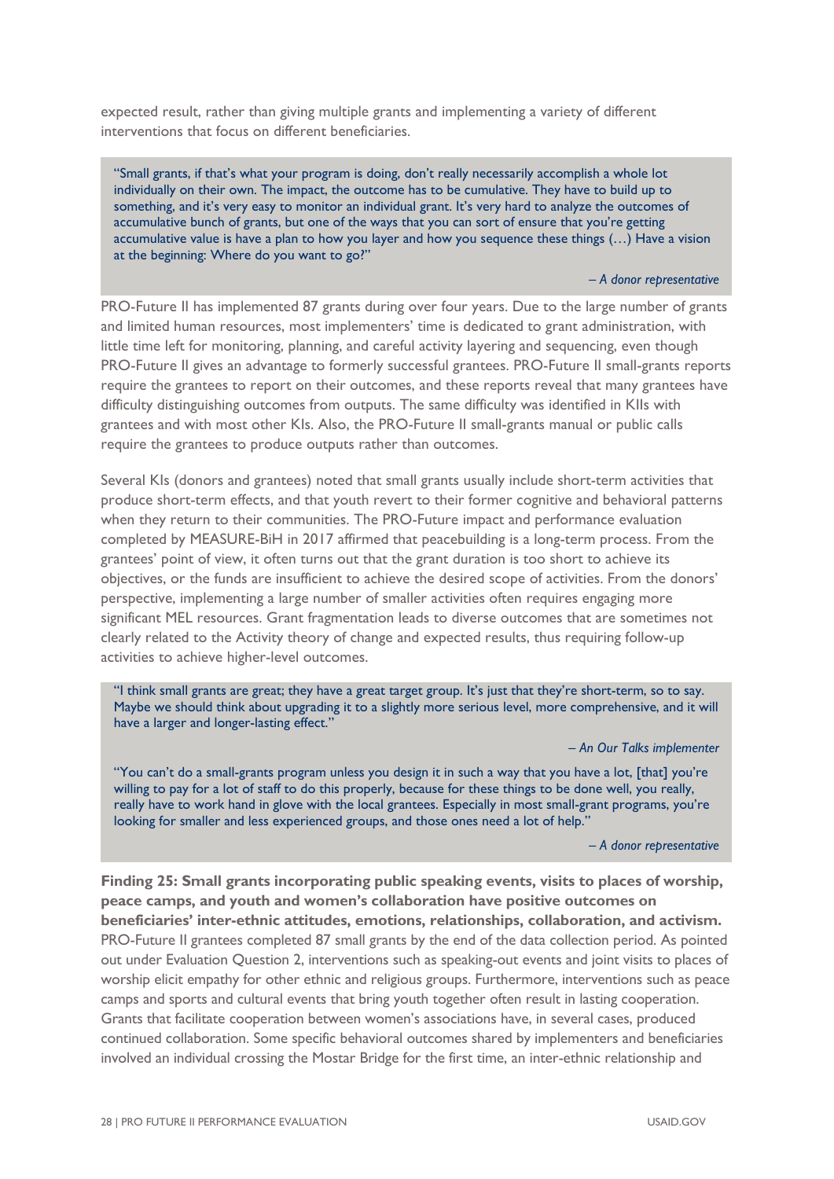expected result, rather than giving multiple grants and implementing a variety of different interventions that focus on different beneficiaries.

> "Small grants, if that's what your program is doing, don't really necessarily accomplish a whole lot individually on their own. The impact, the outcome has to be cumulative. They have to build up to something, and it's very easy to monitor an individual grant. It's very hard to analyze the outcomes of accumulative bunch of grants, but one of the ways that you can sort of ensure that you're getting accumulative value is have a plan to how you layer and how you sequence these things (…) Have a vision at the beginning: Where do you want to go?"
>
> *– A donor representative*

PRO-Future II has implemented 87 grants during over four years. Due to the large number of grants and limited human resources, most implementers' time is dedicated to grant administration, with little time left for monitoring, planning, and careful activity layering and sequencing, even though PRO-Future II gives an advantage to formerly successful grantees. PRO-Future II small-grants reports require the grantees to report on their outcomes, and these reports reveal that many grantees have difficulty distinguishing outcomes from outputs. The same difficulty was identified in KIIs with grantees and with most other KIs. Also, the PRO-Future II small-grants manual or public calls require the grantees to produce outputs rather than outcomes.

Several KIs (donors and grantees) noted that small grants usually include short-term activities that produce short-term effects, and that youth revert to their former cognitive and behavioral patterns when they return to their communities. The PRO-Future impact and performance evaluation completed by MEASURE-BiH in 2017 affirmed that peacebuilding is a long-term process. From the grantees' point of view, it often turns out that the grant duration is too short to achieve its objectives, or the funds are insufficient to achieve the desired scope of activities. From the donors' perspective, implementing a large number of smaller activities often requires engaging more significant MEL resources. Grant fragmentation leads to diverse outcomes that are sometimes not clearly related to the Activity theory of change and expected results, thus requiring follow-up activities to achieve higher-level outcomes.

> "I think small grants are great; they have a great target group. It's just that they're short-term, so to say. Maybe we should think about upgrading it to a slightly more serious level, more comprehensive, and it will have a larger and longer-lasting effect."
>
> *– An Our Talks implementer*
>
> "You can't do a small-grants program unless you design it in such a way that you have a lot, [that] you're willing to pay for a lot of staff to do this properly, because for these things to be done well, you really, really have to work hand in glove with the local grantees. Especially in most small-grant programs, you're looking for smaller and less experienced groups, and those ones need a lot of help."
>
> *– A donor representative*

**Finding 25: Small grants incorporating public speaking events, visits to places of worship, peace camps, and youth and women's collaboration have positive outcomes on beneficiaries' inter-ethnic attitudes, emotions, relationships, collaboration, and activism.** PRO-Future II grantees completed 87 small grants by the end of the data collection period. As pointed out under Evaluation Question 2, interventions such as speaking-out events and joint visits to places of worship elicit empathy for other ethnic and religious groups. Furthermore, interventions such as peace camps and sports and cultural events that bring youth together often result in lasting cooperation. Grants that facilitate cooperation between women's associations have, in several cases, produced continued collaboration. Some specific behavioral outcomes shared by implementers and beneficiaries involved an individual crossing the Mostar Bridge for the first time, an inter-ethnic relationship and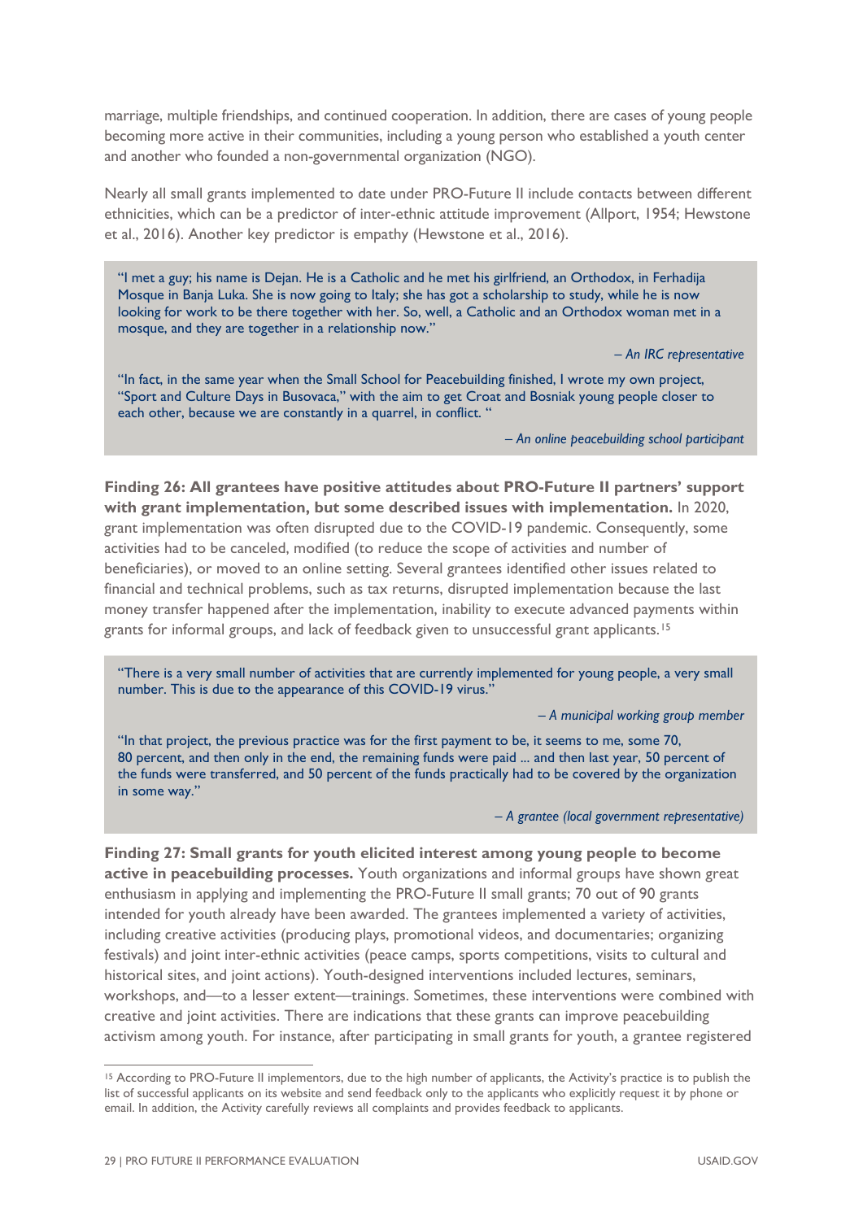marriage, multiple friendships, and continued cooperation. In addition, there are cases of young people becoming more active in their communities, including a young person who established a youth center and another who founded a non-governmental organization (NGO).

Nearly all small grants implemented to date under PRO-Future II include contacts between different ethnicities, which can be a predictor of inter-ethnic attitude improvement (Allport, 1954; Hewstone et al., 2016). Another key predictor is empathy (Hewstone et al., 2016).

> "I met a guy; his name is Dejan. He is a Catholic and he met his girlfriend, an Orthodox, in Ferhadija Mosque in Banja Luka. She is now going to Italy; she has got a scholarship to study, while he is now looking for work to be there together with her. So, well, a Catholic and an Orthodox woman met in a mosque, and they are together in a relationship now."
>
> *– An IRC representative*
>
> "In fact, in the same year when the Small School for Peacebuilding finished, I wrote my own project, "Sport and Culture Days in Busovaca," with the aim to get Croat and Bosniak young people closer to each other, because we are constantly in a quarrel, in conflict. "
>
> *– An online peacebuilding school participant*

**Finding 26: All grantees have positive attitudes about PRO-Future II partners' support with grant implementation, but some described issues with implementation.** In 2020, grant implementation was often disrupted due to the COVID-19 pandemic. Consequently, some activities had to be canceled, modified (to reduce the scope of activities and number of beneficiaries), or moved to an online setting. Several grantees identified other issues related to financial and technical problems, such as tax returns, disrupted implementation because the last money transfer happened after the implementation, inability to execute advanced payments within grants for informal groups, and lack of feedback given to unsuccessful grant applicants.[15]

> "There is a very small number of activities that are currently implemented for young people, a very small number. This is due to the appearance of this COVID-19 virus."
>
> *– A municipal working group member*
>
> "In that project, the previous practice was for the first payment to be, it seems to me, some 70, 80 percent, and then only in the end, the remaining funds were paid ... and then last year, 50 percent of the funds were transferred, and 50 percent of the funds practically had to be covered by the organization in some way."
>
> *– A grantee (local government representative)*

**Finding 27: Small grants for youth elicited interest among young people to become active in peacebuilding processes.** Youth organizations and informal groups have shown great enthusiasm in applying and implementing the PRO-Future II small grants; 70 out of 90 grants intended for youth already have been awarded. The grantees implemented a variety of activities, including creative activities (producing plays, promotional videos, and documentaries; organizing festivals) and joint inter-ethnic activities (peace camps, sports competitions, visits to cultural and historical sites, and joint actions). Youth-designed interventions included lectures, seminars, workshops, and—to a lesser extent—trainings. Sometimes, these interventions were combined with creative and joint activities. There are indications that these grants can improve peacebuilding activism among youth. For instance, after participating in small grants for youth, a grantee registered

[15] According to PRO-Future II implementors, due to the high number of applicants, the Activity's practice is to publish the list of successful applicants on its website and send feedback only to the applicants who explicitly request it by phone or email. In addition, the Activity carefully reviews all complaints and provides feedback to applicants.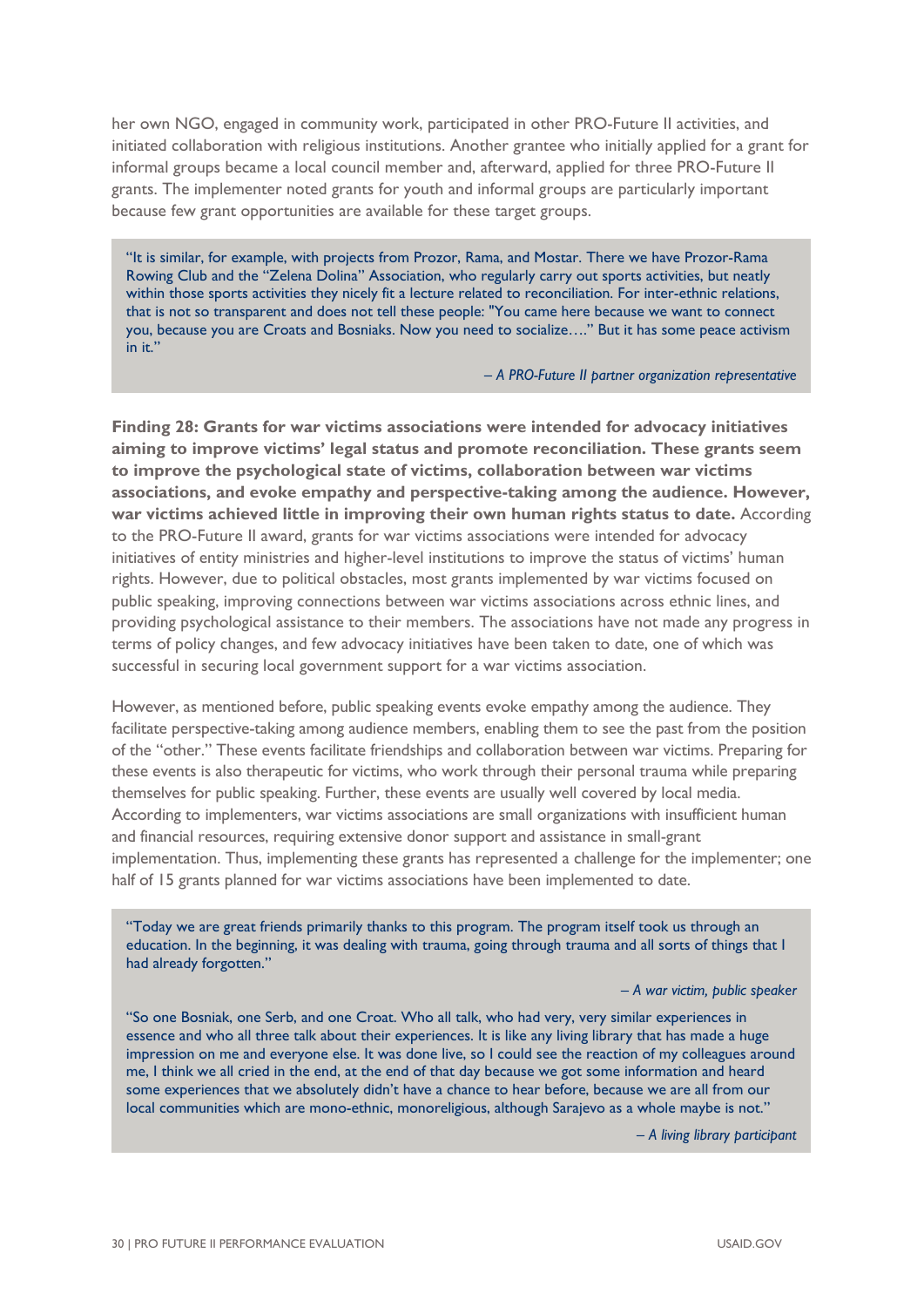her own NGO, engaged in community work, participated in other PRO-Future II activities, and initiated collaboration with religious institutions. Another grantee who initially applied for a grant for informal groups became a local council member and, afterward, applied for three PRO-Future II grants. The implementer noted grants for youth and informal groups are particularly important because few grant opportunities are available for these target groups.

> "It is similar, for example, with projects from Prozor, Rama, and Mostar. There we have Prozor-Rama Rowing Club and the "Zelena Dolina" Association, who regularly carry out sports activities, but neatly within those sports activities they nicely fit a lecture related to reconciliation. For inter-ethnic relations, that is not so transparent and does not tell these people: "You came here because we want to connect you, because you are Croats and Bosniaks. Now you need to socialize…." But it has some peace activism in it."
>
> *– A PRO-Future II partner organization representative*

**Finding 28: Grants for war victims associations were intended for advocacy initiatives aiming to improve victims' legal status and promote reconciliation. These grants seem to improve the psychological state of victims, collaboration between war victims associations, and evoke empathy and perspective-taking among the audience. However, war victims achieved little in improving their own human rights status to date.** According to the PRO-Future II award, grants for war victims associations were intended for advocacy initiatives of entity ministries and higher-level institutions to improve the status of victims' human rights. However, due to political obstacles, most grants implemented by war victims focused on public speaking, improving connections between war victims associations across ethnic lines, and providing psychological assistance to their members. The associations have not made any progress in terms of policy changes, and few advocacy initiatives have been taken to date, one of which was successful in securing local government support for a war victims association.

However, as mentioned before, public speaking events evoke empathy among the audience. They facilitate perspective-taking among audience members, enabling them to see the past from the position of the "other." These events facilitate friendships and collaboration between war victims. Preparing for these events is also therapeutic for victims, who work through their personal trauma while preparing themselves for public speaking. Further, these events are usually well covered by local media. According to implementers, war victims associations are small organizations with insufficient human and financial resources, requiring extensive donor support and assistance in small-grant implementation. Thus, implementing these grants has represented a challenge for the implementer; one half of 15 grants planned for war victims associations have been implemented to date.

> "Today we are great friends primarily thanks to this program. The program itself took us through an education. In the beginning, it was dealing with trauma, going through trauma and all sorts of things that I had already forgotten."
>
> *– A war victim, public speaker*
>
> "So one Bosniak, one Serb, and one Croat. Who all talk, who had very, very similar experiences in essence and who all three talk about their experiences. It is like any living library that has made a huge impression on me and everyone else. It was done live, so I could see the reaction of my colleagues around me, I think we all cried in the end, at the end of that day because we got some information and heard some experiences that we absolutely didn't have a chance to hear before, because we are all from our local communities which are mono-ethnic, monoreligious, although Sarajevo as a whole maybe is not."
>
> *– A living library participant*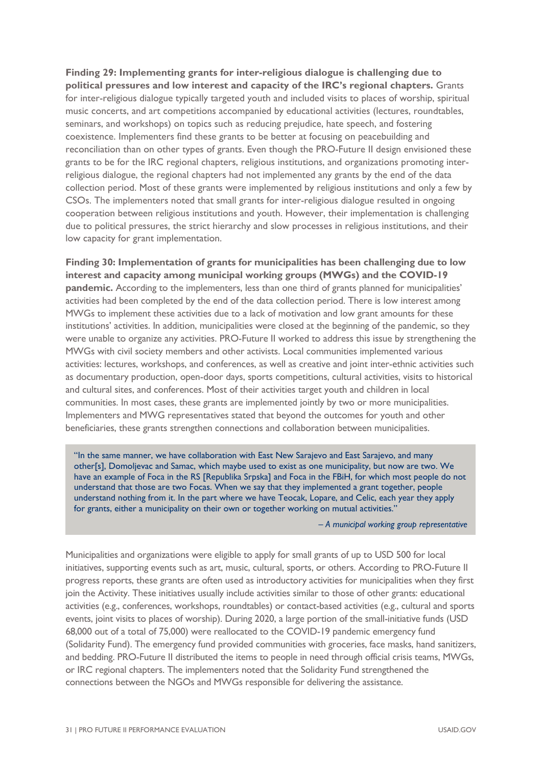**Finding 29: Implementing grants for inter-religious dialogue is challenging due to political pressures and low interest and capacity of the IRC's regional chapters.** Grants for inter-religious dialogue typically targeted youth and included visits to places of worship, spiritual music concerts, and art competitions accompanied by educational activities (lectures, roundtables, seminars, and workshops) on topics such as reducing prejudice, hate speech, and fostering coexistence. Implementers find these grants to be better at focusing on peacebuilding and reconciliation than on other types of grants. Even though the PRO-Future II design envisioned these grants to be for the IRC regional chapters, religious institutions, and organizations promoting inter-religious dialogue, the regional chapters had not implemented any grants by the end of the data collection period. Most of these grants were implemented by religious institutions and only a few by CSOs. The implementers noted that small grants for inter-religious dialogue resulted in ongoing cooperation between religious institutions and youth. However, their implementation is challenging due to political pressures, the strict hierarchy and slow processes in religious institutions, and their low capacity for grant implementation.

**Finding 30: Implementation of grants for municipalities has been challenging due to low interest and capacity among municipal working groups (MWGs) and the COVID-19 pandemic.** According to the implementers, less than one third of grants planned for municipalities' activities had been completed by the end of the data collection period. There is low interest among MWGs to implement these activities due to a lack of motivation and low grant amounts for these institutions' activities. In addition, municipalities were closed at the beginning of the pandemic, so they were unable to organize any activities. PRO-Future II worked to address this issue by strengthening the MWGs with civil society members and other activists. Local communities implemented various activities: lectures, workshops, and conferences, as well as creative and joint inter-ethnic activities such as documentary production, open-door days, sports competitions, cultural activities, visits to historical and cultural sites, and conferences. Most of their activities target youth and children in local communities. In most cases, these grants are implemented jointly by two or more municipalities. Implementers and MWG representatives stated that beyond the outcomes for youth and other beneficiaries, these grants strengthen connections and collaboration between municipalities.

> "In the same manner, we have collaboration with East New Sarajevo and East Sarajevo, and many other[s], Domoljevac and Samac, which maybe used to exist as one municipality, but now are two. We have an example of Foca in the RS [Republika Srpska] and Foca in the FBiH, for which most people do not understand that those are two Focas. When we say that they implemented a grant together, people understand nothing from it. In the part where we have Teocak, Lopare, and Celic, each year they apply for grants, either a municipality on their own or together working on mutual activities."
>
> *– A municipal working group representative*

Municipalities and organizations were eligible to apply for small grants of up to USD 500 for local initiatives, supporting events such as art, music, cultural, sports, or others. According to PRO-Future II progress reports, these grants are often used as introductory activities for municipalities when they first join the Activity. These initiatives usually include activities similar to those of other grants: educational activities (e.g., conferences, workshops, roundtables) or contact-based activities (e.g., cultural and sports events, joint visits to places of worship). During 2020, a large portion of the small-initiative funds (USD 68,000 out of a total of 75,000) were reallocated to the COVID-19 pandemic emergency fund (Solidarity Fund). The emergency fund provided communities with groceries, face masks, hand sanitizers, and bedding. PRO-Future II distributed the items to people in need through official crisis teams, MWGs, or IRC regional chapters. The implementers noted that the Solidarity Fund strengthened the connections between the NGOs and MWGs responsible for delivering the assistance.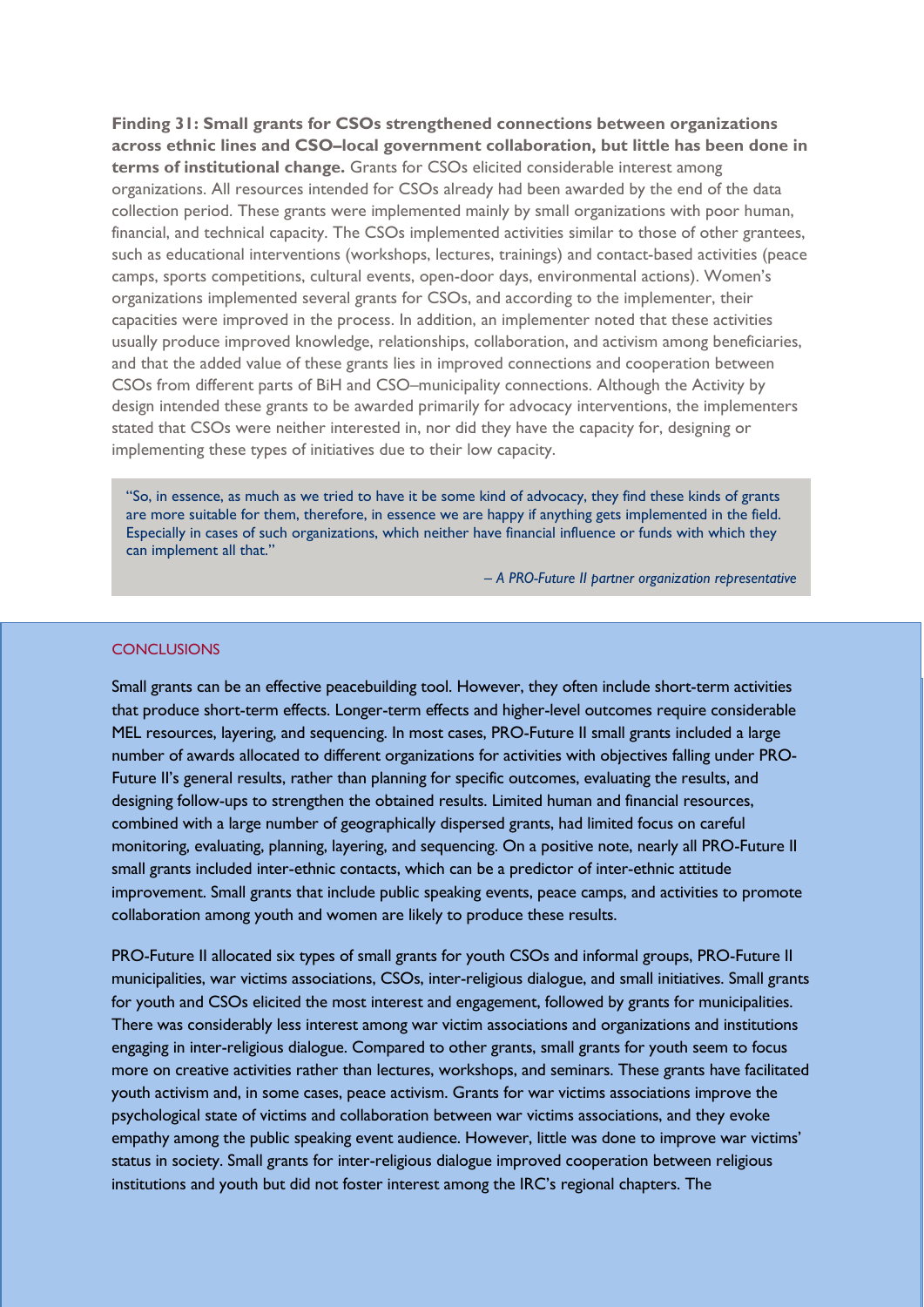**Finding 31: Small grants for CSOs strengthened connections between organizations across ethnic lines and CSO–local government collaboration, but little has been done in terms of institutional change.** Grants for CSOs elicited considerable interest among organizations. All resources intended for CSOs already had been awarded by the end of the data collection period. These grants were implemented mainly by small organizations with poor human, financial, and technical capacity. The CSOs implemented activities similar to those of other grantees, such as educational interventions (workshops, lectures, trainings) and contact-based activities (peace camps, sports competitions, cultural events, open-door days, environmental actions). Women's organizations implemented several grants for CSOs, and according to the implementer, their capacities were improved in the process. In addition, an implementer noted that these activities usually produce improved knowledge, relationships, collaboration, and activism among beneficiaries, and that the added value of these grants lies in improved connections and cooperation between CSOs from different parts of BiH and CSO–municipality connections. Although the Activity by design intended these grants to be awarded primarily for advocacy interventions, the implementers stated that CSOs were neither interested in, nor did they have the capacity for, designing or implementing these types of initiatives due to their low capacity.

> "So, in essence, as much as we tried to have it be some kind of advocacy, they find these kinds of grants are more suitable for them, therefore, in essence we are happy if anything gets implemented in the field. Especially in cases of such organizations, which neither have financial influence or funds with which they can implement all that."
>
> *– A PRO-Future II partner organization representative*

## CONCLUSIONS

Small grants can be an effective peacebuilding tool. However, they often include short-term activities that produce short-term effects. Longer-term effects and higher-level outcomes require considerable MEL resources, layering, and sequencing. In most cases, PRO-Future II small grants included a large number of awards allocated to different organizations for activities with objectives falling under PRO-Future II's general results, rather than planning for specific outcomes, evaluating the results, and designing follow-ups to strengthen the obtained results. Limited human and financial resources, combined with a large number of geographically dispersed grants, had limited focus on careful monitoring, evaluating, planning, layering, and sequencing. On a positive note, nearly all PRO-Future II small grants included inter-ethnic contacts, which can be a predictor of inter-ethnic attitude improvement. Small grants that include public speaking events, peace camps, and activities to promote collaboration among youth and women are likely to produce these results.

PRO-Future II allocated six types of small grants for youth CSOs and informal groups, PRO-Future II municipalities, war victims associations, CSOs, inter-religious dialogue, and small initiatives. Small grants for youth and CSOs elicited the most interest and engagement, followed by grants for municipalities. There was considerably less interest among war victim associations and organizations and institutions engaging in inter-religious dialogue. Compared to other grants, small grants for youth seem to focus more on creative activities rather than lectures, workshops, and seminars. These grants have facilitated youth activism and, in some cases, peace activism. Grants for war victims associations improve the psychological state of victims and collaboration between war victims associations, and they evoke empathy among the public speaking event audience. However, little was done to improve war victims' status in society. Small grants for inter-religious dialogue improved cooperation between religious institutions and youth but did not foster interest among the IRC's regional chapters. The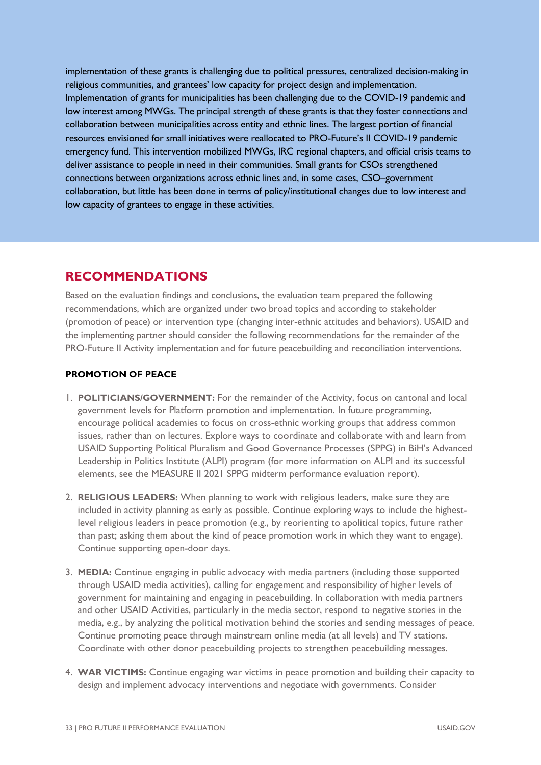implementation of these grants is challenging due to political pressures, centralized decision-making in religious communities, and grantees' low capacity for project design and implementation. Implementation of grants for municipalities has been challenging due to the COVID-19 pandemic and low interest among MWGs. The principal strength of these grants is that they foster connections and collaboration between municipalities across entity and ethnic lines. The largest portion of financial resources envisioned for small initiatives were reallocated to PRO-Future's II COVID-19 pandemic emergency fund. This intervention mobilized MWGs, IRC regional chapters, and official crisis teams to deliver assistance to people in need in their communities. Small grants for CSOs strengthened connections between organizations across ethnic lines and, in some cases, CSO–government collaboration, but little has been done in terms of policy/institutional changes due to low interest and low capacity of grantees to engage in these activities.

## RECOMMENDATIONS

Based on the evaluation findings and conclusions, the evaluation team prepared the following recommendations, which are organized under two broad topics and according to stakeholder (promotion of peace) or intervention type (changing inter-ethnic attitudes and behaviors). USAID and the implementing partner should consider the following recommendations for the remainder of the PRO-Future II Activity implementation and for future peacebuilding and reconciliation interventions.

### PROMOTION OF PEACE

1. **POLITICIANS/GOVERNMENT:** For the remainder of the Activity, focus on cantonal and local government levels for Platform promotion and implementation. In future programming, encourage political academies to focus on cross-ethnic working groups that address common issues, rather than on lectures. Explore ways to coordinate and collaborate with and learn from USAID Supporting Political Pluralism and Good Governance Processes (SPPG) in BiH's Advanced Leadership in Politics Institute (ALPI) program (for more information on ALPI and its successful elements, see the MEASURE II 2021 SPPG midterm performance evaluation report).

2. **RELIGIOUS LEADERS:** When planning to work with religious leaders, make sure they are included in activity planning as early as possible. Continue exploring ways to include the highest-level religious leaders in peace promotion (e.g., by reorienting to apolitical topics, future rather than past; asking them about the kind of peace promotion work in which they want to engage). Continue supporting open-door days.

3. **MEDIA:** Continue engaging in public advocacy with media partners (including those supported through USAID media activities), calling for engagement and responsibility of higher levels of government for maintaining and engaging in peacebuilding. In collaboration with media partners and other USAID Activities, particularly in the media sector, respond to negative stories in the media, e.g., by analyzing the political motivation behind the stories and sending messages of peace. Continue promoting peace through mainstream online media (at all levels) and TV stations. Coordinate with other donor peacebuilding projects to strengthen peacebuilding messages.

4. **WAR VICTIMS:** Continue engaging war victims in peace promotion and building their capacity to design and implement advocacy interventions and negotiate with governments. Consider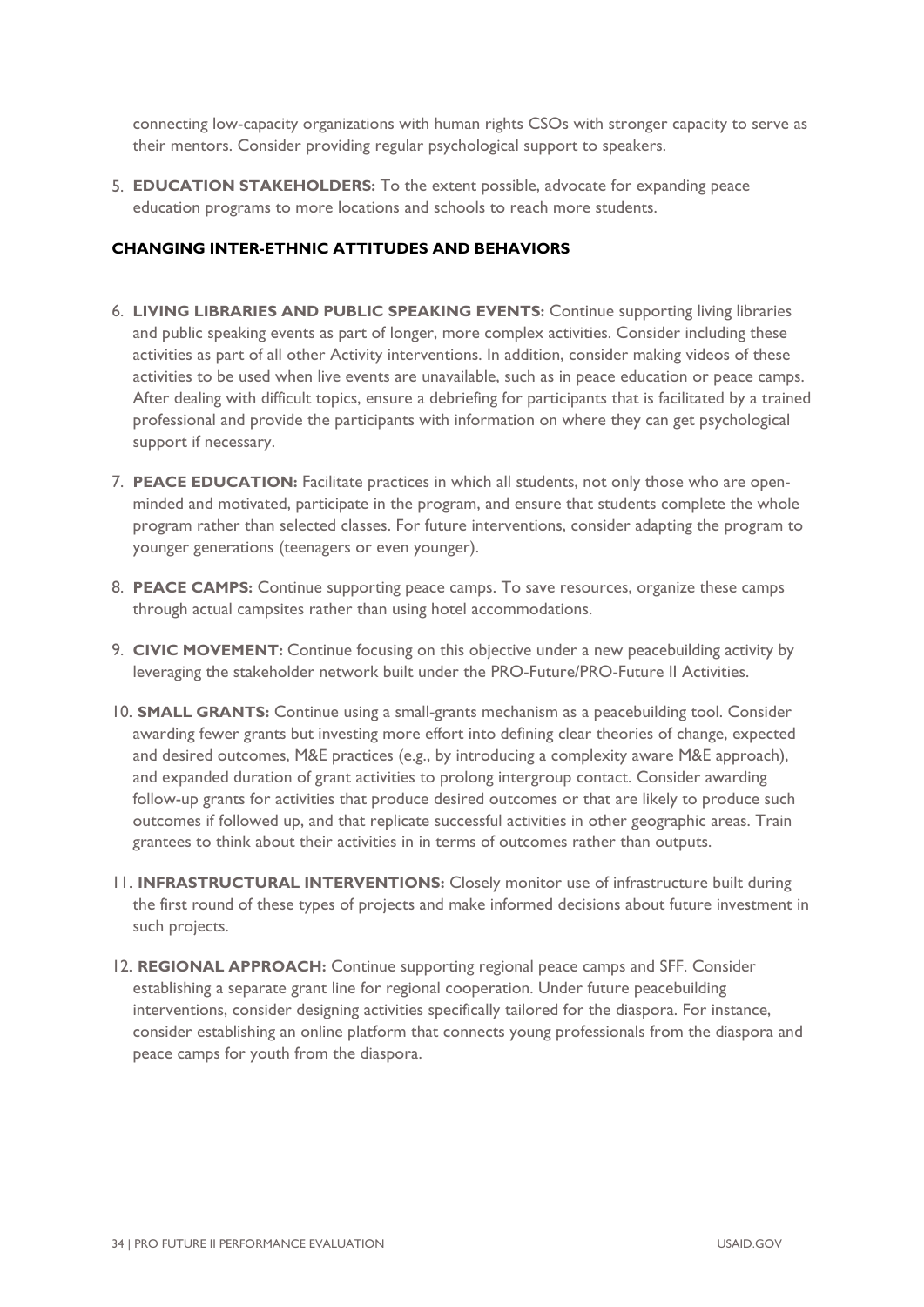connecting low-capacity organizations with human rights CSOs with stronger capacity to serve as their mentors. Consider providing regular psychological support to speakers.

5. **EDUCATION STAKEHOLDERS:** To the extent possible, advocate for expanding peace education programs to more locations and schools to reach more students.

**CHANGING INTER-ETHNIC ATTITUDES AND BEHAVIORS**

6. **LIVING LIBRARIES AND PUBLIC SPEAKING EVENTS:** Continue supporting living libraries and public speaking events as part of longer, more complex activities. Consider including these activities as part of all other Activity interventions. In addition, consider making videos of these activities to be used when live events are unavailable, such as in peace education or peace camps. After dealing with difficult topics, ensure a debriefing for participants that is facilitated by a trained professional and provide the participants with information on where they can get psychological support if necessary.
7. **PEACE EDUCATION:** Facilitate practices in which all students, not only those who are open-minded and motivated, participate in the program, and ensure that students complete the whole program rather than selected classes. For future interventions, consider adapting the program to younger generations (teenagers or even younger).
8. **PEACE CAMPS:** Continue supporting peace camps. To save resources, organize these camps through actual campsites rather than using hotel accommodations.
9. **CIVIC MOVEMENT:** Continue focusing on this objective under a new peacebuilding activity by leveraging the stakeholder network built under the PRO-Future/PRO-Future II Activities.
10. **SMALL GRANTS:** Continue using a small-grants mechanism as a peacebuilding tool. Consider awarding fewer grants but investing more effort into defining clear theories of change, expected and desired outcomes, M&E practices (e.g., by introducing a complexity aware M&E approach), and expanded duration of grant activities to prolong intergroup contact. Consider awarding follow-up grants for activities that produce desired outcomes or that are likely to produce such outcomes if followed up, and that replicate successful activities in other geographic areas. Train grantees to think about their activities in in terms of outcomes rather than outputs.
11. **INFRASTRUCTURAL INTERVENTIONS:** Closely monitor use of infrastructure built during the first round of these types of projects and make informed decisions about future investment in such projects.
12. **REGIONAL APPROACH:** Continue supporting regional peace camps and SFF. Consider establishing a separate grant line for regional cooperation. Under future peacebuilding interventions, consider designing activities specifically tailored for the diaspora. For instance, consider establishing an online platform that connects young professionals from the diaspora and peace camps for youth from the diaspora.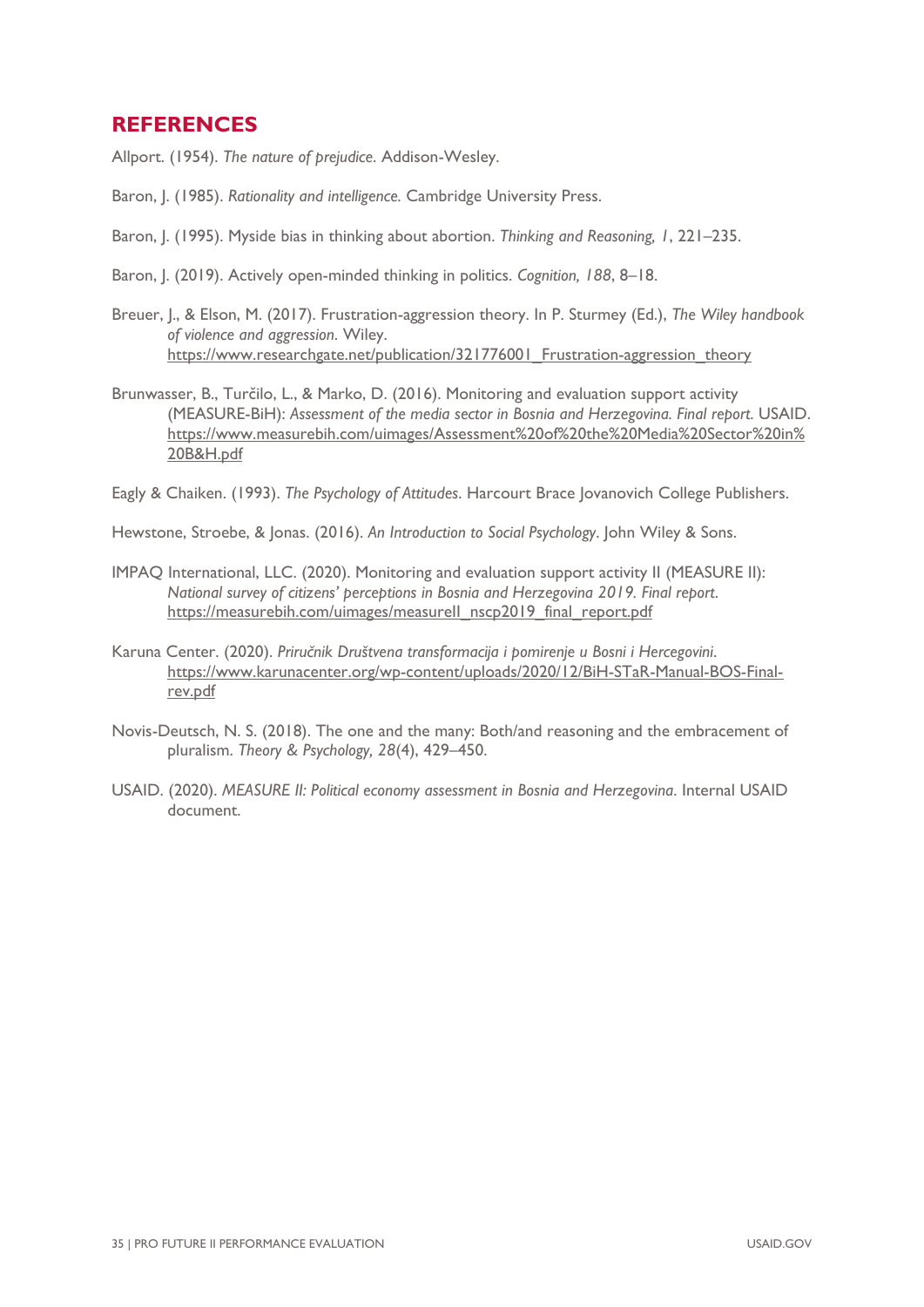## REFERENCES

Allport. (1954). *The nature of prejudice*. Addison-Wesley.

Baron, J. (1985). *Rationality and intelligence.* Cambridge University Press.

Baron, J. (1995). Myside bias in thinking about abortion. *Thinking and Reasoning, 1*, 221–235.

Baron, J. (2019). Actively open-minded thinking in politics. *Cognition, 188*, 8–18.

Breuer, J., & Elson, M. (2017). Frustration-aggression theory. In P. Sturmey (Ed.), *The Wiley handbook of violence and aggression*. Wiley. https://www.researchgate.net/publication/321776001_Frustration-aggression_theory

Brunwasser, B., Turčilo, L., & Marko, D. (2016). Monitoring and evaluation support activity (MEASURE-BiH): *Assessment of the media sector in Bosnia and Herzegovina. Final report.* USAID. https://www.measurebih.com/uimages/Assessment%20of%20the%20Media%20Sector%20in%20B&H.pdf

Eagly & Chaiken. (1993). *The Psychology of Attitudes*. Harcourt Brace Jovanovich College Publishers.

Hewstone, Stroebe, & Jonas. (2016). *An Introduction to Social Psychology*. John Wiley & Sons.

IMPAQ International, LLC. (2020). Monitoring and evaluation support activity II (MEASURE II): *National survey of citizens' perceptions in Bosnia and Herzegovina 2019. Final report.* https://measurebih.com/uimages/measureII_nscp2019_final_report.pdf

Karuna Center. (2020). *Priručnik Društvena transformacija i pomirenje u Bosni i Hercegovini*. https://www.karunacenter.org/wp-content/uploads/2020/12/BiH-STaR-Manual-BOS-Final-rev.pdf

Novis-Deutsch, N. S. (2018). The one and the many: Both/and reasoning and the embracement of pluralism. *Theory & Psychology, 28*(4), 429–450.

USAID. (2020). *MEASURE II: Political economy assessment in Bosnia and Herzegovina*. Internal USAID document.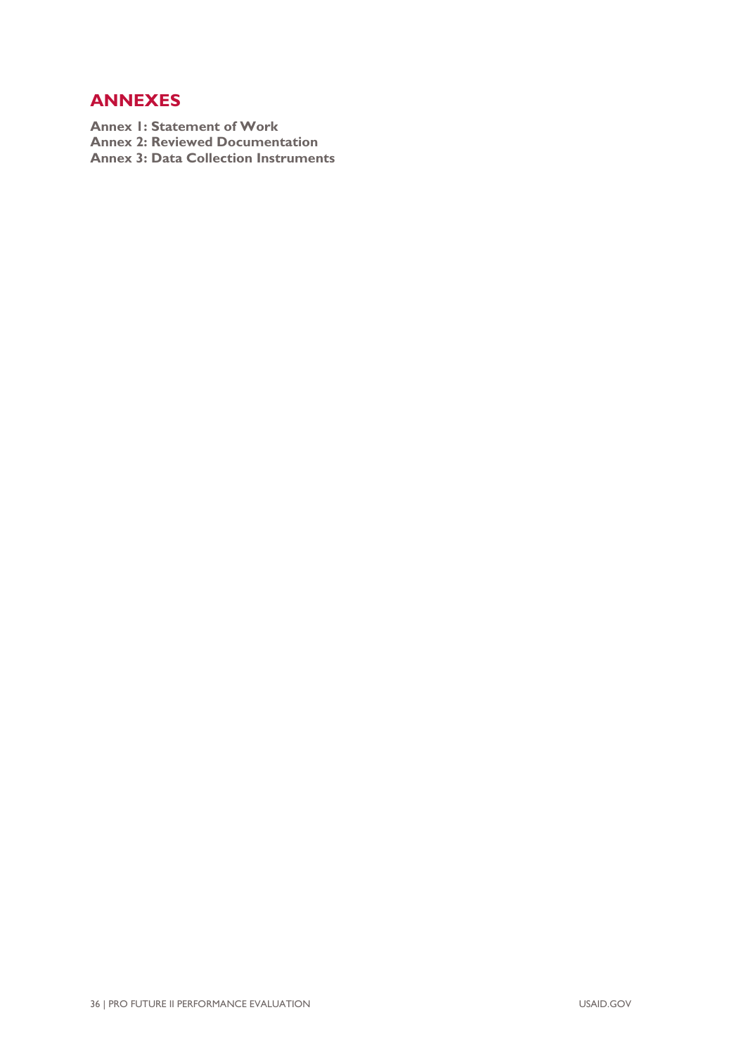# ANNEXES

**Annex 1: Statement of Work**
**Annex 2: Reviewed Documentation**
**Annex 3: Data Collection Instruments**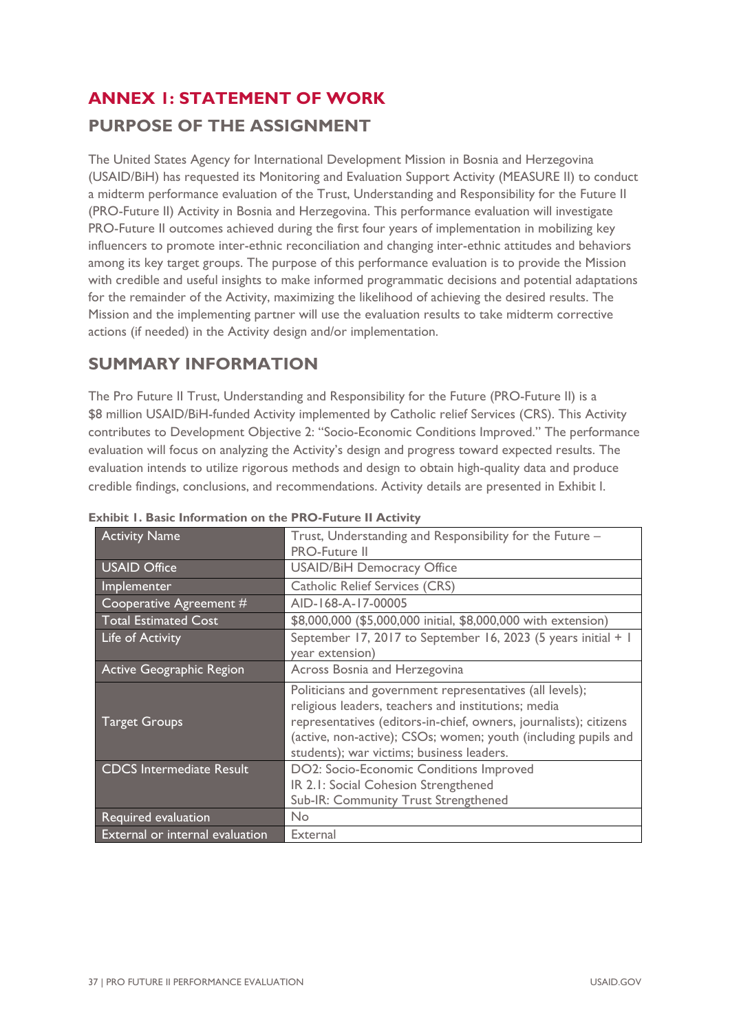# ANNEX 1: STATEMENT OF WORK

## PURPOSE OF THE ASSIGNMENT

The United States Agency for International Development Mission in Bosnia and Herzegovina (USAID/BiH) has requested its Monitoring and Evaluation Support Activity (MEASURE II) to conduct a midterm performance evaluation of the Trust, Understanding and Responsibility for the Future II (PRO-Future II) Activity in Bosnia and Herzegovina. This performance evaluation will investigate PRO-Future II outcomes achieved during the first four years of implementation in mobilizing key influencers to promote inter-ethnic reconciliation and changing inter-ethnic attitudes and behaviors among its key target groups. The purpose of this performance evaluation is to provide the Mission with credible and useful insights to make informed programmatic decisions and potential adaptations for the remainder of the Activity, maximizing the likelihood of achieving the desired results. The Mission and the implementing partner will use the evaluation results to take midterm corrective actions (if needed) in the Activity design and/or implementation.

## SUMMARY INFORMATION

The Pro Future II Trust, Understanding and Responsibility for the Future (PRO-Future II) is a $8 million USAID/BiH-funded Activity implemented by Catholic relief Services (CRS). This Activity contributes to Development Objective 2: "Socio-Economic Conditions Improved." The performance evaluation will focus on analyzing the Activity's design and progress toward expected results. The evaluation intends to utilize rigorous methods and design to obtain high-quality data and produce credible findings, conclusions, and recommendations. Activity details are presented in Exhibit 1.

**Exhibit 1. Basic Information on the PRO-Future II Activity**

| | |
|---|---|
| Activity Name | Trust, Understanding and Responsibility for the Future – PRO-Future II |
| USAID Office | USAID/BiH Democracy Office |
| Implementer | Catholic Relief Services (CRS) |
| Cooperative Agreement # | AID-168-A-17-00005 |
| Total Estimated Cost | $8,000,000 ($5,000,000 initial, $8,000,000 with extension) |
| Life of Activity | September 17, 2017 to September 16, 2023 (5 years initial + 1 year extension) |
| Active Geographic Region | Across Bosnia and Herzegovina |
| Target Groups | Politicians and government representatives (all levels); religious leaders, teachers and institutions; media representatives (editors-in-chief, owners, journalists); citizens (active, non-active); CSOs; women; youth (including pupils and students); war victims; business leaders. |
| CDCS Intermediate Result | DO2: Socio-Economic Conditions Improved<br>IR 2.1: Social Cohesion Strengthened<br>Sub-IR: Community Trust Strengthened |
| Required evaluation | No |
| External or internal evaluation | External |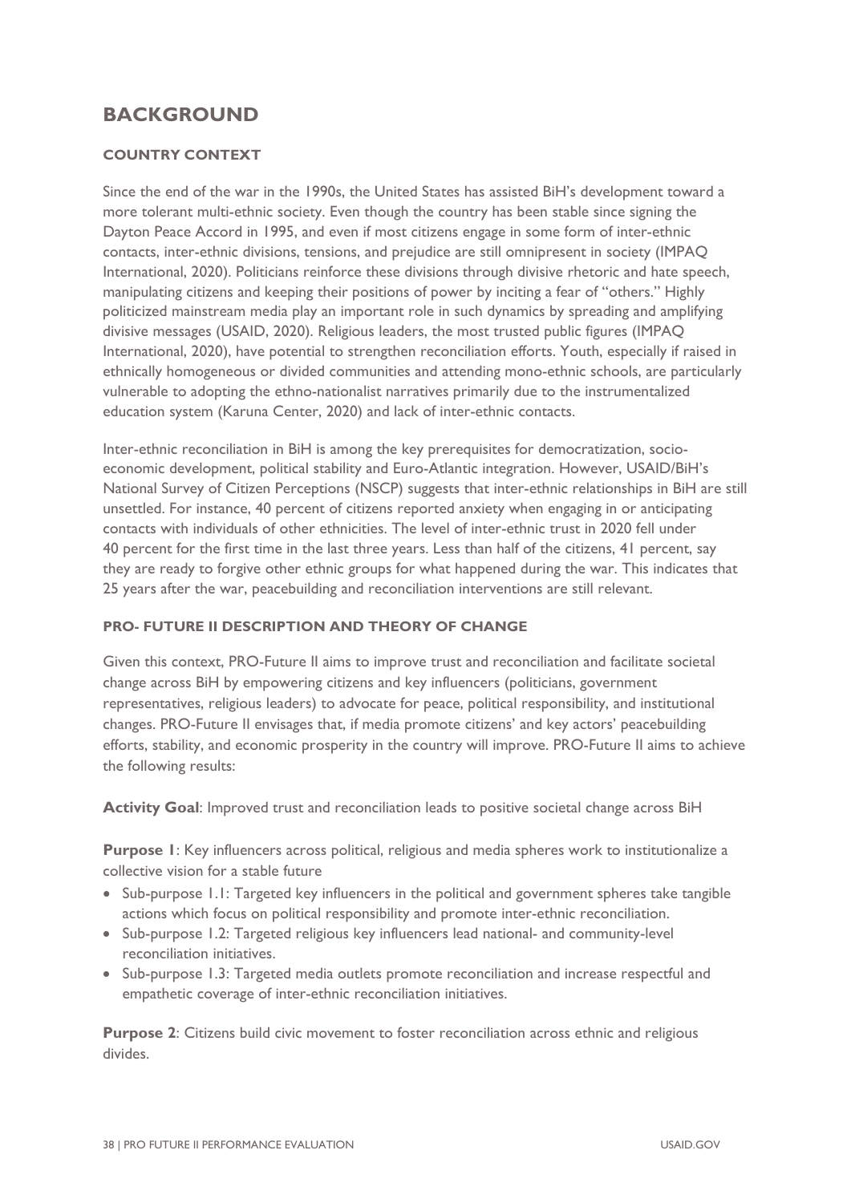## BACKGROUND

### COUNTRY CONTEXT

Since the end of the war in the 1990s, the United States has assisted BiH's development toward a more tolerant multi-ethnic society. Even though the country has been stable since signing the Dayton Peace Accord in 1995, and even if most citizens engage in some form of inter-ethnic contacts, inter-ethnic divisions, tensions, and prejudice are still omnipresent in society (IMPAQ International, 2020). Politicians reinforce these divisions through divisive rhetoric and hate speech, manipulating citizens and keeping their positions of power by inciting a fear of "others." Highly politicized mainstream media play an important role in such dynamics by spreading and amplifying divisive messages (USAID, 2020). Religious leaders, the most trusted public figures (IMPAQ International, 2020), have potential to strengthen reconciliation efforts. Youth, especially if raised in ethnically homogeneous or divided communities and attending mono-ethnic schools, are particularly vulnerable to adopting the ethno-nationalist narratives primarily due to the instrumentalized education system (Karuna Center, 2020) and lack of inter-ethnic contacts.

Inter-ethnic reconciliation in BiH is among the key prerequisites for democratization, socio-economic development, political stability and Euro-Atlantic integration. However, USAID/BiH's National Survey of Citizen Perceptions (NSCP) suggests that inter-ethnic relationships in BiH are still unsettled. For instance, 40 percent of citizens reported anxiety when engaging in or anticipating contacts with individuals of other ethnicities. The level of inter-ethnic trust in 2020 fell under 40 percent for the first time in the last three years. Less than half of the citizens, 41 percent, say they are ready to forgive other ethnic groups for what happened during the war. This indicates that 25 years after the war, peacebuilding and reconciliation interventions are still relevant.

### PRO- FUTURE II DESCRIPTION AND THEORY OF CHANGE

Given this context, PRO-Future II aims to improve trust and reconciliation and facilitate societal change across BiH by empowering citizens and key influencers (politicians, government representatives, religious leaders) to advocate for peace, political responsibility, and institutional changes. PRO-Future II envisages that, if media promote citizens' and key actors' peacebuilding efforts, stability, and economic prosperity in the country will improve. PRO-Future II aims to achieve the following results:

**Activity Goal**: Improved trust and reconciliation leads to positive societal change across BiH

**Purpose 1**: Key influencers across political, religious and media spheres work to institutionalize a collective vision for a stable future

- Sub-purpose 1.1: Targeted key influencers in the political and government spheres take tangible actions which focus on political responsibility and promote inter-ethnic reconciliation.
- Sub-purpose 1.2: Targeted religious key influencers lead national- and community-level reconciliation initiatives.
- Sub-purpose 1.3: Targeted media outlets promote reconciliation and increase respectful and empathetic coverage of inter-ethnic reconciliation initiatives.

**Purpose 2**: Citizens build civic movement to foster reconciliation across ethnic and religious divides.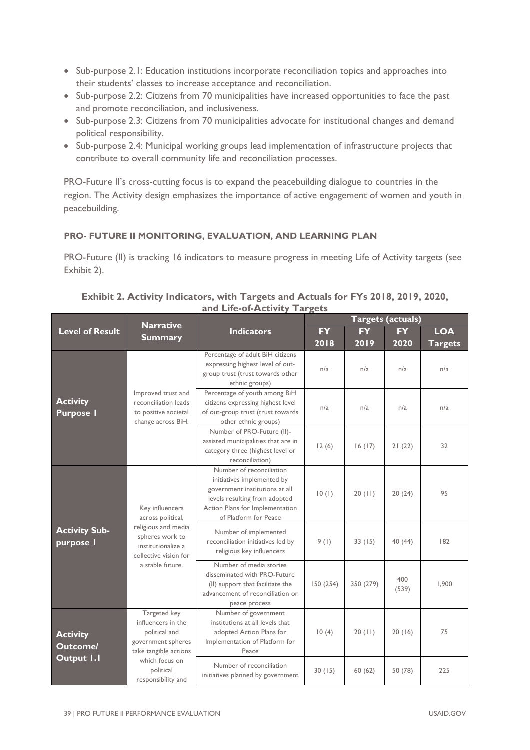- Sub-purpose 2.1: Education institutions incorporate reconciliation topics and approaches into their students' classes to increase acceptance and reconciliation.
- Sub-purpose 2.2: Citizens from 70 municipalities have increased opportunities to face the past and promote reconciliation, and inclusiveness.
- Sub-purpose 2.3: Citizens from 70 municipalities advocate for institutional changes and demand political responsibility.
- Sub-purpose 2.4: Municipal working groups lead implementation of infrastructure projects that contribute to overall community life and reconciliation processes.

PRO-Future II's cross-cutting focus is to expand the peacebuilding dialogue to countries in the region. The Activity design emphasizes the importance of active engagement of women and youth in peacebuilding.

**PRO- FUTURE II MONITORING, EVALUATION, AND LEARNING PLAN**

PRO-Future (II) is tracking 16 indicators to measure progress in meeting Life of Activity targets (see Exhibit 2).

**Exhibit 2. Activity Indicators, with Targets and Actuals for FYs 2018, 2019, 2020, and Life-of-Activity Targets**

| Level of Result | Narrative Summary | Indicators | Targets (actuals) | | | |
|---|---|---|---|---|---|---|
| | | | FY 2018 | FY 2019 | FY 2020 | LOA Targets |
| Activity Purpose 1 | Improved trust and reconciliation leads to positive societal change across BiH. | Percentage of adult BiH citizens expressing highest level of out-group trust (trust towards other ethnic groups) | n/a | n/a | n/a | n/a |
| | | Percentage of youth among BiH citizens expressing highest level of out-group trust (trust towards other ethnic groups) | n/a | n/a | n/a | n/a |
| | | Number of PRO-Future (II)-assisted municipalities that are in category three (highest level or reconciliation) | 12 (6) | 16 (17) | 21 (22) | 32 |
| Activity Sub-purpose 1 | Key influencers across political, religious and media spheres work to institutionalize a collective vision for a stable future. | Number of reconciliation initiatives implemented by government institutions at all levels resulting from adopted Action Plans for Implementation of Platform for Peace | 10 (1) | 20 (11) | 20 (24) | 95 |
| | | Number of implemented reconciliation initiatives led by religious key influencers | 9 (1) | 33 (15) | 40 (44) | 182 |
| | | Number of media stories disseminated with PRO-Future (II) support that facilitate the advancement of reconciliation or peace process | 150 (254) | 350 (279) | 400 (539) | 1,900 |
| Activity Outcome/ Output 1.1 | Targeted key influencers in the political and government spheres take tangible actions which focus on political responsibility and | Number of government institutions at all levels that adopted Action Plans for Implementation of Platform for Peace | 10 (4) | 20 (11) | 20 (16) | 75 |
| | | Number of reconciliation initiatives planned by government | 30 (15) | 60 (62) | 50 (78) | 225 |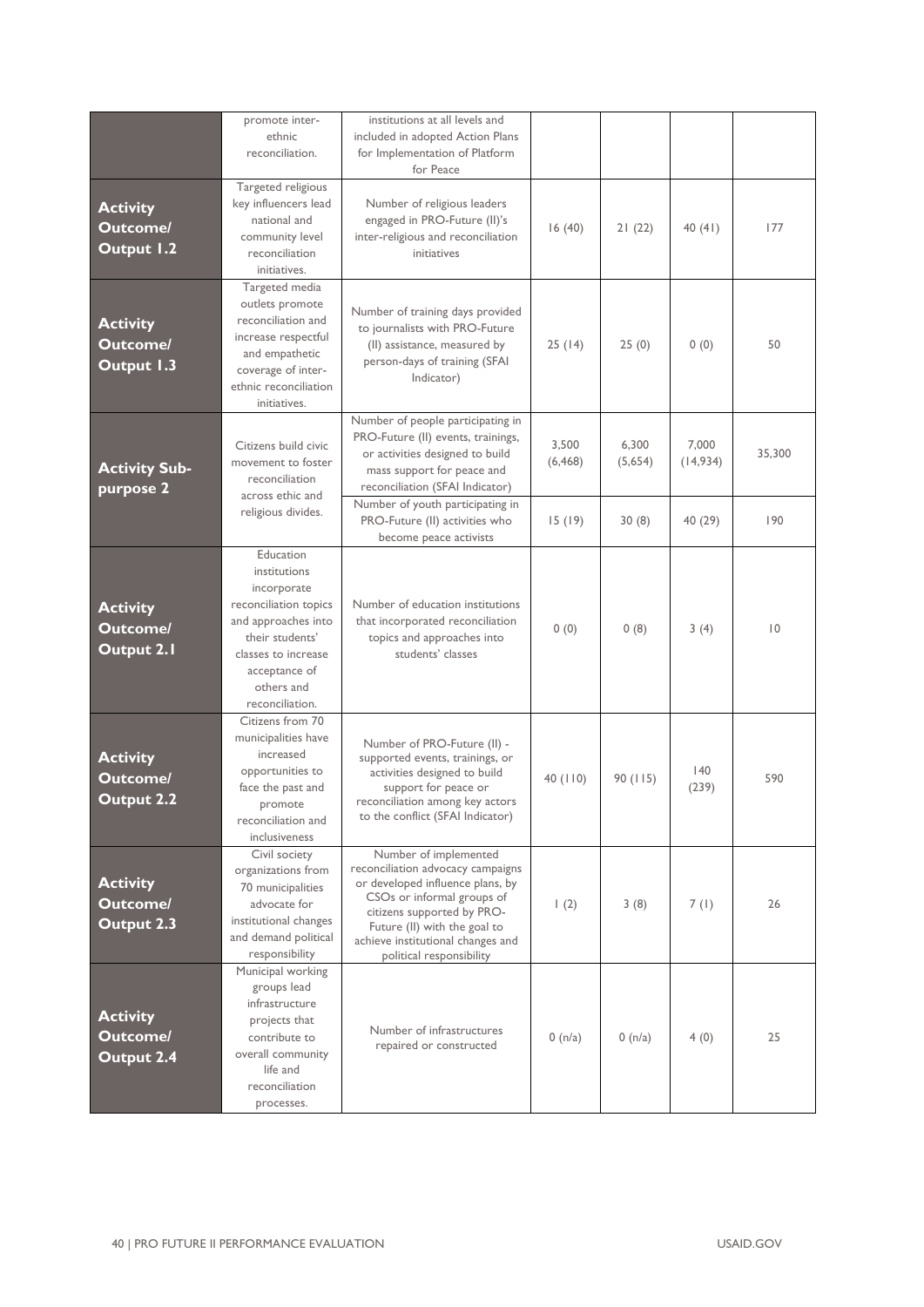| | | | | | | |
|---|---|---|---|---|---|---|
| | promote inter-ethnic reconciliation. | institutions at all levels and included in adopted Action Plans for Implementation of Platform for Peace | | | | |
| **Activity Outcome/ Output 1.2** | Targeted religious key influencers lead national and community level reconciliation initiatives. | Number of religious leaders engaged in PRO-Future (II)'s inter-religious and reconciliation initiatives | 16 (40) | 21 (22) | 40 (41) | 177 |
| **Activity Outcome/ Output 1.3** | Targeted media outlets promote reconciliation and increase respectful and empathetic coverage of inter-ethnic reconciliation initiatives. | Number of training days provided to journalists with PRO-Future (II) assistance, measured by person-days of training (SFAI Indicator) | 25 (14) | 25 (0) | 0 (0) | 50 |
| **Activity Sub-purpose 2** | Citizens build civic movement to foster reconciliation across ethic and religious divides. | Number of people participating in PRO-Future (II) events, trainings, or activities designed to build mass support for peace and reconciliation (SFAI Indicator) | 3,500 (6,468) | 6,300 (5,654) | 7,000 (14,934) | 35,300 |
| | | Number of youth participating in PRO-Future (II) activities who become peace activists | 15 (19) | 30 (8) | 40 (29) | 190 |
| **Activity Outcome/ Output 2.1** | Education institutions incorporate reconciliation topics and approaches into their students' classes to increase acceptance of others and reconciliation. | Number of education institutions that incorporated reconciliation topics and approaches into students' classes | 0 (0) | 0 (8) | 3 (4) | 10 |
| **Activity Outcome/ Output 2.2** | Citizens from 70 municipalities have increased opportunities to face the past and promote reconciliation and inclusiveness | Number of PRO-Future (II) - supported events, trainings, or activities designed to build support for peace or reconciliation among key actors to the conflict (SFAI Indicator) | 40 (110) | 90 (115) | 140 (239) | 590 |
| **Activity Outcome/ Output 2.3** | Civil society organizations from 70 municipalities advocate for institutional changes and demand political responsibility | Number of implemented reconciliation advocacy campaigns or developed influence plans, by CSOs or informal groups of citizens supported by PRO-Future (II) with the goal to achieve institutional changes and political responsibility | 1 (2) | 3 (8) | 7 (1) | 26 |
| **Activity Outcome/ Output 2.4** | Municipal working groups lead infrastructure projects that contribute to overall community life and reconciliation processes. | Number of infrastructures repaired or constructed | 0 (n/a) | 0 (n/a) | 4 (0) | 25 |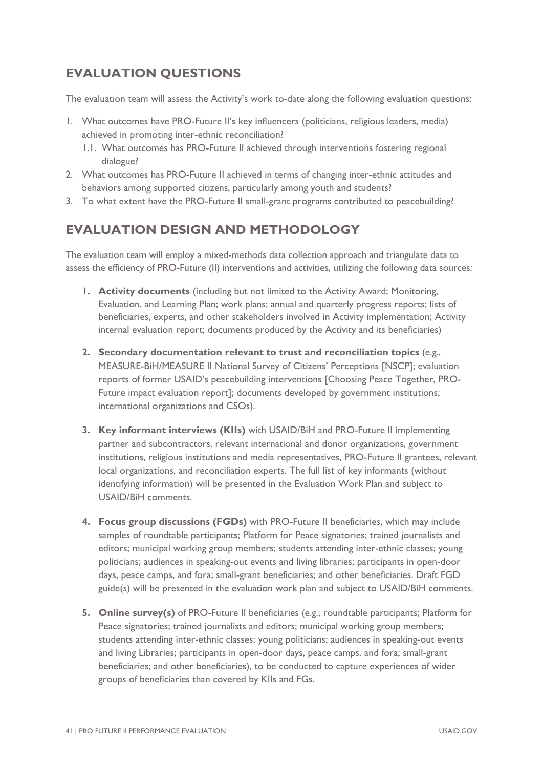## EVALUATION QUESTIONS

The evaluation team will assess the Activity's work to-date along the following evaluation questions:

1. What outcomes have PRO-Future II's key influencers (politicians, religious leaders, media) achieved in promoting inter-ethnic reconciliation?
   1.1. What outcomes has PRO-Future II achieved through interventions fostering regional dialogue?
2. What outcomes has PRO-Future II achieved in terms of changing inter-ethnic attitudes and behaviors among supported citizens, particularly among youth and students?
3. To what extent have the PRO-Future II small-grant programs contributed to peacebuilding?

## EVALUATION DESIGN AND METHODOLOGY

The evaluation team will employ a mixed-methods data collection approach and triangulate data to assess the efficiency of PRO-Future (II) interventions and activities, utilizing the following data sources:

1. **Activity documents** (including but not limited to the Activity Award; Monitoring, Evaluation, and Learning Plan; work plans; annual and quarterly progress reports; lists of beneficiaries, experts, and other stakeholders involved in Activity implementation; Activity internal evaluation report; documents produced by the Activity and its beneficiaries)

2. **Secondary documentation relevant to trust and reconciliation topics** (e.g., MEASURE-BiH/MEASURE II National Survey of Citizens' Perceptions [NSCP]; evaluation reports of former USAID's peacebuilding interventions [Choosing Peace Together, PRO-Future impact evaluation report]; documents developed by government institutions; international organizations and CSOs).

3. **Key informant interviews (KIIs)** with USAID/BiH and PRO-Future II implementing partner and subcontractors, relevant international and donor organizations, government institutions, religious institutions and media representatives, PRO-Future II grantees, relevant local organizations, and reconciliation experts. The full list of key informants (without identifying information) will be presented in the Evaluation Work Plan and subject to USAID/BiH comments.

4. **Focus group discussions (FGDs)** with PRO-Future II beneficiaries, which may include samples of roundtable participants; Platform for Peace signatories; trained journalists and editors; municipal working group members; students attending inter-ethnic classes; young politicians; audiences in speaking-out events and living libraries; participants in open-door days, peace camps, and fora; small-grant beneficiaries; and other beneficiaries. Draft FGD guide(s) will be presented in the evaluation work plan and subject to USAID/BiH comments.

5. **Online survey(s)** of PRO-Future II beneficiaries (e.g., roundtable participants; Platform for Peace signatories; trained journalists and editors; municipal working group members; students attending inter-ethnic classes; young politicians; audiences in speaking-out events and living Libraries; participants in open-door days, peace camps, and fora; small-grant beneficiaries; and other beneficiaries), to be conducted to capture experiences of wider groups of beneficiaries than covered by KIIs and FGs.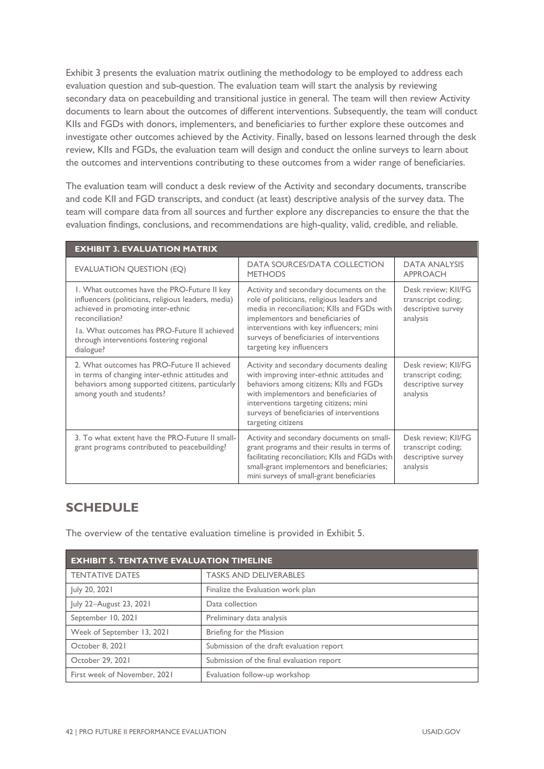Exhibit 3 presents the evaluation matrix outlining the methodology to be employed to address each evaluation question and sub-question. The evaluation team will start the analysis by reviewing secondary data on peacebuilding and transitional justice in general. The team will then review Activity documents to learn about the outcomes of different interventions. Subsequently, the team will conduct KIIs and FGDs with donors, implementers, and beneficiaries to further explore these outcomes and investigate other outcomes achieved by the Activity. Finally, based on lessons learned through the desk review, KIIs and FGDs, the evaluation team will design and conduct the online surveys to learn about the outcomes and interventions contributing to these outcomes from a wider range of beneficiaries.

The evaluation team will conduct a desk review of the Activity and secondary documents, transcribe and code KII and FGD transcripts, and conduct (at least) descriptive analysis of the survey data. The team will compare data from all sources and further explore any discrepancies to ensure the that the evaluation findings, conclusions, and recommendations are high-quality, valid, credible, and reliable.

**EXHIBIT 3. EVALUATION MATRIX**

| EVALUATION QUESTION (EQ) | DATA SOURCES/DATA COLLECTION METHODS | DATA ANALYSIS APPROACH |
|---|---|---|
| 1. What outcomes have the PRO-Future II key influencers (politicians, religious leaders, media) achieved in promoting inter-ethnic reconciliation?<br>1a. What outcomes has PRO-Future II achieved through interventions fostering regional dialogue? | Activity and secondary documents on the role of politicians, religious leaders and media in reconciliation; KIIs and FGDs with implementers and beneficiaries of interventions with key influencers; mini surveys of beneficiaries of interventions targeting key influencers | Desk review; KII/FG transcript coding; descriptive survey analysis |
| 2. What outcomes has PRO-Future II achieved in terms of changing inter-ethnic attitudes and behaviors among supported citizens, particularly among youth and students? | Activity and secondary documents dealing with improving inter-ethnic attitudes and behaviors among citizens; KIIs and FGDs with implementors and beneficiaries of interventions targeting citizens; mini surveys of beneficiaries of interventions targeting citizens | Desk review; KII/FG transcript coding; descriptive survey analysis |
| 3. To what extent have the PRO-Future II small-grant programs contributed to peacebuilding? | Activity and secondary documents on small-grant programs and their results in terms of facilitating reconciliation; KIIs and FGDs with small-grant implementors and beneficiaries; mini surveys of small-grant beneficiaries | Desk review; KII/FG transcript coding; descriptive survey analysis |

## SCHEDULE

The overview of the tentative evaluation timeline is provided in Exhibit 5.

**EXHIBIT 5. TENTATIVE EVALUATION TIMELINE**

| TENTATIVE DATES | TASKS AND DELIVERABLES |
|---|---|
| July 20, 2021 | Finalize the Evaluation work plan |
| July 22–August 23, 2021 | Data collection |
| September 10, 2021 | Preliminary data analysis |
| Week of September 13, 2021 | Briefing for the Mission |
| October 8, 2021 | Submission of the draft evaluation report |
| October 29, 2021 | Submission of the final evaluation report |
| First week of November, 2021 | Evaluation follow-up workshop |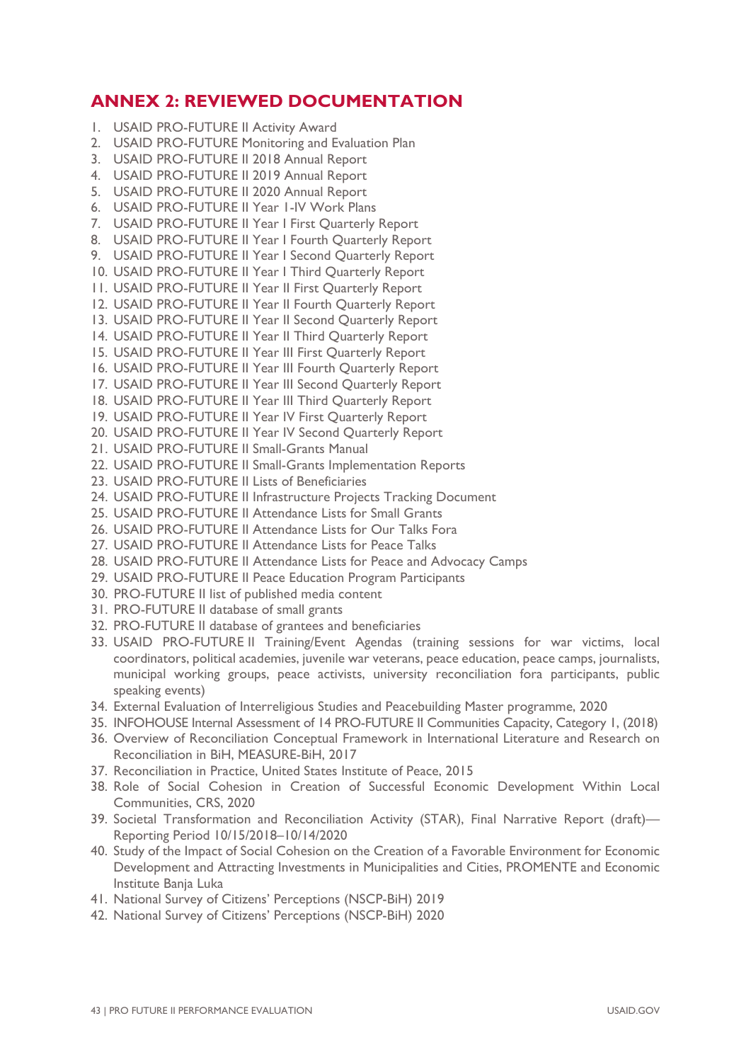## ANNEX 2: REVIEWED DOCUMENTATION

1. USAID PRO-FUTURE II Activity Award
2. USAID PRO-FUTURE Monitoring and Evaluation Plan
3. USAID PRO-FUTURE II 2018 Annual Report
4. USAID PRO-FUTURE II 2019 Annual Report
5. USAID PRO-FUTURE II 2020 Annual Report
6. USAID PRO-FUTURE II Year I-IV Work Plans
7. USAID PRO-FUTURE II Year I First Quarterly Report
8. USAID PRO-FUTURE II Year I Fourth Quarterly Report
9. USAID PRO-FUTURE II Year I Second Quarterly Report
10. USAID PRO-FUTURE II Year I Third Quarterly Report
11. USAID PRO-FUTURE II Year II First Quarterly Report
12. USAID PRO-FUTURE II Year II Fourth Quarterly Report
13. USAID PRO-FUTURE II Year II Second Quarterly Report
14. USAID PRO-FUTURE II Year II Third Quarterly Report
15. USAID PRO-FUTURE II Year III First Quarterly Report
16. USAID PRO-FUTURE II Year III Fourth Quarterly Report
17. USAID PRO-FUTURE II Year III Second Quarterly Report
18. USAID PRO-FUTURE II Year III Third Quarterly Report
19. USAID PRO-FUTURE II Year IV First Quarterly Report
20. USAID PRO-FUTURE II Year IV Second Quarterly Report
21. USAID PRO-FUTURE II Small-Grants Manual
22. USAID PRO-FUTURE II Small-Grants Implementation Reports
23. USAID PRO-FUTURE II Lists of Beneficiaries
24. USAID PRO-FUTURE II Infrastructure Projects Tracking Document
25. USAID PRO-FUTURE II Attendance Lists for Small Grants
26. USAID PRO-FUTURE II Attendance Lists for Our Talks Fora
27. USAID PRO-FUTURE II Attendance Lists for Peace Talks
28. USAID PRO-FUTURE II Attendance Lists for Peace and Advocacy Camps
29. USAID PRO-FUTURE II Peace Education Program Participants
30. PRO-FUTURE II list of published media content
31. PRO-FUTURE II database of small grants
32. PRO-FUTURE II database of grantees and beneficiaries
33. USAID PRO-FUTURE II Training/Event Agendas (training sessions for war victims, local coordinators, political academies, juvenile war veterans, peace education, peace camps, journalists, municipal working groups, peace activists, university reconciliation fora participants, public speaking events)
34. External Evaluation of Interreligious Studies and Peacebuilding Master programme, 2020
35. INFOHOUSE Internal Assessment of 14 PRO-FUTURE II Communities Capacity, Category 1, (2018)
36. Overview of Reconciliation Conceptual Framework in International Literature and Research on Reconciliation in BiH, MEASURE-BiH, 2017
37. Reconciliation in Practice, United States Institute of Peace, 2015
38. Role of Social Cohesion in Creation of Successful Economic Development Within Local Communities, CRS, 2020
39. Societal Transformation and Reconciliation Activity (STAR), Final Narrative Report (draft)—Reporting Period 10/15/2018–10/14/2020
40. Study of the Impact of Social Cohesion on the Creation of a Favorable Environment for Economic Development and Attracting Investments in Municipalities and Cities, PROMENTE and Economic Institute Banja Luka
41. National Survey of Citizens' Perceptions (NSCP-BiH) 2019
42. National Survey of Citizens' Perceptions (NSCP-BiH) 2020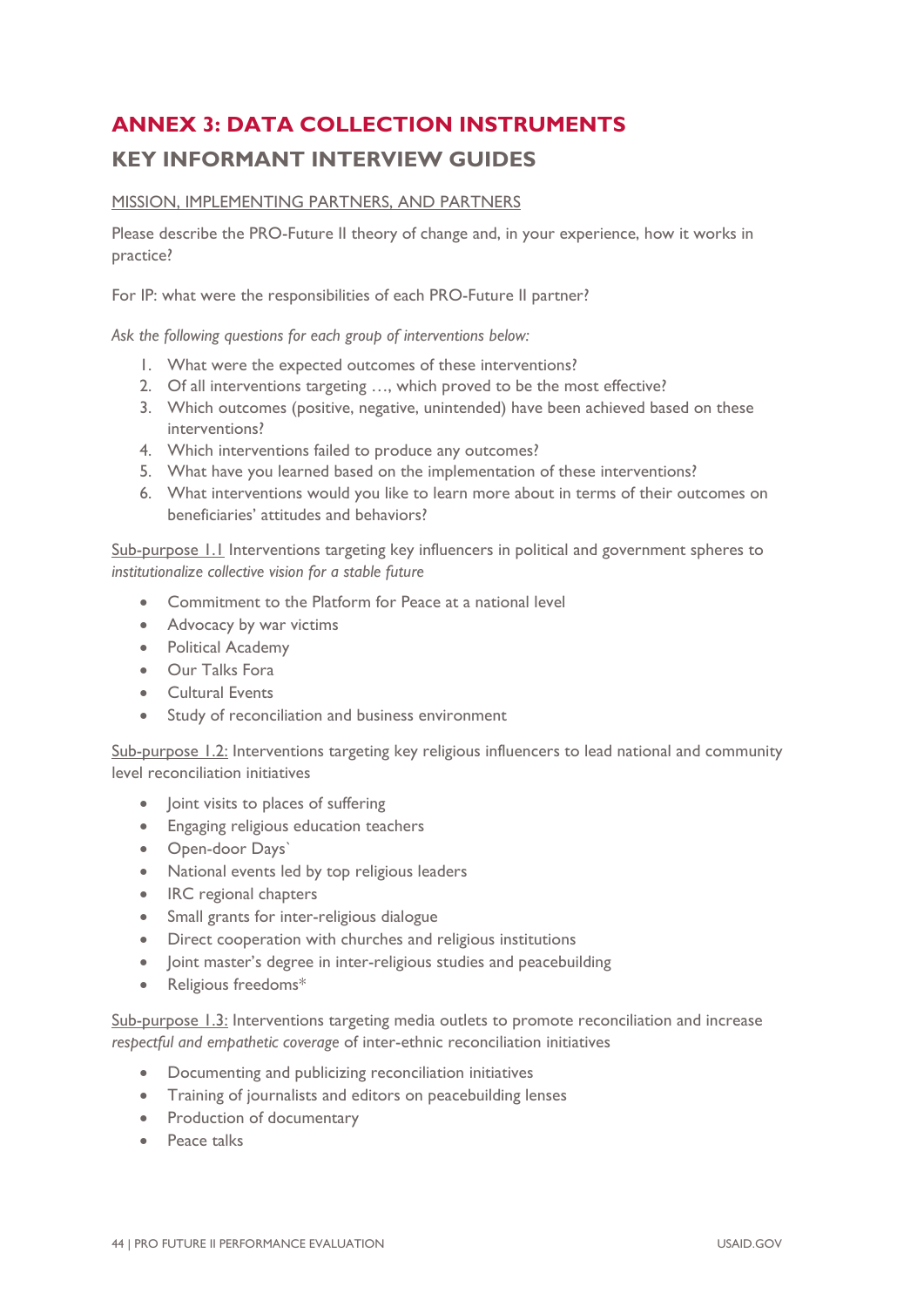# ANNEX 3: DATA COLLECTION INSTRUMENTS

## KEY INFORMANT INTERVIEW GUIDES

MISSION, IMPLEMENTING PARTNERS, AND PARTNERS

Please describe the PRO-Future II theory of change and, in your experience, how it works in practice?

For IP: what were the responsibilities of each PRO-Future II partner?

*Ask the following questions for each group of interventions below:*

1. What were the expected outcomes of these interventions?
2. Of all interventions targeting …, which proved to be the most effective?
3. Which outcomes (positive, negative, unintended) have been achieved based on these interventions?
4. Which interventions failed to produce any outcomes?
5. What have you learned based on the implementation of these interventions?
6. What interventions would you like to learn more about in terms of their outcomes on beneficiaries' attitudes and behaviors?

Sub-purpose 1.1 Interventions targeting key influencers in political and government spheres to *institutionalize collective vision for a stable future*

- Commitment to the Platform for Peace at a national level
- Advocacy by war victims
- Political Academy
- Our Talks Fora
- Cultural Events
- Study of reconciliation and business environment

Sub-purpose 1.2: Interventions targeting key religious influencers to lead national and community level reconciliation initiatives

- Joint visits to places of suffering
- Engaging religious education teachers
- Open-door Days`
- National events led by top religious leaders
- IRC regional chapters
- Small grants for inter-religious dialogue
- Direct cooperation with churches and religious institutions
- Joint master's degree in inter-religious studies and peacebuilding
- Religious freedoms*

Sub-purpose 1.3: Interventions targeting media outlets to promote reconciliation and increase *respectful and empathetic coverage* of inter-ethnic reconciliation initiatives

- Documenting and publicizing reconciliation initiatives
- Training of journalists and editors on peacebuilding lenses
- Production of documentary
- Peace talks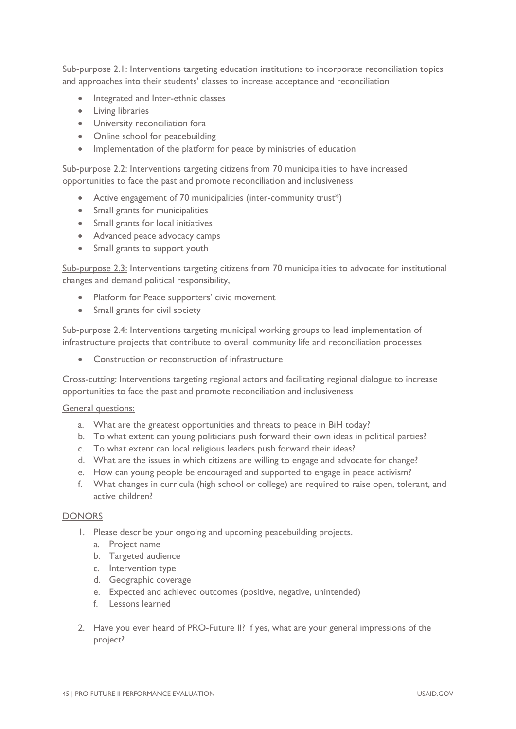Sub-purpose 2.1: Interventions targeting education institutions to incorporate reconciliation topics and approaches into their students' classes to increase acceptance and reconciliation

- Integrated and Inter-ethnic classes
- Living libraries
- University reconciliation fora
- Online school for peacebuilding
- Implementation of the platform for peace by ministries of education

Sub-purpose 2.2: Interventions targeting citizens from 70 municipalities to have increased opportunities to face the past and promote reconciliation and inclusiveness

- Active engagement of 70 municipalities (inter-community trust*)
- Small grants for municipalities
- Small grants for local initiatives
- Advanced peace advocacy camps
- Small grants to support youth

Sub-purpose 2.3: Interventions targeting citizens from 70 municipalities to advocate for institutional changes and demand political responsibility,

- Platform for Peace supporters' civic movement
- Small grants for civil society

Sub-purpose 2.4: Interventions targeting municipal working groups to lead implementation of infrastructure projects that contribute to overall community life and reconciliation processes

- Construction or reconstruction of infrastructure

Cross-cutting: Interventions targeting regional actors and facilitating regional dialogue to increase opportunities to face the past and promote reconciliation and inclusiveness

General questions:

a. What are the greatest opportunities and threats to peace in BiH today?
b. To what extent can young politicians push forward their own ideas in political parties?
c. To what extent can local religious leaders push forward their ideas?
d. What are the issues in which citizens are willing to engage and advocate for change?
e. How can young people be encouraged and supported to engage in peace activism?
f. What changes in curricula (high school or college) are required to raise open, tolerant, and active children?

## DONORS

1. Please describe your ongoing and upcoming peacebuilding projects.
   a. Project name
   b. Targeted audience
   c. Intervention type
   d. Geographic coverage
   e. Expected and achieved outcomes (positive, negative, unintended)
   f. Lessons learned

2. Have you ever heard of PRO-Future II? If yes, what are your general impressions of the project?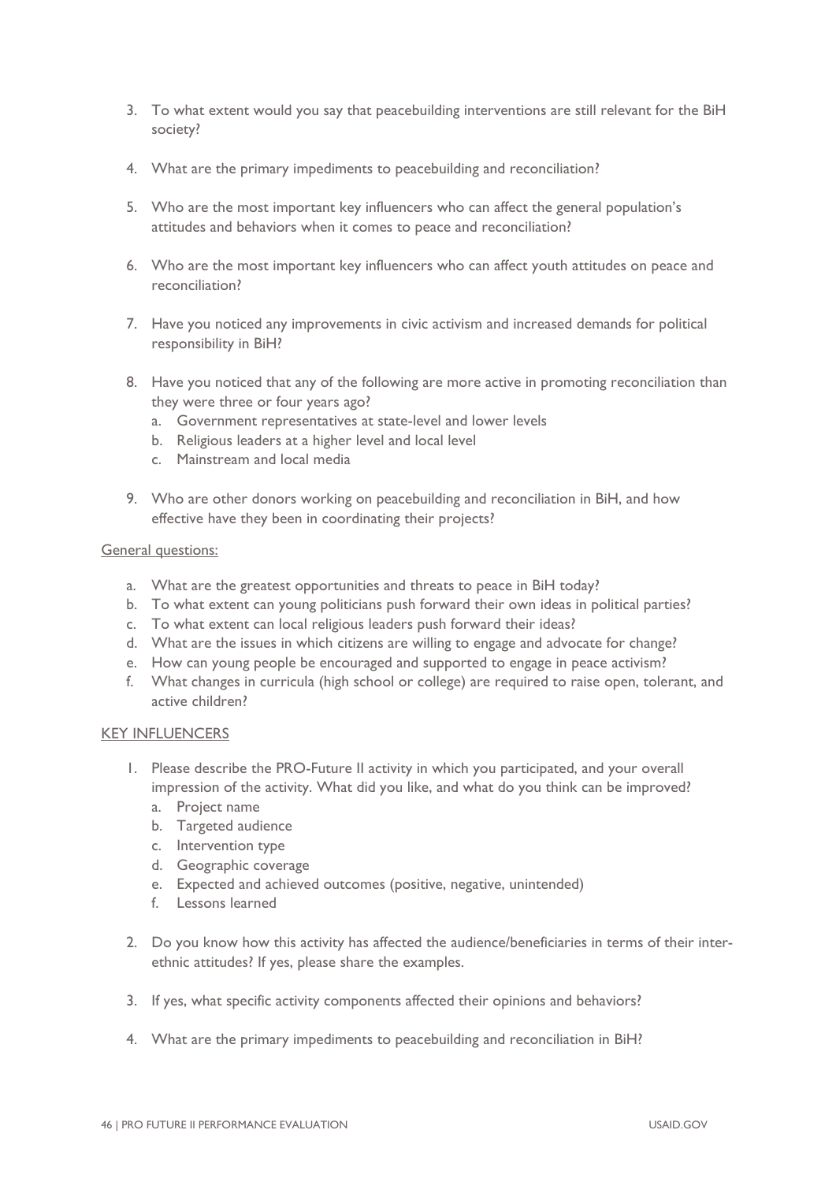3. To what extent would you say that peacebuilding interventions are still relevant for the BiH society?

4. What are the primary impediments to peacebuilding and reconciliation?

5. Who are the most important key influencers who can affect the general population's attitudes and behaviors when it comes to peace and reconciliation?

6. Who are the most important key influencers who can affect youth attitudes on peace and reconciliation?

7. Have you noticed any improvements in civic activism and increased demands for political responsibility in BiH?

8. Have you noticed that any of the following are more active in promoting reconciliation than they were three or four years ago?
   a. Government representatives at state-level and lower levels
   b. Religious leaders at a higher level and local level
   c. Mainstream and local media

9. Who are other donors working on peacebuilding and reconciliation in BiH, and how effective have they been in coordinating their projects?

<u>General questions:</u>

a. What are the greatest opportunities and threats to peace in BiH today?
b. To what extent can young politicians push forward their own ideas in political parties?
c. To what extent can local religious leaders push forward their ideas?
d. What are the issues in which citizens are willing to engage and advocate for change?
e. How can young people be encouraged and supported to engage in peace activism?
f. What changes in curricula (high school or college) are required to raise open, tolerant, and active children?

<u>KEY INFLUENCERS</u>

1. Please describe the PRO-Future II activity in which you participated, and your overall impression of the activity. What did you like, and what do you think can be improved?
   a. Project name
   b. Targeted audience
   c. Intervention type
   d. Geographic coverage
   e. Expected and achieved outcomes (positive, negative, unintended)
   f. Lessons learned

2. Do you know how this activity has affected the audience/beneficiaries in terms of their inter-ethnic attitudes? If yes, please share the examples.

3. If yes, what specific activity components affected their opinions and behaviors?

4. What are the primary impediments to peacebuilding and reconciliation in BiH?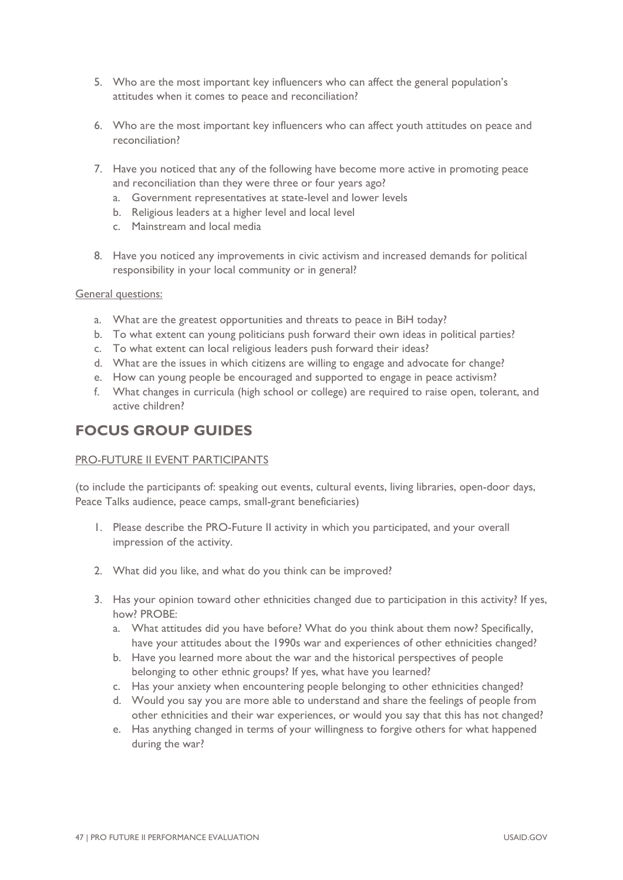5. Who are the most important key influencers who can affect the general population's attitudes when it comes to peace and reconciliation?

6. Who are the most important key influencers who can affect youth attitudes on peace and reconciliation?

7. Have you noticed that any of the following have become more active in promoting peace and reconciliation than they were three or four years ago?
   a. Government representatives at state-level and lower levels
   b. Religious leaders at a higher level and local level
   c. Mainstream and local media

8. Have you noticed any improvements in civic activism and increased demands for political responsibility in your local community or in general?

General questions:

a. What are the greatest opportunities and threats to peace in BiH today?
b. To what extent can young politicians push forward their own ideas in political parties?
c. To what extent can local religious leaders push forward their ideas?
d. What are the issues in which citizens are willing to engage and advocate for change?
e. How can young people be encouraged and supported to engage in peace activism?
f. What changes in curricula (high school or college) are required to raise open, tolerant, and active children?

## FOCUS GROUP GUIDES

PRO-FUTURE II EVENT PARTICIPANTS

(to include the participants of: speaking out events, cultural events, living libraries, open-door days, Peace Talks audience, peace camps, small-grant beneficiaries)

1. Please describe the PRO-Future II activity in which you participated, and your overall impression of the activity.

2. What did you like, and what do you think can be improved?

3. Has your opinion toward other ethnicities changed due to participation in this activity? If yes, how? PROBE:
   a. What attitudes did you have before? What do you think about them now? Specifically, have your attitudes about the 1990s war and experiences of other ethnicities changed?
   b. Have you learned more about the war and the historical perspectives of people belonging to other ethnic groups? If yes, what have you learned?
   c. Has your anxiety when encountering people belonging to other ethnicities changed?
   d. Would you say you are more able to understand and share the feelings of people from other ethnicities and their war experiences, or would you say that this has not changed?
   e. Has anything changed in terms of your willingness to forgive others for what happened during the war?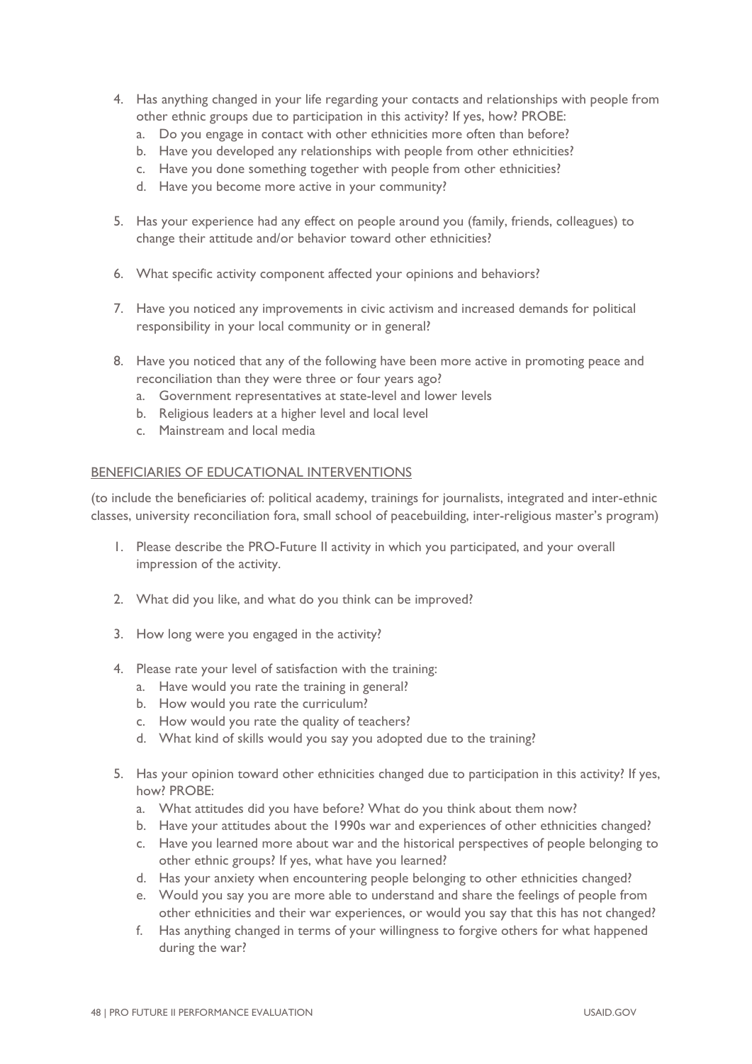4. Has anything changed in your life regarding your contacts and relationships with people from other ethnic groups due to participation in this activity? If yes, how? PROBE:
   a. Do you engage in contact with other ethnicities more often than before?
   b. Have you developed any relationships with people from other ethnicities?
   c. Have you done something together with people from other ethnicities?
   d. Have you become more active in your community?

5. Has your experience had any effect on people around you (family, friends, colleagues) to change their attitude and/or behavior toward other ethnicities?

6. What specific activity component affected your opinions and behaviors?

7. Have you noticed any improvements in civic activism and increased demands for political responsibility in your local community or in general?

8. Have you noticed that any of the following have been more active in promoting peace and reconciliation than they were three or four years ago?
   a. Government representatives at state-level and lower levels
   b. Religious leaders at a higher level and local level
   c. Mainstream and local media

BENEFICIARIES OF EDUCATIONAL INTERVENTIONS

(to include the beneficiaries of: political academy, trainings for journalists, integrated and inter-ethnic classes, university reconciliation fora, small school of peacebuilding, inter-religious master's program)

1. Please describe the PRO-Future II activity in which you participated, and your overall impression of the activity.

2. What did you like, and what do you think can be improved?

3. How long were you engaged in the activity?

4. Please rate your level of satisfaction with the training:
   a. Have would you rate the training in general?
   b. How would you rate the curriculum?
   c. How would you rate the quality of teachers?
   d. What kind of skills would you say you adopted due to the training?

5. Has your opinion toward other ethnicities changed due to participation in this activity? If yes, how? PROBE:
   a. What attitudes did you have before? What do you think about them now?
   b. Have your attitudes about the 1990s war and experiences of other ethnicities changed?
   c. Have you learned more about war and the historical perspectives of people belonging to other ethnic groups? If yes, what have you learned?
   d. Has your anxiety when encountering people belonging to other ethnicities changed?
   e. Would you say you are more able to understand and share the feelings of people from other ethnicities and their war experiences, or would you say that this has not changed?
   f. Has anything changed in terms of your willingness to forgive others for what happened during the war?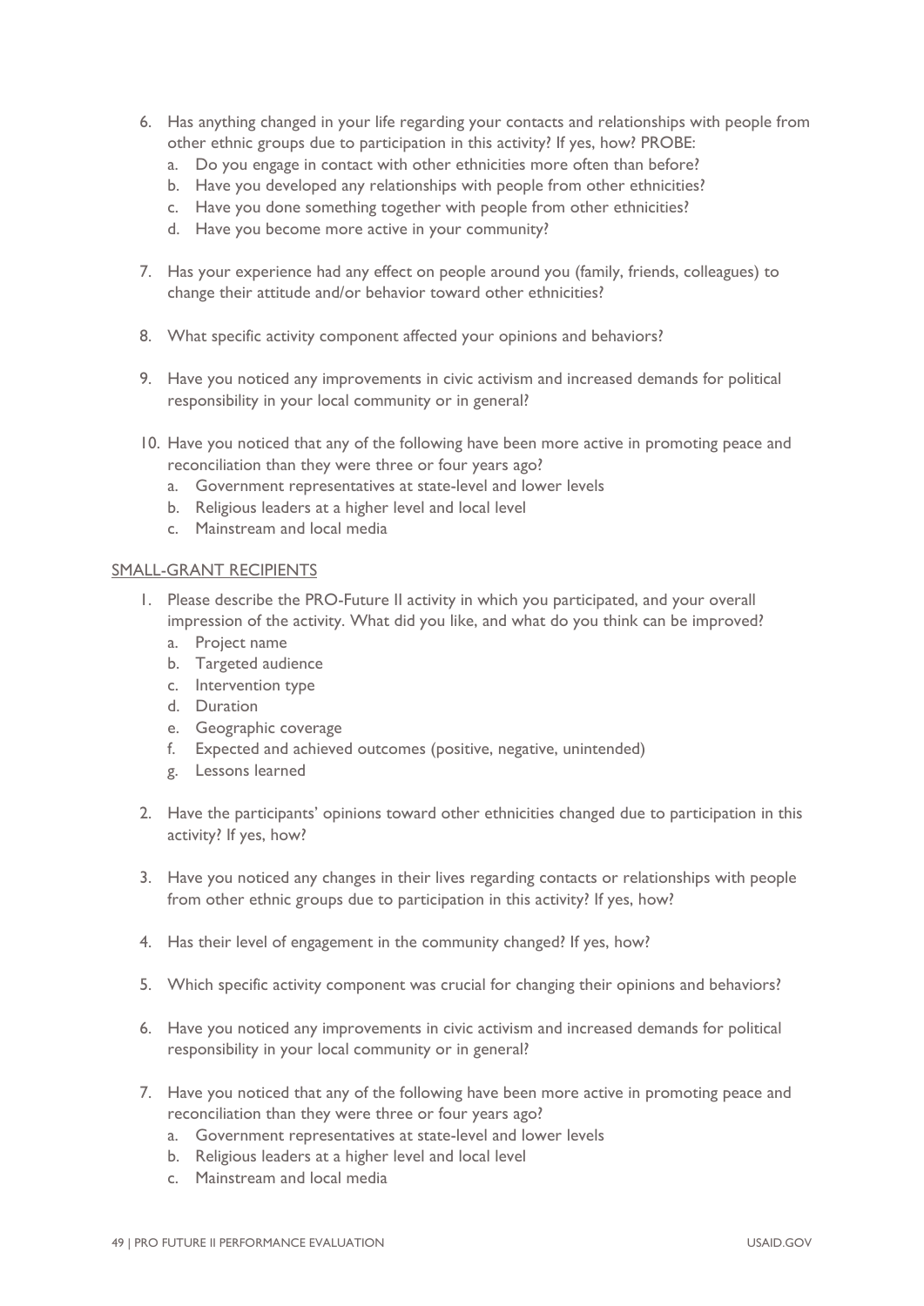6. Has anything changed in your life regarding your contacts and relationships with people from other ethnic groups due to participation in this activity? If yes, how? PROBE:
   a. Do you engage in contact with other ethnicities more often than before?
   b. Have you developed any relationships with people from other ethnicities?
   c. Have you done something together with people from other ethnicities?
   d. Have you become more active in your community?

7. Has your experience had any effect on people around you (family, friends, colleagues) to change their attitude and/or behavior toward other ethnicities?

8. What specific activity component affected your opinions and behaviors?

9. Have you noticed any improvements in civic activism and increased demands for political responsibility in your local community or in general?

10. Have you noticed that any of the following have been more active in promoting peace and reconciliation than they were three or four years ago?
    a. Government representatives at state-level and lower levels
    b. Religious leaders at a higher level and local level
    c. Mainstream and local media

SMALL-GRANT RECIPIENTS

1. Please describe the PRO-Future II activity in which you participated, and your overall impression of the activity. What did you like, and what do you think can be improved?
   a. Project name
   b. Targeted audience
   c. Intervention type
   d. Duration
   e. Geographic coverage
   f. Expected and achieved outcomes (positive, negative, unintended)
   g. Lessons learned

2. Have the participants' opinions toward other ethnicities changed due to participation in this activity? If yes, how?

3. Have you noticed any changes in their lives regarding contacts or relationships with people from other ethnic groups due to participation in this activity? If yes, how?

4. Has their level of engagement in the community changed? If yes, how?

5. Which specific activity component was crucial for changing their opinions and behaviors?

6. Have you noticed any improvements in civic activism and increased demands for political responsibility in your local community or in general?

7. Have you noticed that any of the following have been more active in promoting peace and reconciliation than they were three or four years ago?
   a. Government representatives at state-level and lower levels
   b. Religious leaders at a higher level and local level
   c. Mainstream and local media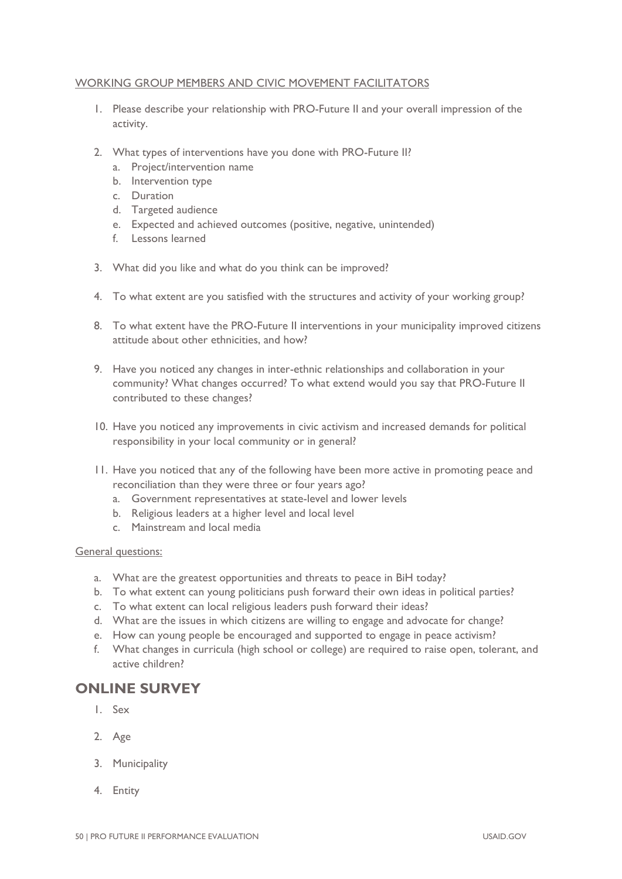WORKING GROUP MEMBERS AND CIVIC MOVEMENT FACILITATORS

1. Please describe your relationship with PRO-Future II and your overall impression of the activity.

2. What types of interventions have you done with PRO-Future II?
   a. Project/intervention name
   b. Intervention type
   c. Duration
   d. Targeted audience
   e. Expected and achieved outcomes (positive, negative, unintended)
   f. Lessons learned

3. What did you like and what do you think can be improved?

4. To what extent are you satisfied with the structures and activity of your working group?

8. To what extent have the PRO-Future II interventions in your municipality improved citizens attitude about other ethnicities, and how?

9. Have you noticed any changes in inter-ethnic relationships and collaboration in your community? What changes occurred? To what extend would you say that PRO-Future II contributed to these changes?

10. Have you noticed any improvements in civic activism and increased demands for political responsibility in your local community or in general?

11. Have you noticed that any of the following have been more active in promoting peace and reconciliation than they were three or four years ago?
    a. Government representatives at state-level and lower levels
    b. Religious leaders at a higher level and local level
    c. Mainstream and local media

General questions:

a. What are the greatest opportunities and threats to peace in BiH today?
b. To what extent can young politicians push forward their own ideas in political parties?
c. To what extent can local religious leaders push forward their ideas?
d. What are the issues in which citizens are willing to engage and advocate for change?
e. How can young people be encouraged and supported to engage in peace activism?
f. What changes in curricula (high school or college) are required to raise open, tolerant, and active children?

## ONLINE SURVEY

1. Sex

2. Age

3. Municipality

4. Entity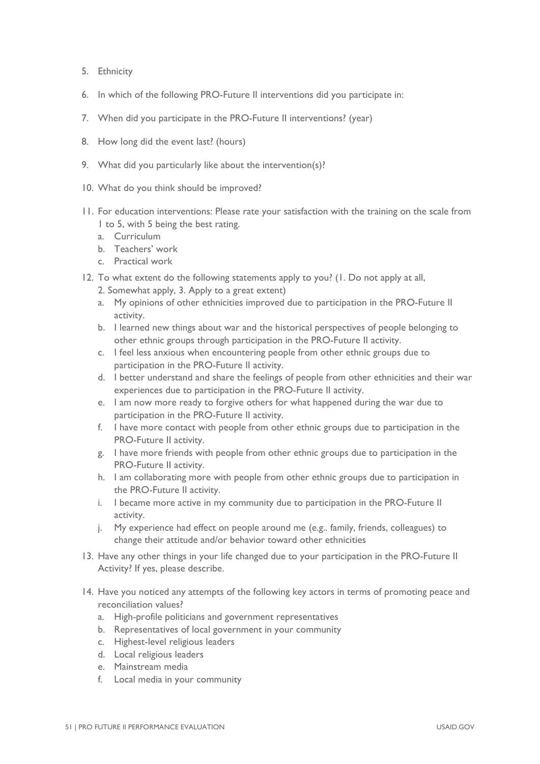5. Ethnicity
6. In which of the following PRO-Future II interventions did you participate in:
7. When did you participate in the PRO-Future II interventions? (year)
8. How long did the event last? (hours)
9. What did you particularly like about the intervention(s)?
10. What do you think should be improved?
11. For education interventions: Please rate your satisfaction with the training on the scale from 1 to 5, with 5 being the best rating.
    a. Curriculum
    b. Teachers' work
    c. Practical work
12. To what extent do the following statements apply to you? (1. Do not apply at all, 2. Somewhat apply, 3. Apply to a great extent)
    a. My opinions of other ethnicities improved due to participation in the PRO-Future II activity.
    b. I learned new things about war and the historical perspectives of people belonging to other ethnic groups through participation in the PRO-Future II activity.
    c. I feel less anxious when encountering people from other ethnic groups due to participation in the PRO-Future II activity.
    d. I better understand and share the feelings of people from other ethnicities and their war experiences due to participation in the PRO-Future II activity.
    e. I am now more ready to forgive others for what happened during the war due to participation in the PRO-Future II activity.
    f. I have more contact with people from other ethnic groups due to participation in the PRO-Future II activity.
    g. I have more friends with people from other ethnic groups due to participation in the PRO-Future II activity.
    h. I am collaborating more with people from other ethnic groups due to participation in the PRO-Future II activity.
    i. I became more active in my community due to participation in the PRO-Future II activity.
    j. My experience had effect on people around me (e.g.. family, friends, colleagues) to change their attitude and/or behavior toward other ethnicities
13. Have any other things in your life changed due to your participation in the PRO-Future II Activity? If yes, please describe.
14. Have you noticed any attempts of the following key actors in terms of promoting peace and reconciliation values?
    a. High-profile politicians and government representatives
    b. Representatives of local government in your community
    c. Highest-level religious leaders
    d. Local religious leaders
    e. Mainstream media
    f. Local media in your community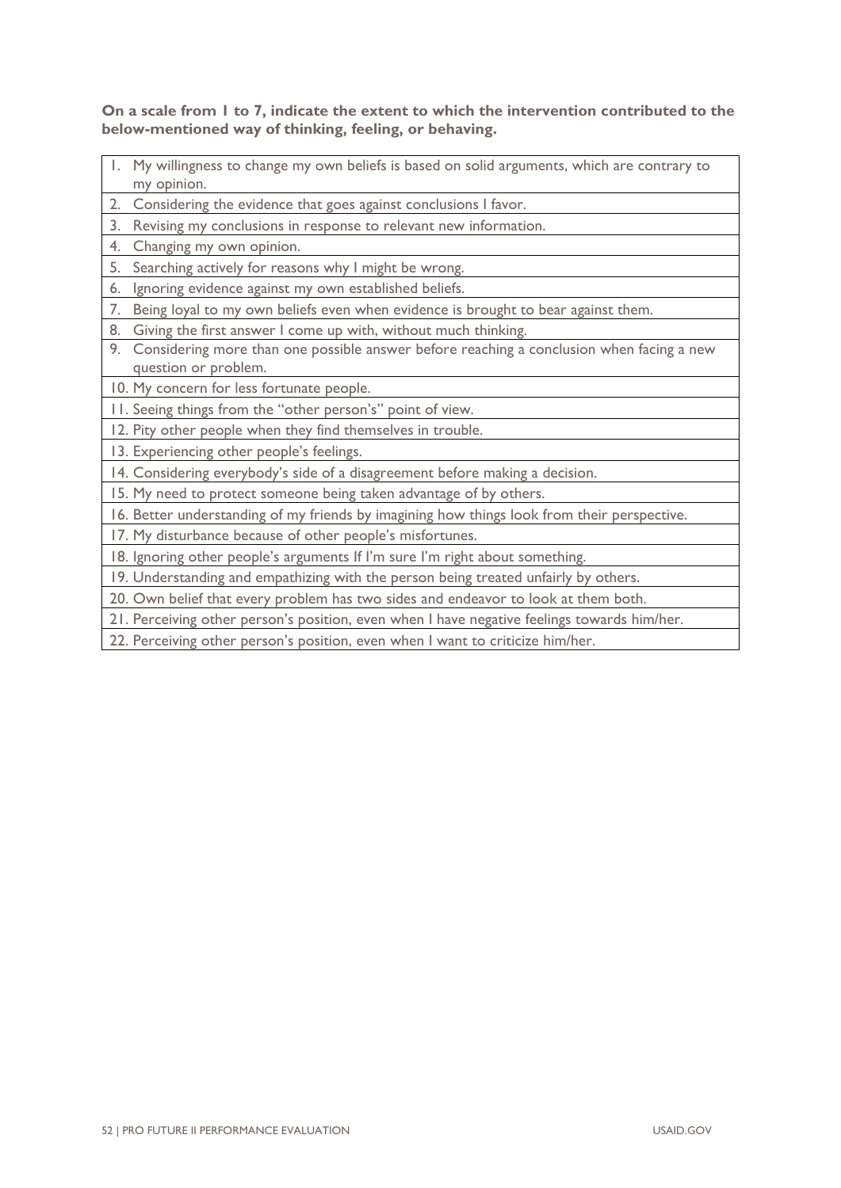**On a scale from 1 to 7, indicate the extent to which the intervention contributed to the below-mentioned way of thinking, feeling, or behaving.**

| |
|---|
| 1. My willingness to change my own beliefs is based on solid arguments, which are contrary to my opinion. |
| 2. Considering the evidence that goes against conclusions I favor. |
| 3. Revising my conclusions in response to relevant new information. |
| 4. Changing my own opinion. |
| 5. Searching actively for reasons why I might be wrong. |
| 6. Ignoring evidence against my own established beliefs. |
| 7. Being loyal to my own beliefs even when evidence is brought to bear against them. |
| 8. Giving the first answer I come up with, without much thinking. |
| 9. Considering more than one possible answer before reaching a conclusion when facing a new question or problem. |
| 10. My concern for less fortunate people. |
| 11. Seeing things from the "other person's" point of view. |
| 12. Pity other people when they find themselves in trouble. |
| 13. Experiencing other people's feelings. |
| 14. Considering everybody's side of a disagreement before making a decision. |
| 15. My need to protect someone being taken advantage of by others. |
| 16. Better understanding of my friends by imagining how things look from their perspective. |
| 17. My disturbance because of other people's misfortunes. |
| 18. Ignoring other people's arguments If I'm sure I'm right about something. |
| 19. Understanding and empathizing with the person being treated unfairly by others. |
| 20. Own belief that every problem has two sides and endeavor to look at them both. |
| 21. Perceiving other person's position, even when I have negative feelings towards him/her. |
| 22. Perceiving other person's position, even when I want to criticize him/her. |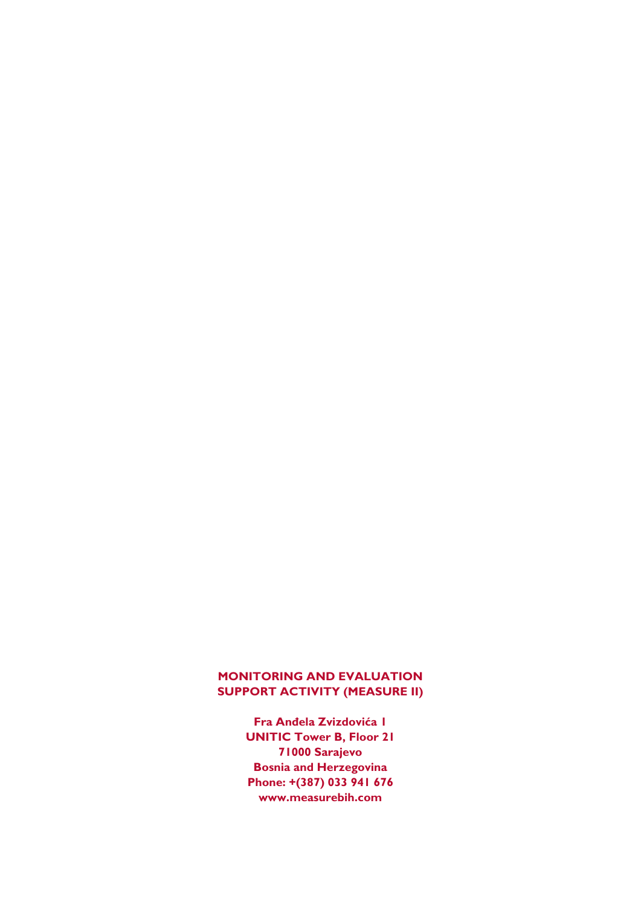**MONITORING AND EVALUATION SUPPORT ACTIVITY (MEASURE II)**

**Fra Anđela Zvizdovića 1**
**UNITIC Tower B, Floor 21**
**71000 Sarajevo**
**Bosnia and Herzegovina**
**Phone: +(387) 033 941 676**
**www.measurebih.com**